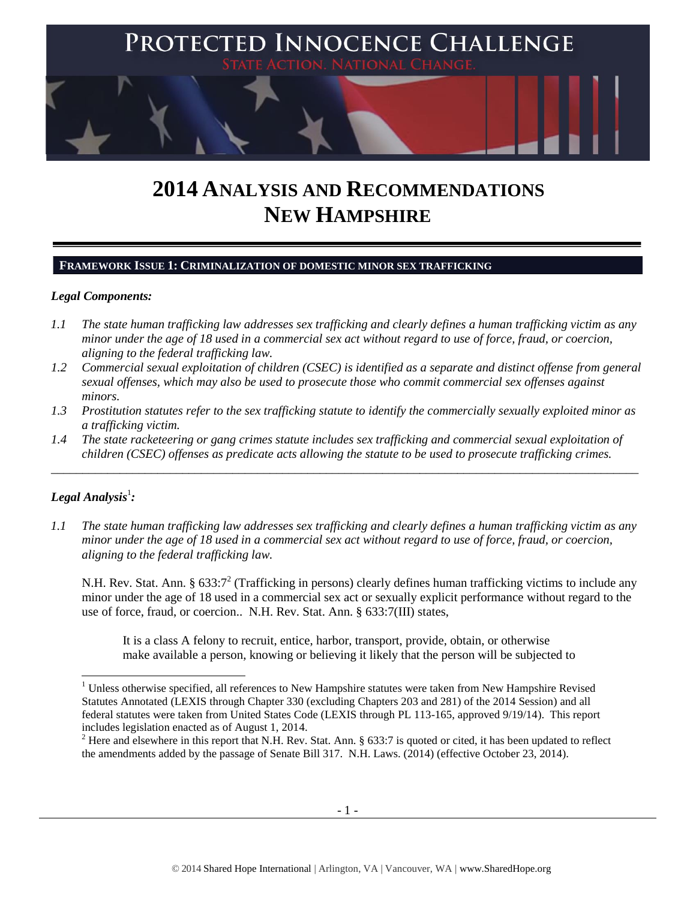# PROTECTED INNOCENCE CHALLENGE

STATE ACTION. NATIONAL CHANGE.

# 2014 ANALYSIS AND RECOMMENDATIONS NEW HAMPSHIRE

## FRAMEWORK ISSUE 1: CRIMINALIZATION OF DOMESTIC MINOR SEX TRAFFICKING

### *Legal Components:*

*1.1 The state human trafficking law addresses sex trafficking and clearly defines a human trafficking victim as any minor under the age of 18 used in a commercial sex act without regard to use of force, fraud, or coercion, aligning to the federal trafficking law.*

*1.2 Commercial sexual exploitation of children (CSEC) is identified as a separate and distinct offense from general sexual offenses, which may also be used to prosecute those who commit commercial sex offenses against minors.*

*1.3 Prostitution statutes refer to the sex trafficking statute to identify the commercially sexually exploited minor as a trafficking victim.*

*1.4 The state racketeering or gang crimes statute includes sex trafficking and commercial sexual exploitation of children (CSEC) offenses as predicate acts allowing the statute to be used to prosecute trafficking crimes.*

---

### *Legal Analysis*[1]*:*

*1.1 The state human trafficking law addresses sex trafficking and clearly defines a human trafficking victim as any minor under the age of 18 used in a commercial sex act without regard to use of force, fraud, or coercion, aligning to the federal trafficking law.*

N.H. Rev. Stat. Ann. § 633:7[2] (Trafficking in persons) clearly defines human trafficking victims to include any minor under the age of 18 used in a commercial sex act or sexually explicit performance without regard to the use of force, fraud, or coercion.. N.H. Rev. Stat. Ann. § 633:7(III) states,

> It is a class A felony to recruit, entice, harbor, transport, provide, obtain, or otherwise make available a person, knowing or believing it likely that the person will be subjected to

---

[1] Unless otherwise specified, all references to New Hampshire statutes were taken from New Hampshire Revised Statutes Annotated (LEXIS through Chapter 330 (excluding Chapters 203 and 281) of the 2014 Session) and all federal statutes were taken from United States Code (LEXIS through PL 113-165, approved 9/19/14). This report includes legislation enacted as of August 1, 2014.

[2] Here and elsewhere in this report that N.H. Rev. Stat. Ann. § 633:7 is quoted or cited, it has been updated to reflect the amendments added by the passage of Senate Bill 317. N.H. Laws. (2014) (effective October 23, 2014).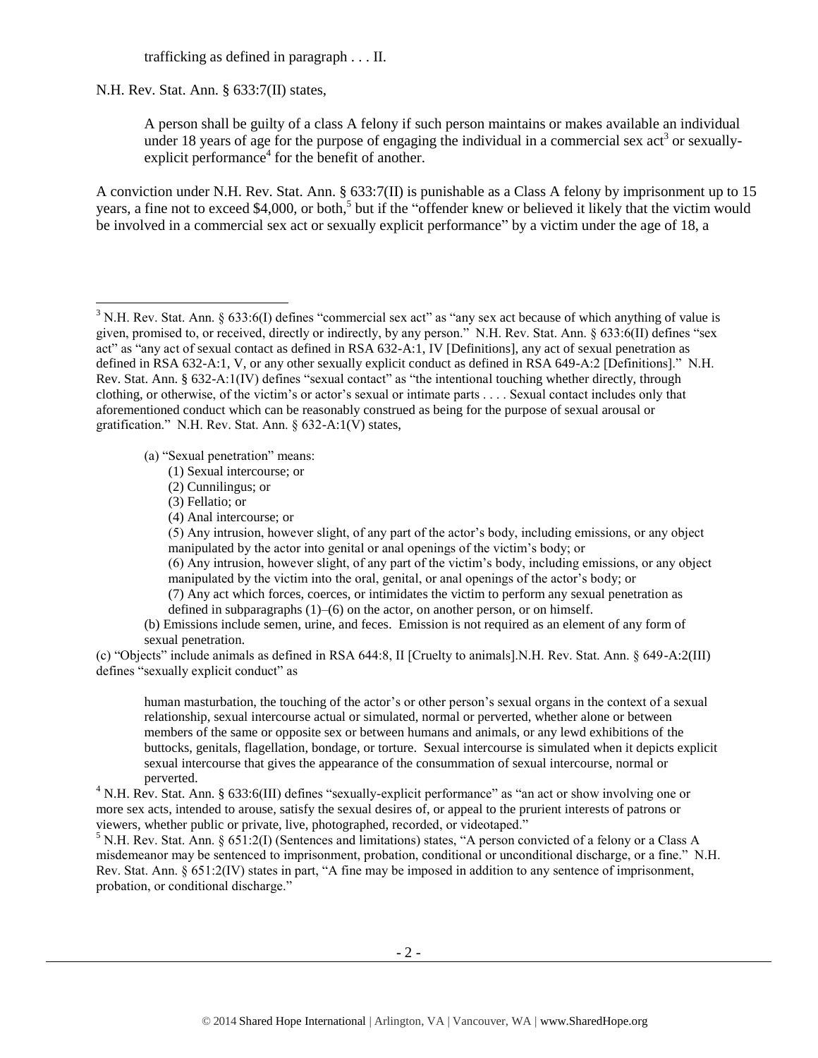trafficking as defined in paragraph . . . II.

N.H. Rev. Stat. Ann. § 633:7(II) states,

> A person shall be guilty of a class A felony if such person maintains or makes available an individual under 18 years of age for the purpose of engaging the individual in a commercial sex act[3] or sexually-explicit performance[4] for the benefit of another.

A conviction under N.H. Rev. Stat. Ann. § 633:7(II) is punishable as a Class A felony by imprisonment up to 15 years, a fine not to exceed $4,000, or both,[5] but if the "offender knew or believed it likely that the victim would be involved in a commercial sex act or sexually explicit performance" by a victim under the age of 18, a

---

[3] N.H. Rev. Stat. Ann. § 633:6(I) defines "commercial sex act" as "any sex act because of which anything of value is given, promised to, or received, directly or indirectly, by any person." N.H. Rev. Stat. Ann. § 633:6(II) defines "sex act" as "any act of sexual contact as defined in RSA 632-A:1, IV [Definitions], any act of sexual penetration as defined in RSA 632-A:1, V, or any other sexually explicit conduct as defined in RSA 649-A:2 [Definitions]." N.H. Rev. Stat. Ann. § 632-A:1(IV) defines "sexual contact" as "the intentional touching whether directly, through clothing, or otherwise, of the victim's or actor's sexual or intimate parts . . . . Sexual contact includes only that aforementioned conduct which can be reasonably construed as being for the purpose of sexual arousal or gratification." N.H. Rev. Stat. Ann. § 632-A:1(V) states,

> (a) "Sexual penetration" means:
> (1) Sexual intercourse; or
> (2) Cunnilingus; or
> (3) Fellatio; or
> (4) Anal intercourse; or
> (5) Any intrusion, however slight, of any part of the actor's body, including emissions, or any object manipulated by the actor into genital or anal openings of the victim's body; or
> (6) Any intrusion, however slight, of any part of the victim's body, including emissions, or any object manipulated by the victim into the oral, genital, or anal openings of the actor's body; or
> (7) Any act which forces, coerces, or intimidates the victim to perform any sexual penetration as defined in subparagraphs (1)–(6) on the actor, on another person, or on himself.
> (b) Emissions include semen, urine, and feces. Emission is not required as an element of any form of sexual penetration.

(c) "Objects" include animals as defined in RSA 644:8, II [Cruelty to animals].N.H. Rev. Stat. Ann. § 649-A:2(III) defines "sexually explicit conduct" as

> human masturbation, the touching of the actor's or other person's sexual organs in the context of a sexual relationship, sexual intercourse actual or simulated, normal or perverted, whether alone or between members of the same or opposite sex or between humans and animals, or any lewd exhibitions of the buttocks, genitals, flagellation, bondage, or torture. Sexual intercourse is simulated when it depicts explicit sexual intercourse that gives the appearance of the consummation of sexual intercourse, normal or perverted.

[4] N.H. Rev. Stat. Ann. § 633:6(III) defines "sexually-explicit performance" as "an act or show involving one or more sex acts, intended to arouse, satisfy the sexual desires of, or appeal to the prurient interests of patrons or viewers, whether public or private, live, photographed, recorded, or videotaped."

[5] N.H. Rev. Stat. Ann. § 651:2(I) (Sentences and limitations) states, "A person convicted of a felony or a Class A misdemeanor may be sentenced to imprisonment, probation, conditional or unconditional discharge, or a fine." N.H. Rev. Stat. Ann. § 651:2(IV) states in part, "A fine may be imposed in addition to any sentence of imprisonment, probation, or conditional discharge."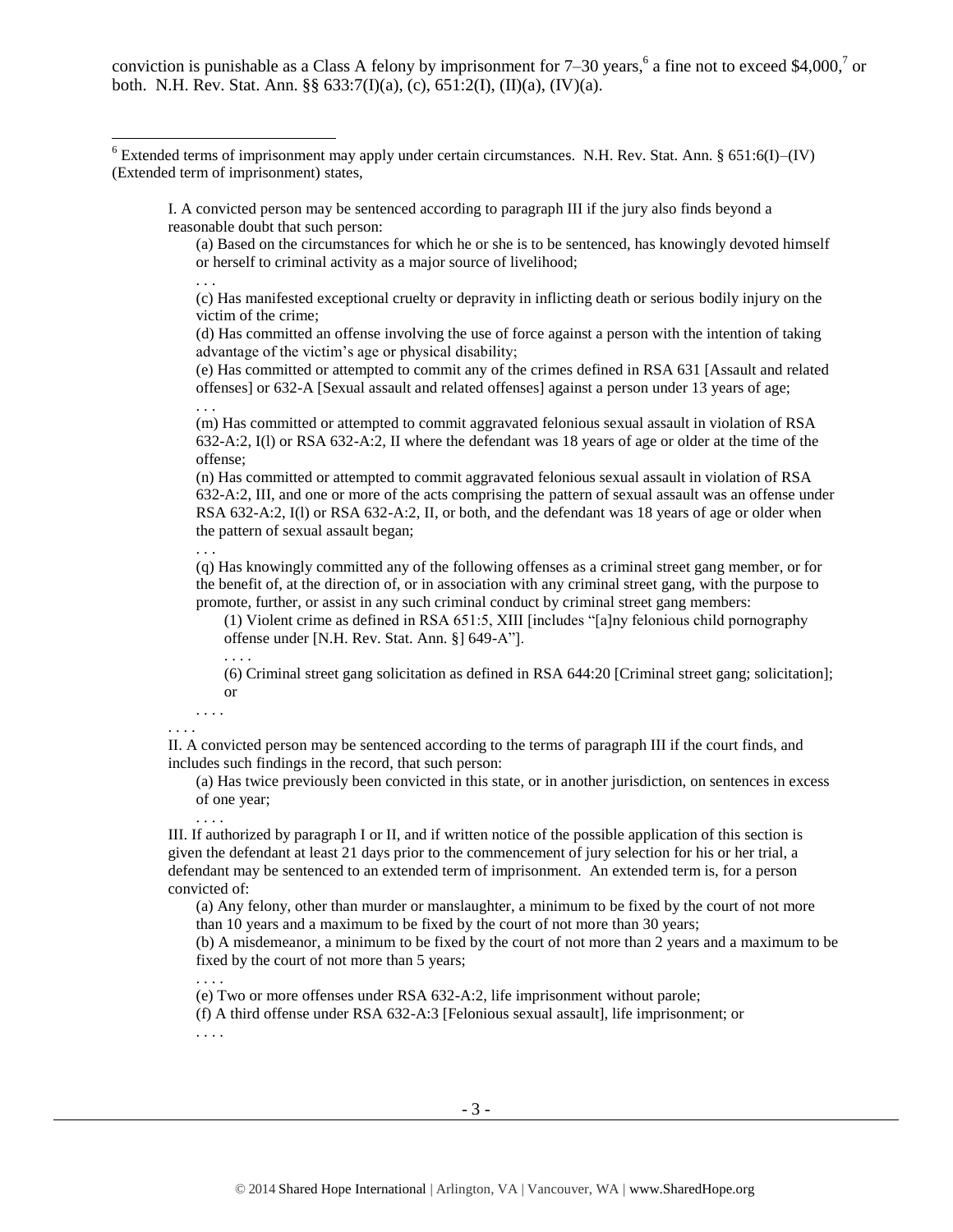conviction is punishable as a Class A felony by imprisonment for 7–30 years,[6] a fine not to exceed $4,000,[7] or both. N.H. Rev. Stat. Ann. §§ 633:7(I)(a), (c), 651:2(I), (II)(a), (IV)(a).

---

[6] Extended terms of imprisonment may apply under certain circumstances. N.H. Rev. Stat. Ann. § 651:6(I)–(IV) (Extended term of imprisonment) states,

> I. A convicted person may be sentenced according to paragraph III if the jury also finds beyond a reasonable doubt that such person:
>
> > (a) Based on the circumstances for which he or she is to be sentenced, has knowingly devoted himself or herself to criminal activity as a major source of livelihood;
> >
> > . . .
> >
> > (c) Has manifested exceptional cruelty or depravity in inflicting death or serious bodily injury on the victim of the crime;
> >
> > (d) Has committed an offense involving the use of force against a person with the intention of taking advantage of the victim's age or physical disability;
> >
> > (e) Has committed or attempted to commit any of the crimes defined in RSA 631 [Assault and related offenses] or 632-A [Sexual assault and related offenses] against a person under 13 years of age;
> >
> > . . .
> >
> > (m) Has committed or attempted to commit aggravated felonious sexual assault in violation of RSA 632-A:2, I(l) or RSA 632-A:2, II where the defendant was 18 years of age or older at the time of the offense;
> >
> > (n) Has committed or attempted to commit aggravated felonious sexual assault in violation of RSA 632-A:2, III, and one or more of the acts comprising the pattern of sexual assault was an offense under RSA 632-A:2, I(l) or RSA 632-A:2, II, or both, and the defendant was 18 years of age or older when the pattern of sexual assault began;
> >
> > . . .
> >
> > (q) Has knowingly committed any of the following offenses as a criminal street gang member, or for the benefit of, at the direction of, or in association with any criminal street gang, with the purpose to promote, further, or assist in any such criminal conduct by criminal street gang members:
> >
> > > (1) Violent crime as defined in RSA 651:5, XIII [includes "[a]ny felonious child pornography offense under [N.H. Rev. Stat. Ann. §] 649-A"].
> > >
> > > . . . .
> > >
> > > (6) Criminal street gang solicitation as defined in RSA 644:20 [Criminal street gang; solicitation]; or
> >
> > . . . .
>
> . . . .
>
> II. A convicted person may be sentenced according to the terms of paragraph III if the court finds, and includes such findings in the record, that such person:
>
> > (a) Has twice previously been convicted in this state, or in another jurisdiction, on sentences in excess of one year;
> >
> > . . . .
>
> III. If authorized by paragraph I or II, and if written notice of the possible application of this section is given the defendant at least 21 days prior to the commencement of jury selection for his or her trial, a defendant may be sentenced to an extended term of imprisonment. An extended term is, for a person convicted of:
>
> > (a) Any felony, other than murder or manslaughter, a minimum to be fixed by the court of not more than 10 years and a maximum to be fixed by the court of not more than 30 years;
> >
> > (b) A misdemeanor, a minimum to be fixed by the court of not more than 2 years and a maximum to be fixed by the court of not more than 5 years;
> >
> > . . . .
> >
> > (e) Two or more offenses under RSA 632-A:2, life imprisonment without parole;
> >
> > (f) A third offense under RSA 632-A:3 [Felonious sexual assault], life imprisonment; or
> >
> > . . . .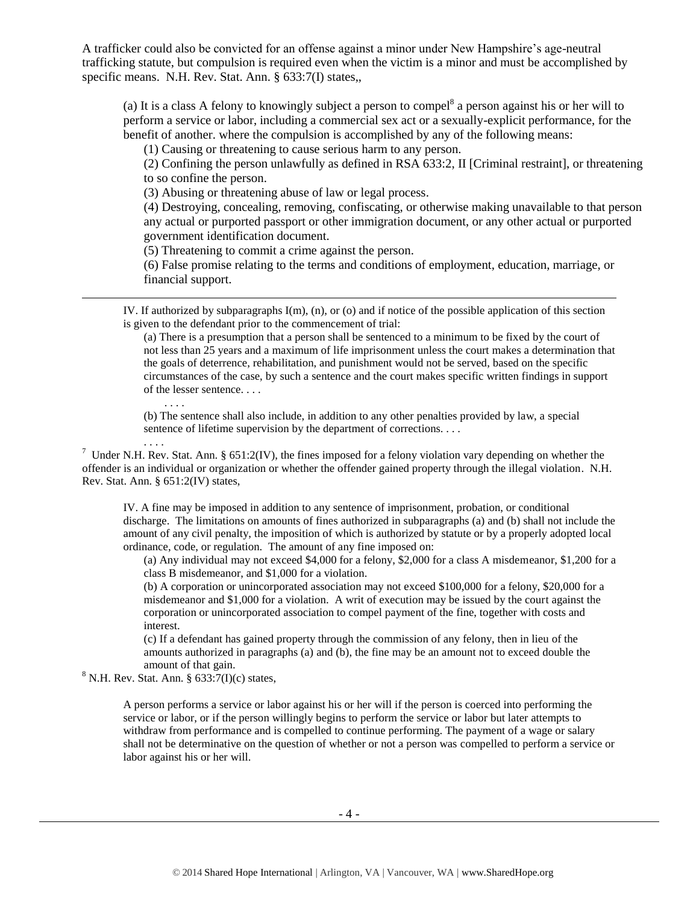A trafficker could also be convicted for an offense against a minor under New Hampshire's age-neutral trafficking statute, but compulsion is required even when the victim is a minor and must be accomplished by specific means. N.H. Rev. Stat. Ann. § 633:7(I) states,,

> (a) It is a class A felony to knowingly subject a person to compel[8] a person against his or her will to perform a service or labor, including a commercial sex act or a sexually-explicit performance, for the benefit of another. where the compulsion is accomplished by any of the following means:
>
> (1) Causing or threatening to cause serious harm to any person.
>
> (2) Confining the person unlawfully as defined in RSA 633:2, II [Criminal restraint], or threatening to so confine the person.
>
> (3) Abusing or threatening abuse of law or legal process.
>
> (4) Destroying, concealing, removing, confiscating, or otherwise making unavailable to that person any actual or purported passport or other immigration document, or any other actual or purported government identification document.
>
> (5) Threatening to commit a crime against the person.
>
> (6) False promise relating to the terms and conditions of employment, education, marriage, or financial support.

---

> IV. If authorized by subparagraphs I(m), (n), or (o) and if notice of the possible application of this section is given to the defendant prior to the commencement of trial:
>
> (a) There is a presumption that a person shall be sentenced to a minimum to be fixed by the court of not less than 25 years and a maximum of life imprisonment unless the court makes a determination that the goals of deterrence, rehabilitation, and punishment would not be served, based on the specific circumstances of the case, by such a sentence and the court makes specific written findings in support of the lesser sentence. . . .
>
> . . . .
>
> (b) The sentence shall also include, in addition to any other penalties provided by law, a special sentence of lifetime supervision by the department of corrections. . . .
>
> . . . .

[7] Under N.H. Rev. Stat. Ann. § 651:2(IV), the fines imposed for a felony violation vary depending on whether the offender is an individual or organization or whether the offender gained property through the illegal violation. N.H. Rev. Stat. Ann. § 651:2(IV) states,

> IV. A fine may be imposed in addition to any sentence of imprisonment, probation, or conditional discharge. The limitations on amounts of fines authorized in subparagraphs (a) and (b) shall not include the amount of any civil penalty, the imposition of which is authorized by statute or by a properly adopted local ordinance, code, or regulation. The amount of any fine imposed on:
>
> (a) Any individual may not exceed $4,000 for a felony, $2,000 for a class A misdemeanor, $1,200 for a class B misdemeanor, and $1,000 for a violation.
>
> (b) A corporation or unincorporated association may not exceed $100,000 for a felony, $20,000 for a misdemeanor and $1,000 for a violation. A writ of execution may be issued by the court against the corporation or unincorporated association to compel payment of the fine, together with costs and interest.
>
> (c) If a defendant has gained property through the commission of any felony, then in lieu of the amounts authorized in paragraphs (a) and (b), the fine may be an amount not to exceed double the amount of that gain.

[8] N.H. Rev. Stat. Ann. § 633:7(I)(c) states,

> A person performs a service or labor against his or her will if the person is coerced into performing the service or labor, or if the person willingly begins to perform the service or labor but later attempts to withdraw from performance and is compelled to continue performing. The payment of a wage or salary shall not be determinative on the question of whether or not a person was compelled to perform a service or labor against his or her will.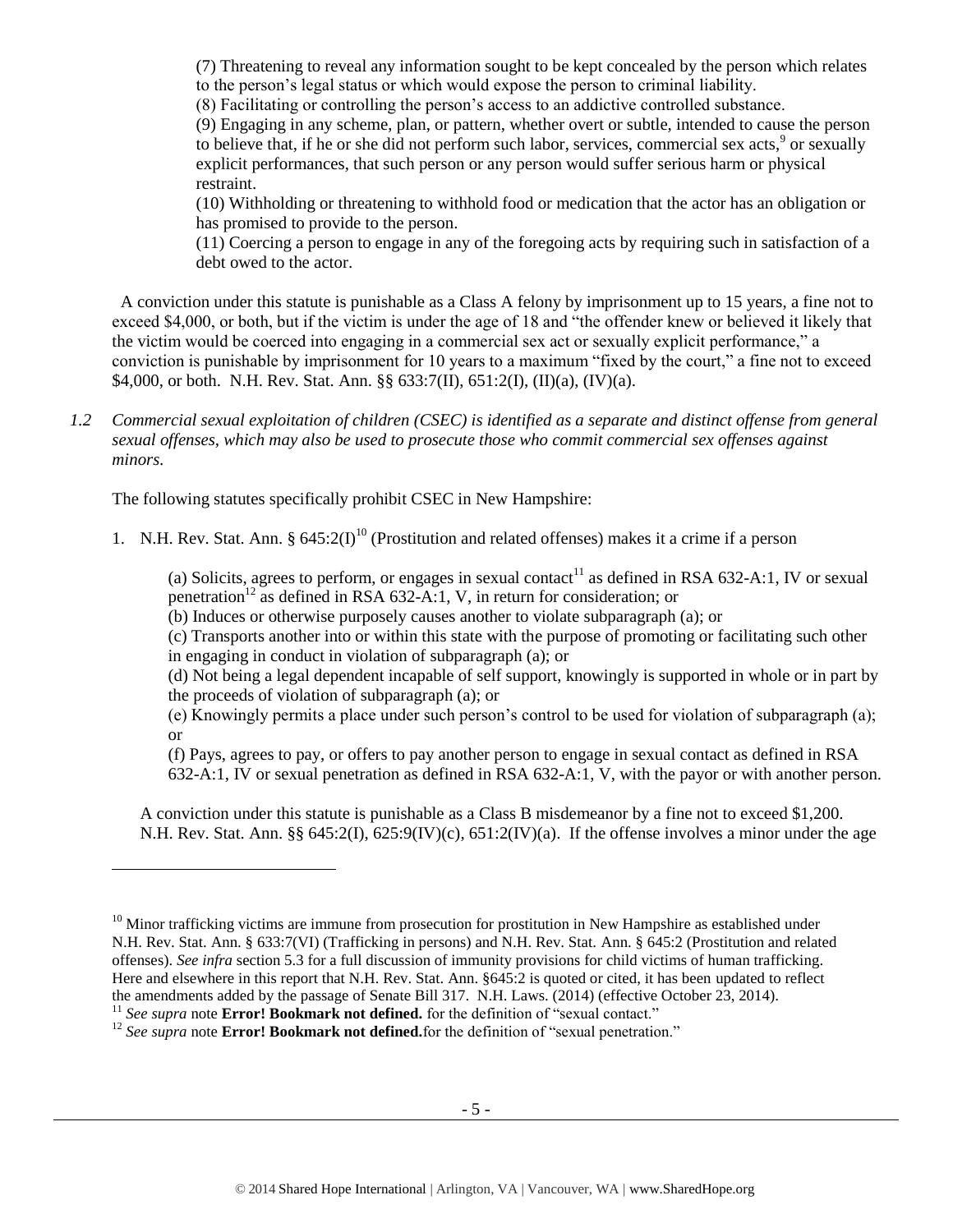(7) Threatening to reveal any information sought to be kept concealed by the person which relates to the person's legal status or which would expose the person to criminal liability.

(8) Facilitating or controlling the person's access to an addictive controlled substance.

(9) Engaging in any scheme, plan, or pattern, whether overt or subtle, intended to cause the person to believe that, if he or she did not perform such labor, services, commercial sex acts,[9] or sexually explicit performances, that such person or any person would suffer serious harm or physical restraint.

(10) Withholding or threatening to withhold food or medication that the actor has an obligation or has promised to provide to the person.

(11) Coercing a person to engage in any of the foregoing acts by requiring such in satisfaction of a debt owed to the actor.

A conviction under this statute is punishable as a Class A felony by imprisonment up to 15 years, a fine not to exceed $4,000, or both, but if the victim is under the age of 18 and "the offender knew or believed it likely that the victim would be coerced into engaging in a commercial sex act or sexually explicit performance," a conviction is punishable by imprisonment for 10 years to a maximum "fixed by the court," a fine not to exceed $4,000, or both. N.H. Rev. Stat. Ann. §§ 633:7(II), 651:2(I), (II)(a), (IV)(a).

*1.2 Commercial sexual exploitation of children (CSEC) is identified as a separate and distinct offense from general sexual offenses, which may also be used to prosecute those who commit commercial sex offenses against minors.*

The following statutes specifically prohibit CSEC in New Hampshire:

1. N.H. Rev. Stat. Ann. § 645:2(I)[10] (Prostitution and related offenses) makes it a crime if a person

   (a) Solicits, agrees to perform, or engages in sexual contact[11] as defined in RSA 632-A:1, IV or sexual penetration[12] as defined in RSA 632-A:1, V, in return for consideration; or

   (b) Induces or otherwise purposely causes another to violate subparagraph (a); or

   (c) Transports another into or within this state with the purpose of promoting or facilitating such other in engaging in conduct in violation of subparagraph (a); or

   (d) Not being a legal dependent incapable of self support, knowingly is supported in whole or in part by the proceeds of violation of subparagraph (a); or

   (e) Knowingly permits a place under such person's control to be used for violation of subparagraph (a); or

   (f) Pays, agrees to pay, or offers to pay another person to engage in sexual contact as defined in RSA 632-A:1, IV or sexual penetration as defined in RSA 632-A:1, V, with the payor or with another person.

   A conviction under this statute is punishable as a Class B misdemeanor by a fine not to exceed $1,200. N.H. Rev. Stat. Ann. §§ 645:2(I), 625:9(IV)(c), 651:2(IV)(a). If the offense involves a minor under the age

---

[10] Minor trafficking victims are immune from prosecution for prostitution in New Hampshire as established under N.H. Rev. Stat. Ann. § 633:7(VI) (Trafficking in persons) and N.H. Rev. Stat. Ann. § 645:2 (Prostitution and related offenses). *See infra* section 5.3 for a full discussion of immunity provisions for child victims of human trafficking. Here and elsewhere in this report that N.H. Rev. Stat. Ann. §645:2 is quoted or cited, it has been updated to reflect the amendments added by the passage of Senate Bill 317. N.H. Laws. (2014) (effective October 23, 2014).

[11] *See supra* note **Error! Bookmark not defined.** for the definition of "sexual contact."

[12] *See supra* note **Error! Bookmark not defined.** for the definition of "sexual penetration."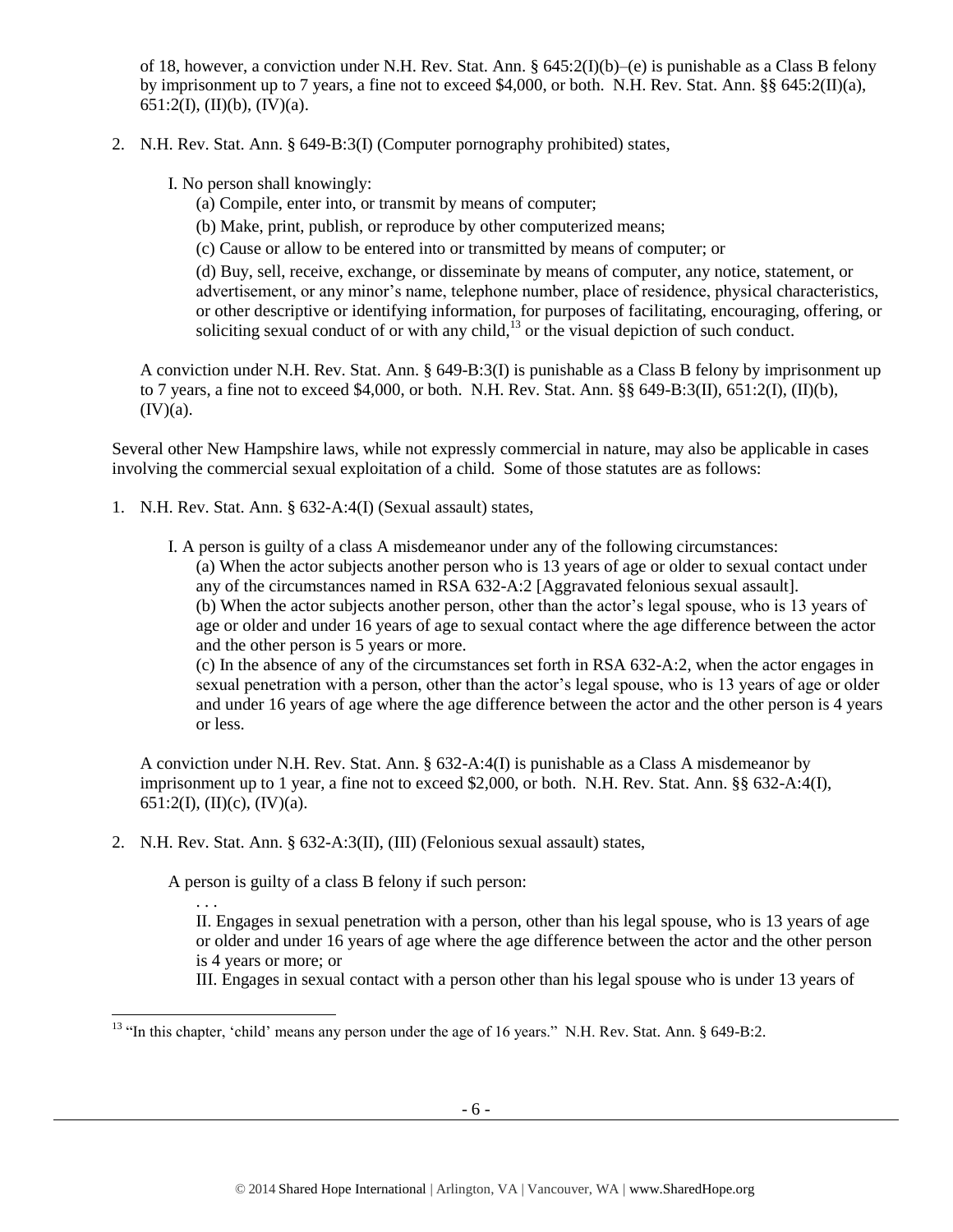of 18, however, a conviction under N.H. Rev. Stat. Ann. § 645:2(I)(b)–(e) is punishable as a Class B felony by imprisonment up to 7 years, a fine not to exceed $4,000, or both. N.H. Rev. Stat. Ann. §§ 645:2(II)(a), 651:2(I), (II)(b), (IV)(a).

2. N.H. Rev. Stat. Ann. § 649-B:3(I) (Computer pornography prohibited) states,

   I. No person shall knowingly:
   
   (a) Compile, enter into, or transmit by means of computer;
   
   (b) Make, print, publish, or reproduce by other computerized means;
   
   (c) Cause or allow to be entered into or transmitted by means of computer; or
   
   (d) Buy, sell, receive, exchange, or disseminate by means of computer, any notice, statement, or advertisement, or any minor's name, telephone number, place of residence, physical characteristics, or other descriptive or identifying information, for purposes of facilitating, encouraging, offering, or soliciting sexual conduct of or with any child,[13] or the visual depiction of such conduct.

   A conviction under N.H. Rev. Stat. Ann. § 649-B:3(I) is punishable as a Class B felony by imprisonment up to 7 years, a fine not to exceed $4,000, or both. N.H. Rev. Stat. Ann. §§ 649-B:3(II), 651:2(I), (II)(b), (IV)(a).

Several other New Hampshire laws, while not expressly commercial in nature, may also be applicable in cases involving the commercial sexual exploitation of a child. Some of those statutes are as follows:

1. N.H. Rev. Stat. Ann. § 632-A:4(I) (Sexual assault) states,

   I. A person is guilty of a class A misdemeanor under any of the following circumstances:
   
   (a) When the actor subjects another person who is 13 years of age or older to sexual contact under any of the circumstances named in RSA 632-A:2 [Aggravated felonious sexual assault].
   
   (b) When the actor subjects another person, other than the actor's legal spouse, who is 13 years of age or older and under 16 years of age to sexual contact where the age difference between the actor and the other person is 5 years or more.
   
   (c) In the absence of any of the circumstances set forth in RSA 632-A:2, when the actor engages in sexual penetration with a person, other than the actor's legal spouse, who is 13 years of age or older and under 16 years of age where the age difference between the actor and the other person is 4 years or less.

   A conviction under N.H. Rev. Stat. Ann. § 632-A:4(I) is punishable as a Class A misdemeanor by imprisonment up to 1 year, a fine not to exceed $2,000, or both. N.H. Rev. Stat. Ann. §§ 632-A:4(I), 651:2(I), (II)(c), (IV)(a).

2. N.H. Rev. Stat. Ann. § 632-A:3(II), (III) (Felonious sexual assault) states,

   A person is guilty of a class B felony if such person:
   
   . . .
   
   II. Engages in sexual penetration with a person, other than his legal spouse, who is 13 years of age or older and under 16 years of age where the age difference between the actor and the other person is 4 years or more; or
   
   III. Engages in sexual contact with a person other than his legal spouse who is under 13 years of

[13] "In this chapter, 'child' means any person under the age of 16 years." N.H. Rev. Stat. Ann. § 649-B:2.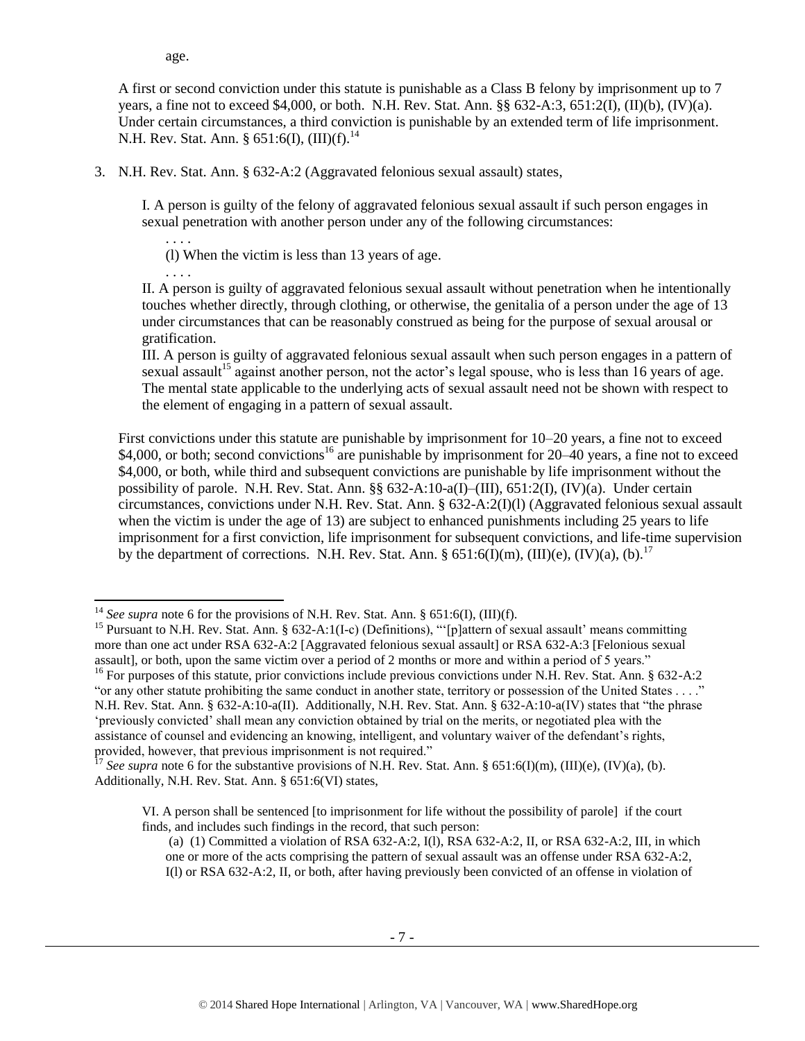age.

A first or second conviction under this statute is punishable as a Class B felony by imprisonment up to 7 years, a fine not to exceed $4,000, or both. N.H. Rev. Stat. Ann. §§ 632-A:3, 651:2(I), (II)(b), (IV)(a). Under certain circumstances, a third conviction is punishable by an extended term of life imprisonment. N.H. Rev. Stat. Ann. § 651:6(I), (III)(f).[14]

3. N.H. Rev. Stat. Ann. § 632-A:2 (Aggravated felonious sexual assault) states,

   I. A person is guilty of the felony of aggravated felonious sexual assault if such person engages in sexual penetration with another person under any of the following circumstances:

   . . . .

   (l) When the victim is less than 13 years of age.

   . . . .

   II. A person is guilty of aggravated felonious sexual assault without penetration when he intentionally touches whether directly, through clothing, or otherwise, the genitalia of a person under the age of 13 under circumstances that can be reasonably construed as being for the purpose of sexual arousal or gratification.

   III. A person is guilty of aggravated felonious sexual assault when such person engages in a pattern of sexual assault[15] against another person, not the actor's legal spouse, who is less than 16 years of age. The mental state applicable to the underlying acts of sexual assault need not be shown with respect to the element of engaging in a pattern of sexual assault.

   First convictions under this statute are punishable by imprisonment for 10–20 years, a fine not to exceed $4,000, or both; second convictions[16] are punishable by imprisonment for 20–40 years, a fine not to exceed $4,000, or both, while third and subsequent convictions are punishable by life imprisonment without the possibility of parole. N.H. Rev. Stat. Ann. §§ 632-A:10-a(I)–(III), 651:2(I), (IV)(a). Under certain circumstances, convictions under N.H. Rev. Stat. Ann. § 632-A:2(I)(l) (Aggravated felonious sexual assault when the victim is under the age of 13) are subject to enhanced punishments including 25 years to life imprisonment for a first conviction, life imprisonment for subsequent convictions, and life-time supervision by the department of corrections. N.H. Rev. Stat. Ann. § 651:6(I)(m), (III)(e), (IV)(a), (b).[17]

---

[14] *See supra* note 6 for the provisions of N.H. Rev. Stat. Ann. § 651:6(I), (III)(f).

[15] Pursuant to N.H. Rev. Stat. Ann. § 632-A:1(I-c) (Definitions), "'[p]attern of sexual assault' means committing more than one act under RSA 632-A:2 [Aggravated felonious sexual assault] or RSA 632-A:3 [Felonious sexual assault], or both, upon the same victim over a period of 2 months or more and within a period of 5 years."

[16] For purposes of this statute, prior convictions include previous convictions under N.H. Rev. Stat. Ann. § 632-A:2 "or any other statute prohibiting the same conduct in another state, territory or possession of the United States . . . ." N.H. Rev. Stat. Ann. § 632-A:10-a(II). Additionally, N.H. Rev. Stat. Ann. § 632-A:10-a(IV) states that "the phrase 'previously convicted' shall mean any conviction obtained by trial on the merits, or negotiated plea with the assistance of counsel and evidencing an knowing, intelligent, and voluntary waiver of the defendant's rights, provided, however, that previous imprisonment is not required."

[17] *See supra* note 6 for the substantive provisions of N.H. Rev. Stat. Ann. § 651:6(I)(m), (III)(e), (IV)(a), (b). Additionally, N.H. Rev. Stat. Ann. § 651:6(VI) states,

> VI. A person shall be sentenced [to imprisonment for life without the possibility of parole] if the court finds, and includes such findings in the record, that such person:
>
> (a) (1) Committed a violation of RSA 632-A:2, I(l), RSA 632-A:2, II, or RSA 632-A:2, III, in which one or more of the acts comprising the pattern of sexual assault was an offense under RSA 632-A:2, I(l) or RSA 632-A:2, II, or both, after having previously been convicted of an offense in violation of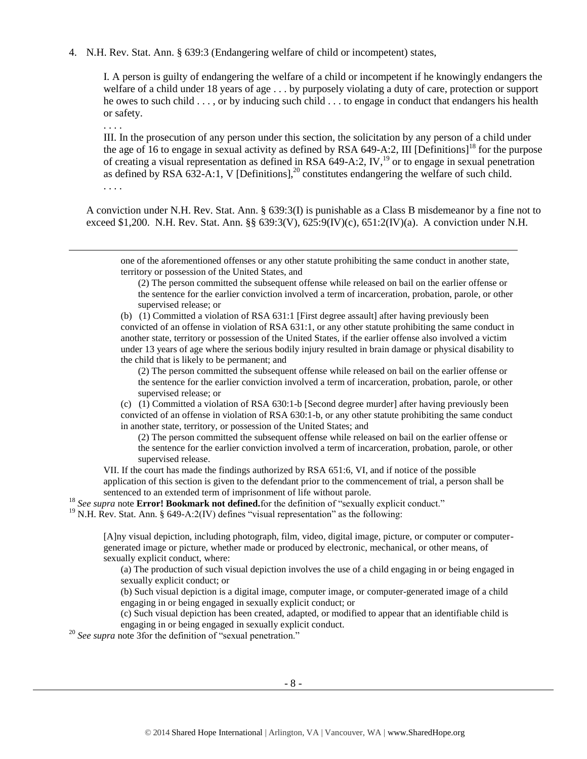4. N.H. Rev. Stat. Ann. § 639:3 (Endangering welfare of child or incompetent) states,

> I. A person is guilty of endangering the welfare of a child or incompetent if he knowingly endangers the welfare of a child under 18 years of age . . . by purposely violating a duty of care, protection or support he owes to such child . . . , or by inducing such child . . . to engage in conduct that endangers his health or safety.
>
> . . . .
>
> III. In the prosecution of any person under this section, the solicitation by any person of a child under the age of 16 to engage in sexual activity as defined by RSA 649-A:2, III [Definitions][18] for the purpose of creating a visual representation as defined in RSA 649-A:2, IV,[19] or to engage in sexual penetration as defined by RSA 632-A:1, V [Definitions],[20] constitutes endangering the welfare of such child.
>
> . . . .

A conviction under N.H. Rev. Stat. Ann. § 639:3(I) is punishable as a Class B misdemeanor by a fine not to exceed $1,200. N.H. Rev. Stat. Ann. §§ 639:3(V), 625:9(IV)(c), 651:2(IV)(a). A conviction under N.H.

---

one of the aforementioned offenses or any other statute prohibiting the same conduct in another state, territory or possession of the United States, and

(2) The person committed the subsequent offense while released on bail on the earlier offense or the sentence for the earlier conviction involved a term of incarceration, probation, parole, or other supervised release; or

(b) (1) Committed a violation of RSA 631:1 [First degree assault] after having previously been convicted of an offense in violation of RSA 631:1, or any other statute prohibiting the same conduct in another state, territory or possession of the United States, if the earlier offense also involved a victim under 13 years of age where the serious bodily injury resulted in brain damage or physical disability to the child that is likely to be permanent; and

(2) The person committed the subsequent offense while released on bail on the earlier offense or the sentence for the earlier conviction involved a term of incarceration, probation, parole, or other supervised release; or

(c) (1) Committed a violation of RSA 630:1-b [Second degree murder] after having previously been convicted of an offense in violation of RSA 630:1-b, or any other statute prohibiting the same conduct in another state, territory, or possession of the United States; and

(2) The person committed the subsequent offense while released on bail on the earlier offense or the sentence for the earlier conviction involved a term of incarceration, probation, parole, or other supervised release.

VII. If the court has made the findings authorized by RSA 651:6, VI, and if notice of the possible application of this section is given to the defendant prior to the commencement of trial, a person shall be sentenced to an extended term of imprisonment of life without parole.

[18] *See supra* note **Error! Bookmark not defined.** for the definition of "sexually explicit conduct."

[19] N.H. Rev. Stat. Ann. § 649-A:2(IV) defines "visual representation" as the following:

> [A]ny visual depiction, including photograph, film, video, digital image, picture, or computer or computer-generated image or picture, whether made or produced by electronic, mechanical, or other means, of sexually explicit conduct, where:
>
> (a) The production of such visual depiction involves the use of a child engaging in or being engaged in sexually explicit conduct; or
>
> (b) Such visual depiction is a digital image, computer image, or computer-generated image of a child engaging in or being engaged in sexually explicit conduct; or
>
> (c) Such visual depiction has been created, adapted, or modified to appear that an identifiable child is engaging in or being engaged in sexually explicit conduct.

[20] *See supra* note 3 for the definition of "sexual penetration."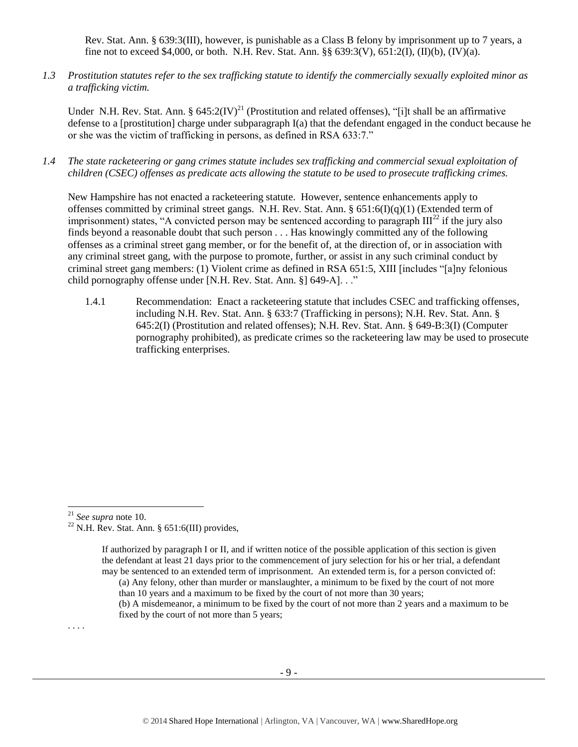Rev. Stat. Ann. § 639:3(III), however, is punishable as a Class B felony by imprisonment up to 7 years, a fine not to exceed $4,000, or both. N.H. Rev. Stat. Ann. §§ 639:3(V), 651:2(I), (II)(b), (IV)(a).

*1.3 Prostitution statutes refer to the sex trafficking statute to identify the commercially sexually exploited minor as a trafficking victim.*

Under N.H. Rev. Stat. Ann. § 645:2(IV)[21] (Prostitution and related offenses), "[i]t shall be an affirmative defense to a [prostitution] charge under subparagraph I(a) that the defendant engaged in the conduct because he or she was the victim of trafficking in persons, as defined in RSA 633:7."

*1.4 The state racketeering or gang crimes statute includes sex trafficking and commercial sexual exploitation of children (CSEC) offenses as predicate acts allowing the statute to be used to prosecute trafficking crimes.*

New Hampshire has not enacted a racketeering statute. However, sentence enhancements apply to offenses committed by criminal street gangs. N.H. Rev. Stat. Ann. § 651:6(I)(q)(1) (Extended term of imprisonment) states, "A convicted person may be sentenced according to paragraph III[22] if the jury also finds beyond a reasonable doubt that such person . . . Has knowingly committed any of the following offenses as a criminal street gang member, or for the benefit of, at the direction of, or in association with any criminal street gang, with the purpose to promote, further, or assist in any such criminal conduct by criminal street gang members: (1) Violent crime as defined in RSA 651:5, XIII [includes "[a]ny felonious child pornography offense under [N.H. Rev. Stat. Ann. §] 649-A]. . ."

1.4.1 Recommendation: Enact a racketeering statute that includes CSEC and trafficking offenses, including N.H. Rev. Stat. Ann. § 633:7 (Trafficking in persons); N.H. Rev. Stat. Ann. § 645:2(I) (Prostitution and related offenses); N.H. Rev. Stat. Ann. § 649-B:3(I) (Computer pornography prohibited), as predicate crimes so the racketeering law may be used to prosecute trafficking enterprises.

---

[21] *See supra* note 10.

[22] N.H. Rev. Stat. Ann. § 651:6(III) provides,

> If authorized by paragraph I or II, and if written notice of the possible application of this section is given the defendant at least 21 days prior to the commencement of jury selection for his or her trial, a defendant may be sentenced to an extended term of imprisonment. An extended term is, for a person convicted of:
>
> (a) Any felony, other than murder or manslaughter, a minimum to be fixed by the court of not more than 10 years and a maximum to be fixed by the court of not more than 30 years;
>
> (b) A misdemeanor, a minimum to be fixed by the court of not more than 2 years and a maximum to be fixed by the court of not more than 5 years;

. . . .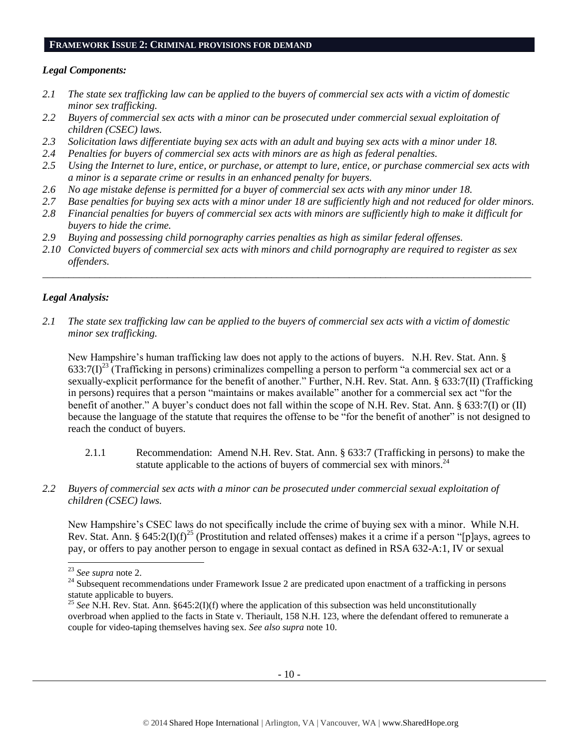## FRAMEWORK ISSUE 2: CRIMINAL PROVISIONS FOR DEMAND

### *Legal Components:*

*2.1 The state sex trafficking law can be applied to the buyers of commercial sex acts with a victim of domestic minor sex trafficking.*

*2.2 Buyers of commercial sex acts with a minor can be prosecuted under commercial sexual exploitation of children (CSEC) laws.*

*2.3 Solicitation laws differentiate buying sex acts with an adult and buying sex acts with a minor under 18.*

*2.4 Penalties for buyers of commercial sex acts with minors are as high as federal penalties.*

*2.5 Using the Internet to lure, entice, or purchase, or attempt to lure, entice, or purchase commercial sex acts with a minor is a separate crime or results in an enhanced penalty for buyers.*

*2.6 No age mistake defense is permitted for a buyer of commercial sex acts with any minor under 18.*

*2.7 Base penalties for buying sex acts with a minor under 18 are sufficiently high and not reduced for older minors.*

*2.8 Financial penalties for buyers of commercial sex acts with minors are sufficiently high to make it difficult for buyers to hide the crime.*

*2.9 Buying and possessing child pornography carries penalties as high as similar federal offenses.*

*2.10 Convicted buyers of commercial sex acts with minors and child pornography are required to register as sex offenders.*

---

### *Legal Analysis:*

*2.1 The state sex trafficking law can be applied to the buyers of commercial sex acts with a victim of domestic minor sex trafficking.*

New Hampshire's human trafficking law does not apply to the actions of buyers. N.H. Rev. Stat. Ann. § 633:7(I)[23] (Trafficking in persons) criminalizes compelling a person to perform "a commercial sex act or a sexually-explicit performance for the benefit of another." Further, N.H. Rev. Stat. Ann. § 633:7(II) (Trafficking in persons) requires that a person "maintains or makes available" another for a commercial sex act "for the benefit of another." A buyer's conduct does not fall within the scope of N.H. Rev. Stat. Ann. § 633:7(I) or (II) because the language of the statute that requires the offense to be "for the benefit of another" is not designed to reach the conduct of buyers.

2.1.1 Recommendation: Amend N.H. Rev. Stat. Ann. § 633:7 (Trafficking in persons) to make the statute applicable to the actions of buyers of commercial sex with minors.[24]

*2.2 Buyers of commercial sex acts with a minor can be prosecuted under commercial sexual exploitation of children (CSEC) laws.*

New Hampshire's CSEC laws do not specifically include the crime of buying sex with a minor. While N.H. Rev. Stat. Ann. § 645:2(I)(f)[25] (Prostitution and related offenses) makes it a crime if a person "[p]ays, agrees to pay, or offers to pay another person to engage in sexual contact as defined in RSA 632-A:1, IV or sexual

---

[23] *See supra* note 2.

[24] Subsequent recommendations under Framework Issue 2 are predicated upon enactment of a trafficking in persons statute applicable to buyers.

[25] *See* N.H. Rev. Stat. Ann. §645:2(I)(f) where the application of this subsection was held unconstitutionally overbroad when applied to the facts in State v. Theriault, 158 N.H. 123, where the defendant offered to remunerate a couple for video-taping themselves having sex. *See also supra* note 10.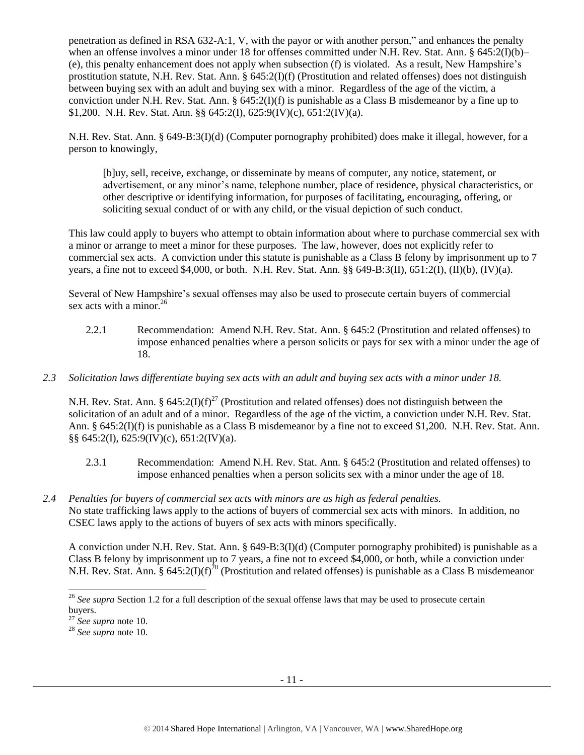penetration as defined in RSA 632-A:1, V, with the payor or with another person," and enhances the penalty when an offense involves a minor under 18 for offenses committed under N.H. Rev. Stat. Ann. § 645:2(I)(b)–(e), this penalty enhancement does not apply when subsection (f) is violated. As a result, New Hampshire's prostitution statute, N.H. Rev. Stat. Ann. § 645:2(I)(f) (Prostitution and related offenses) does not distinguish between buying sex with an adult and buying sex with a minor. Regardless of the age of the victim, a conviction under N.H. Rev. Stat. Ann. § 645:2(I)(f) is punishable as a Class B misdemeanor by a fine up to $1,200. N.H. Rev. Stat. Ann. §§ 645:2(I), 625:9(IV)(c), 651:2(IV)(a).

N.H. Rev. Stat. Ann. § 649-B:3(I)(d) (Computer pornography prohibited) does make it illegal, however, for a person to knowingly,

> [b]uy, sell, receive, exchange, or disseminate by means of computer, any notice, statement, or advertisement, or any minor's name, telephone number, place of residence, physical characteristics, or other descriptive or identifying information, for purposes of facilitating, encouraging, offering, or soliciting sexual conduct of or with any child, or the visual depiction of such conduct.

This law could apply to buyers who attempt to obtain information about where to purchase commercial sex with a minor or arrange to meet a minor for these purposes. The law, however, does not explicitly refer to commercial sex acts. A conviction under this statute is punishable as a Class B felony by imprisonment up to 7 years, a fine not to exceed $4,000, or both. N.H. Rev. Stat. Ann. §§ 649-B:3(II), 651:2(I), (II)(b), (IV)(a).

Several of New Hampshire's sexual offenses may also be used to prosecute certain buyers of commercial sex acts with a minor.[26]

2.2.1 Recommendation: Amend N.H. Rev. Stat. Ann. § 645:2 (Prostitution and related offenses) to impose enhanced penalties where a person solicits or pays for sex with a minor under the age of 18.

*2.3 Solicitation laws differentiate buying sex acts with an adult and buying sex acts with a minor under 18.*

N.H. Rev. Stat. Ann. § 645:2(I)(f)[27] (Prostitution and related offenses) does not distinguish between the solicitation of an adult and of a minor. Regardless of the age of the victim, a conviction under N.H. Rev. Stat. Ann. § 645:2(I)(f) is punishable as a Class B misdemeanor by a fine not to exceed $1,200. N.H. Rev. Stat. Ann. §§ 645:2(I), 625:9(IV)(c), 651:2(IV)(a).

2.3.1 Recommendation: Amend N.H. Rev. Stat. Ann. § 645:2 (Prostitution and related offenses) to impose enhanced penalties when a person solicits sex with a minor under the age of 18.

*2.4 Penalties for buyers of commercial sex acts with minors are as high as federal penalties.*

No state trafficking laws apply to the actions of buyers of commercial sex acts with minors. In addition, no CSEC laws apply to the actions of buyers of sex acts with minors specifically.

A conviction under N.H. Rev. Stat. Ann. § 649-B:3(I)(d) (Computer pornography prohibited) is punishable as a Class B felony by imprisonment up to 7 years, a fine not to exceed $4,000, or both, while a conviction under N.H. Rev. Stat. Ann. § 645:2(I)(f)[28] (Prostitution and related offenses) is punishable as a Class B misdemeanor

---

[26] *See supra* Section 1.2 for a full description of the sexual offense laws that may be used to prosecute certain buyers.

[27] *See supra* note 10.

[28] *See supra* note 10.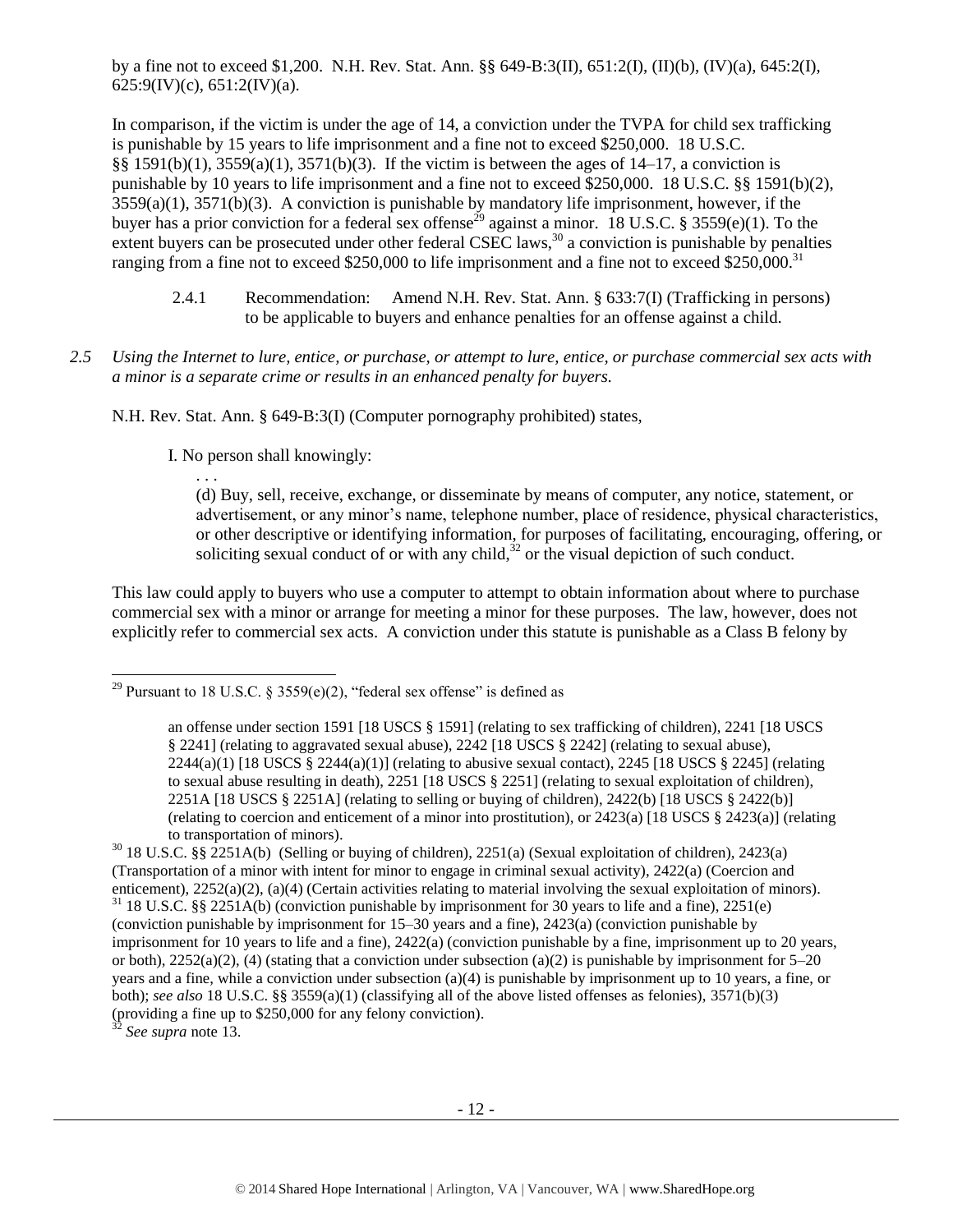by a fine not to exceed $1,200. N.H. Rev. Stat. Ann. §§ 649-B:3(II), 651:2(I), (II)(b), (IV)(a), 645:2(I), 625:9(IV)(c), 651:2(IV)(a).

In comparison, if the victim is under the age of 14, a conviction under the TVPA for child sex trafficking is punishable by 15 years to life imprisonment and a fine not to exceed $250,000. 18 U.S.C. §§ 1591(b)(1), 3559(a)(1), 3571(b)(3). If the victim is between the ages of 14–17, a conviction is punishable by 10 years to life imprisonment and a fine not to exceed $250,000. 18 U.S.C. §§ 1591(b)(2), 3559(a)(1), 3571(b)(3). A conviction is punishable by mandatory life imprisonment, however, if the buyer has a prior conviction for a federal sex offense[29] against a minor. 18 U.S.C. § 3559(e)(1). To the extent buyers can be prosecuted under other federal CSEC laws,[30] a conviction is punishable by penalties ranging from a fine not to exceed $250,000 to life imprisonment and a fine not to exceed $250,000.[31]

> 2.4.1 Recommendation: Amend N.H. Rev. Stat. Ann. § 633:7(I) (Trafficking in persons) to be applicable to buyers and enhance penalties for an offense against a child.

*2.5 Using the Internet to lure, entice, or purchase, or attempt to lure, entice, or purchase commercial sex acts with a minor is a separate crime or results in an enhanced penalty for buyers.*

N.H. Rev. Stat. Ann. § 649-B:3(I) (Computer pornography prohibited) states,

> I. No person shall knowingly:
>
> . . .
>
> (d) Buy, sell, receive, exchange, or disseminate by means of computer, any notice, statement, or advertisement, or any minor's name, telephone number, place of residence, physical characteristics, or other descriptive or identifying information, for purposes of facilitating, encouraging, offering, or soliciting sexual conduct of or with any child,[32] or the visual depiction of such conduct.

This law could apply to buyers who use a computer to attempt to obtain information about where to purchase commercial sex with a minor or arrange for meeting a minor for these purposes. The law, however, does not explicitly refer to commercial sex acts. A conviction under this statute is punishable as a Class B felony by

---

[29] Pursuant to 18 U.S.C. § 3559(e)(2), "federal sex offense" is defined as

> an offense under section 1591 [18 USCS § 1591] (relating to sex trafficking of children), 2241 [18 USCS § 2241] (relating to aggravated sexual abuse), 2242 [18 USCS § 2242] (relating to sexual abuse), 2244(a)(1) [18 USCS § 2244(a)(1)] (relating to abusive sexual contact), 2245 [18 USCS § 2245] (relating to sexual abuse resulting in death), 2251 [18 USCS § 2251] (relating to sexual exploitation of children), 2251A [18 USCS § 2251A] (relating to selling or buying of children), 2422(b) [18 USCS § 2422(b)] (relating to coercion and enticement of a minor into prostitution), or 2423(a) [18 USCS § 2423(a)] (relating to transportation of minors).

[30] 18 U.S.C. §§ 2251A(b) (Selling or buying of children), 2251(a) (Sexual exploitation of children), 2423(a) (Transportation of a minor with intent for minor to engage in criminal sexual activity), 2422(a) (Coercion and enticement), 2252(a)(2), (a)(4) (Certain activities relating to material involving the sexual exploitation of minors).

[31] 18 U.S.C. §§ 2251A(b) (conviction punishable by imprisonment for 30 years to life and a fine), 2251(e) (conviction punishable by imprisonment for 15–30 years and a fine), 2423(a) (conviction punishable by imprisonment for 10 years to life and a fine), 2422(a) (conviction punishable by a fine, imprisonment up to 20 years, or both), 2252(a)(2), (4) (stating that a conviction under subsection (a)(2) is punishable by imprisonment for 5–20 years and a fine, while a conviction under subsection (a)(4) is punishable by imprisonment up to 10 years, a fine, or both); *see also* 18 U.S.C. §§ 3559(a)(1) (classifying all of the above listed offenses as felonies), 3571(b)(3) (providing a fine up to $250,000 for any felony conviction).

[32] *See supra* note 13.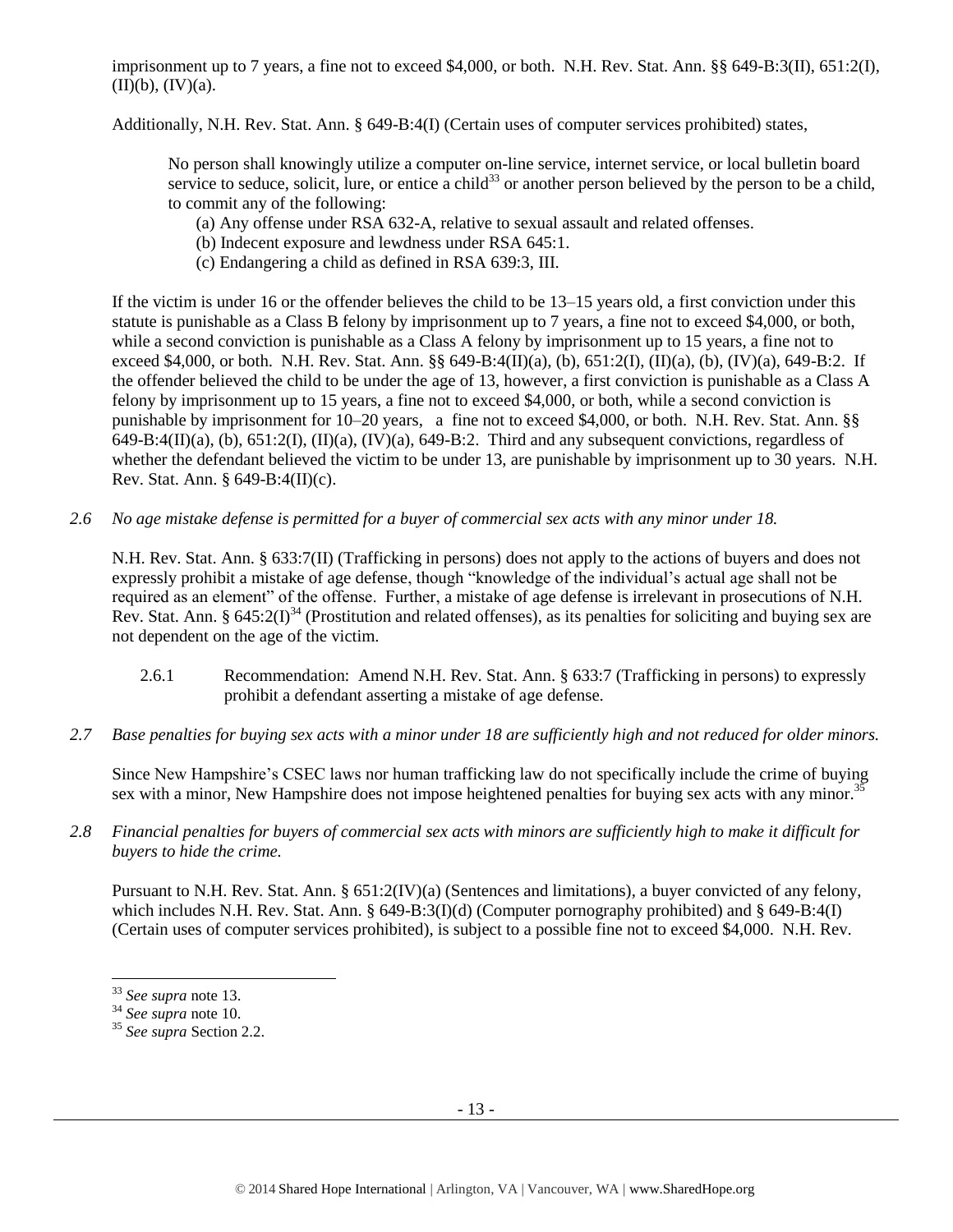imprisonment up to 7 years, a fine not to exceed $4,000, or both. N.H. Rev. Stat. Ann. §§ 649-B:3(II), 651:2(I), (II)(b), (IV)(a).

Additionally, N.H. Rev. Stat. Ann. § 649-B:4(I) (Certain uses of computer services prohibited) states,

> No person shall knowingly utilize a computer on-line service, internet service, or local bulletin board service to seduce, solicit, lure, or entice a child[33] or another person believed by the person to be a child, to commit any of the following:
>
> (a) Any offense under RSA 632-A, relative to sexual assault and related offenses.
> (b) Indecent exposure and lewdness under RSA 645:1.
> (c) Endangering a child as defined in RSA 639:3, III.

If the victim is under 16 or the offender believes the child to be 13–15 years old, a first conviction under this statute is punishable as a Class B felony by imprisonment up to 7 years, a fine not to exceed $4,000, or both, while a second conviction is punishable as a Class A felony by imprisonment up to 15 years, a fine not to exceed $4,000, or both. N.H. Rev. Stat. Ann. §§ 649-B:4(II)(a), (b), 651:2(I), (II)(a), (b), (IV)(a), 649-B:2. If the offender believed the child to be under the age of 13, however, a first conviction is punishable as a Class A felony by imprisonment up to 15 years, a fine not to exceed $4,000, or both, while a second conviction is punishable by imprisonment for 10–20 years, a fine not to exceed $4,000, or both. N.H. Rev. Stat. Ann. §§ 649-B:4(II)(a), (b), 651:2(I), (II)(a), (IV)(a), 649-B:2. Third and any subsequent convictions, regardless of whether the defendant believed the victim to be under 13, are punishable by imprisonment up to 30 years. N.H. Rev. Stat. Ann. § 649-B:4(II)(c).

*2.6 No age mistake defense is permitted for a buyer of commercial sex acts with any minor under 18.*

N.H. Rev. Stat. Ann. § 633:7(II) (Trafficking in persons) does not apply to the actions of buyers and does not expressly prohibit a mistake of age defense, though "knowledge of the individual's actual age shall not be required as an element" of the offense. Further, a mistake of age defense is irrelevant in prosecutions of N.H. Rev. Stat. Ann. § 645:2(I)[34] (Prostitution and related offenses), as its penalties for soliciting and buying sex are not dependent on the age of the victim.

2.6.1 Recommendation: Amend N.H. Rev. Stat. Ann. § 633:7 (Trafficking in persons) to expressly prohibit a defendant asserting a mistake of age defense.

*2.7 Base penalties for buying sex acts with a minor under 18 are sufficiently high and not reduced for older minors.*

Since New Hampshire's CSEC laws nor human trafficking law do not specifically include the crime of buying sex with a minor, New Hampshire does not impose heightened penalties for buying sex acts with any minor.[35]

*2.8 Financial penalties for buyers of commercial sex acts with minors are sufficiently high to make it difficult for buyers to hide the crime.*

Pursuant to N.H. Rev. Stat. Ann. § 651:2(IV)(a) (Sentences and limitations), a buyer convicted of any felony, which includes N.H. Rev. Stat. Ann. § 649-B:3(I)(d) (Computer pornography prohibited) and § 649-B:4(I) (Certain uses of computer services prohibited), is subject to a possible fine not to exceed $4,000. N.H. Rev.

---

[33] *See supra* note 13.
[34] *See supra* note 10.
[35] *See supra* Section 2.2.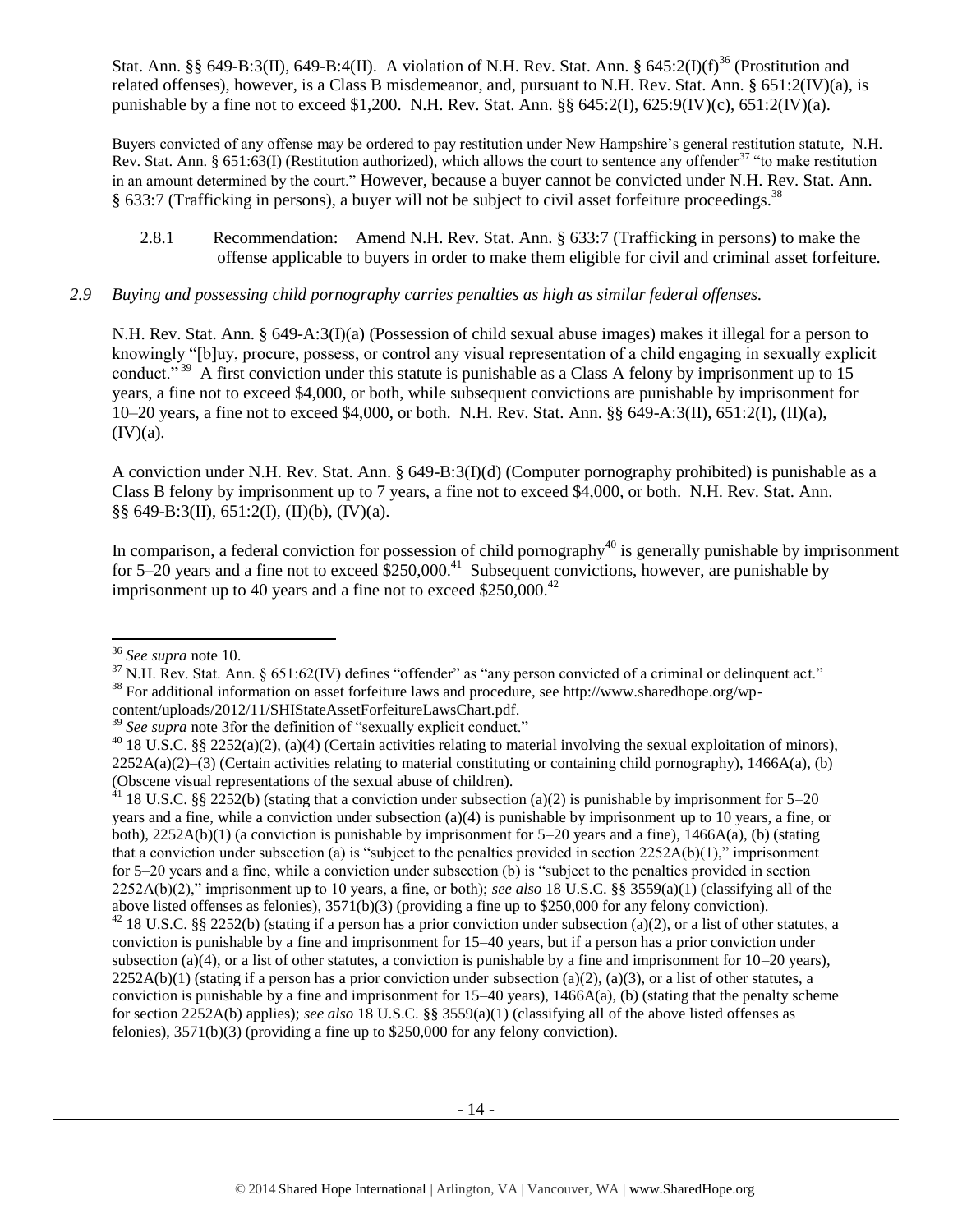Stat. Ann. §§ 649-B:3(II), 649-B:4(II). A violation of N.H. Rev. Stat. Ann. § 645:2(I)(f)[36] (Prostitution and related offenses), however, is a Class B misdemeanor, and, pursuant to N.H. Rev. Stat. Ann. § 651:2(IV)(a), is punishable by a fine not to exceed $1,200. N.H. Rev. Stat. Ann. §§ 645:2(I), 625:9(IV)(c), 651:2(IV)(a).

Buyers convicted of any offense may be ordered to pay restitution under New Hampshire's general restitution statute, N.H. Rev. Stat. Ann. § 651:63(I) (Restitution authorized), which allows the court to sentence any offender[37] "to make restitution in an amount determined by the court." However, because a buyer cannot be convicted under N.H. Rev. Stat. Ann. § 633:7 (Trafficking in persons), a buyer will not be subject to civil asset forfeiture proceedings.[38]

2.8.1 Recommendation: Amend N.H. Rev. Stat. Ann. § 633:7 (Trafficking in persons) to make the offense applicable to buyers in order to make them eligible for civil and criminal asset forfeiture.

*2.9 Buying and possessing child pornography carries penalties as high as similar federal offenses.*

N.H. Rev. Stat. Ann. § 649-A:3(I)(a) (Possession of child sexual abuse images) makes it illegal for a person to knowingly "[b]uy, procure, possess, or control any visual representation of a child engaging in sexually explicit conduct."[39] A first conviction under this statute is punishable as a Class A felony by imprisonment up to 15 years, a fine not to exceed $4,000, or both, while subsequent convictions are punishable by imprisonment for 10–20 years, a fine not to exceed $4,000, or both. N.H. Rev. Stat. Ann. §§ 649-A:3(II), 651:2(I), (II)(a), (IV)(a).

A conviction under N.H. Rev. Stat. Ann. § 649-B:3(I)(d) (Computer pornography prohibited) is punishable as a Class B felony by imprisonment up to 7 years, a fine not to exceed $4,000, or both. N.H. Rev. Stat. Ann. §§ 649-B:3(II), 651:2(I), (II)(b), (IV)(a).

In comparison, a federal conviction for possession of child pornography[40] is generally punishable by imprisonment for 5–20 years and a fine not to exceed $250,000.[41] Subsequent convictions, however, are punishable by imprisonment up to 40 years and a fine not to exceed $250,000.[42]

---

[36] *See supra* note 10.

[37] N.H. Rev. Stat. Ann. § 651:62(IV) defines "offender" as "any person convicted of a criminal or delinquent act."

[38] For additional information on asset forfeiture laws and procedure, see http://www.sharedhope.org/wp-content/uploads/2012/11/SHIStateAssetForfeitureLawsChart.pdf.

[39] *See supra* note 3for the definition of "sexually explicit conduct."

[40] 18 U.S.C. §§ 2252(a)(2), (a)(4) (Certain activities relating to material involving the sexual exploitation of minors), 2252A(a)(2)–(3) (Certain activities relating to material constituting or containing child pornography), 1466A(a), (b) (Obscene visual representations of the sexual abuse of children).

[41] 18 U.S.C. §§ 2252(b) (stating that a conviction under subsection (a)(2) is punishable by imprisonment for 5–20 years and a fine, while a conviction under subsection (a)(4) is punishable by imprisonment up to 10 years, a fine, or both), 2252A(b)(1) (a conviction is punishable by imprisonment for 5–20 years and a fine), 1466A(a), (b) (stating that a conviction under subsection (a) is "subject to the penalties provided in section 2252A(b)(1)," imprisonment for 5–20 years and a fine, while a conviction under subsection (b) is "subject to the penalties provided in section 2252A(b)(2)," imprisonment up to 10 years, a fine, or both); *see also* 18 U.S.C. §§ 3559(a)(1) (classifying all of the above listed offenses as felonies), 3571(b)(3) (providing a fine up to $250,000 for any felony conviction).

[42] 18 U.S.C. §§ 2252(b) (stating if a person has a prior conviction under subsection (a)(2), or a list of other statutes, a conviction is punishable by a fine and imprisonment for 15–40 years, but if a person has a prior conviction under subsection (a)(4), or a list of other statutes, a conviction is punishable by a fine and imprisonment for 10–20 years), 2252A(b)(1) (stating if a person has a prior conviction under subsection (a)(2), (a)(3), or a list of other statutes, a conviction is punishable by a fine and imprisonment for 15–40 years), 1466A(a), (b) (stating that the penalty scheme for section 2252A(b) applies); *see also* 18 U.S.C. §§ 3559(a)(1) (classifying all of the above listed offenses as felonies), 3571(b)(3) (providing a fine up to $250,000 for any felony conviction).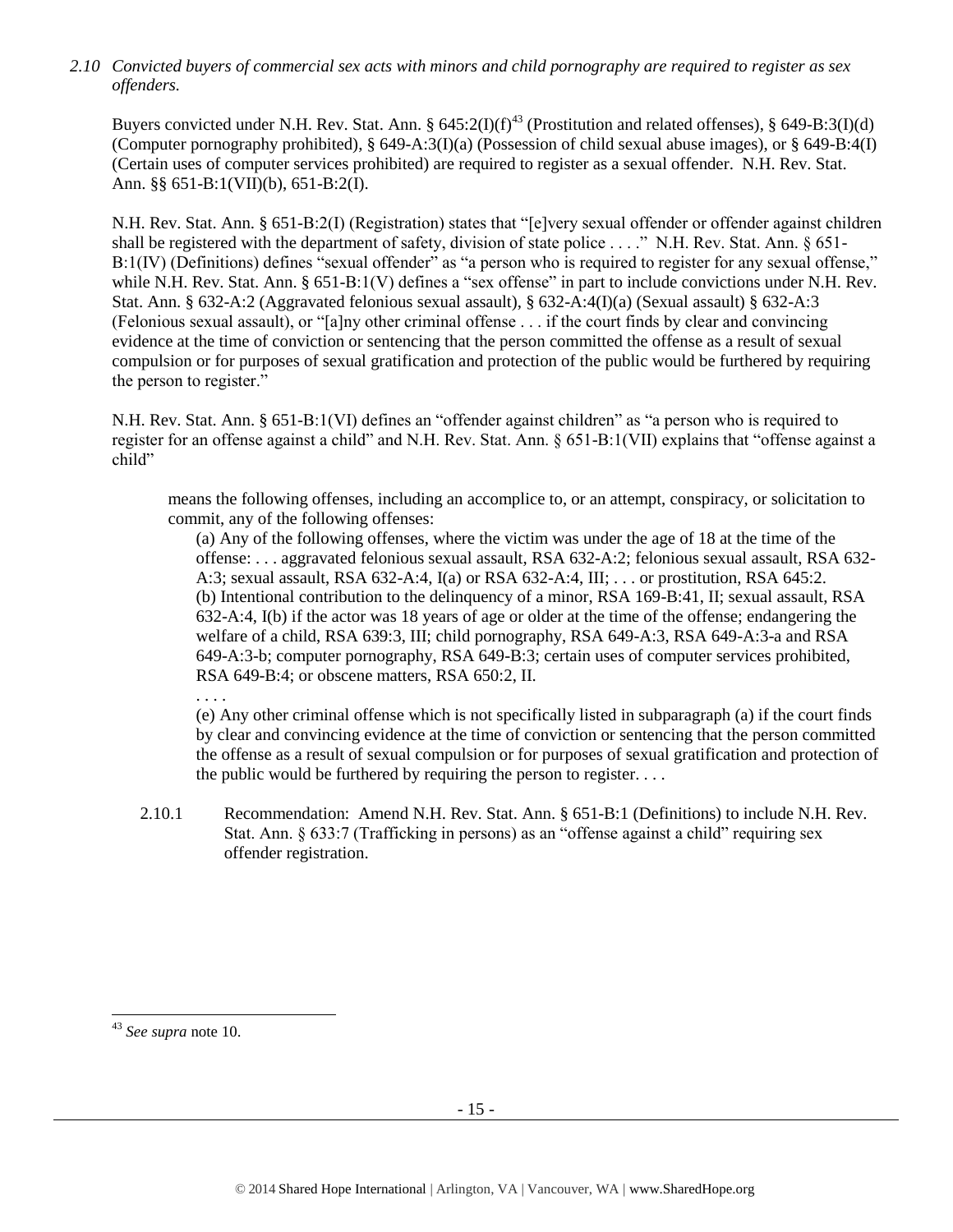*2.10 Convicted buyers of commercial sex acts with minors and child pornography are required to register as sex offenders.*

Buyers convicted under N.H. Rev. Stat. Ann. § 645:2(I)(f)[43] (Prostitution and related offenses), § 649-B:3(I)(d) (Computer pornography prohibited), § 649-A:3(I)(a) (Possession of child sexual abuse images), or § 649-B:4(I) (Certain uses of computer services prohibited) are required to register as a sexual offender. N.H. Rev. Stat. Ann. §§ 651-B:1(VII)(b), 651-B:2(I).

N.H. Rev. Stat. Ann. § 651-B:2(I) (Registration) states that "[e]very sexual offender or offender against children shall be registered with the department of safety, division of state police . . . ." N.H. Rev. Stat. Ann. § 651-B:1(IV) (Definitions) defines "sexual offender" as "a person who is required to register for any sexual offense," while N.H. Rev. Stat. Ann. § 651-B:1(V) defines a "sex offense" in part to include convictions under N.H. Rev. Stat. Ann. § 632-A:2 (Aggravated felonious sexual assault), § 632-A:4(I)(a) (Sexual assault) § 632-A:3 (Felonious sexual assault), or "[a]ny other criminal offense . . . if the court finds by clear and convincing evidence at the time of conviction or sentencing that the person committed the offense as a result of sexual compulsion or for purposes of sexual gratification and protection of the public would be furthered by requiring the person to register."

N.H. Rev. Stat. Ann. § 651-B:1(VI) defines an "offender against children" as "a person who is required to register for an offense against a child" and N.H. Rev. Stat. Ann. § 651-B:1(VII) explains that "offense against a child"

> means the following offenses, including an accomplice to, or an attempt, conspiracy, or solicitation to commit, any of the following offenses:
>
> (a) Any of the following offenses, where the victim was under the age of 18 at the time of the offense: . . . aggravated felonious sexual assault, RSA 632-A:2; felonious sexual assault, RSA 632-A:3; sexual assault, RSA 632-A:4, I(a) or RSA 632-A:4, III; . . . or prostitution, RSA 645:2.
> (b) Intentional contribution to the delinquency of a minor, RSA 169-B:41, II; sexual assault, RSA 632-A:4, I(b) if the actor was 18 years of age or older at the time of the offense; endangering the welfare of a child, RSA 639:3, III; child pornography, RSA 649-A:3, RSA 649-A:3-a and RSA 649-A:3-b; computer pornography, RSA 649-B:3; certain uses of computer services prohibited, RSA 649-B:4; or obscene matters, RSA 650:2, II.
>
> . . . .
>
> (e) Any other criminal offense which is not specifically listed in subparagraph (a) if the court finds by clear and convincing evidence at the time of conviction or sentencing that the person committed the offense as a result of sexual compulsion or for purposes of sexual gratification and protection of the public would be furthered by requiring the person to register. . . .

2.10.1 Recommendation: Amend N.H. Rev. Stat. Ann. § 651-B:1 (Definitions) to include N.H. Rev. Stat. Ann. § 633:7 (Trafficking in persons) as an "offense against a child" requiring sex offender registration.

---

[43] *See supra* note 10.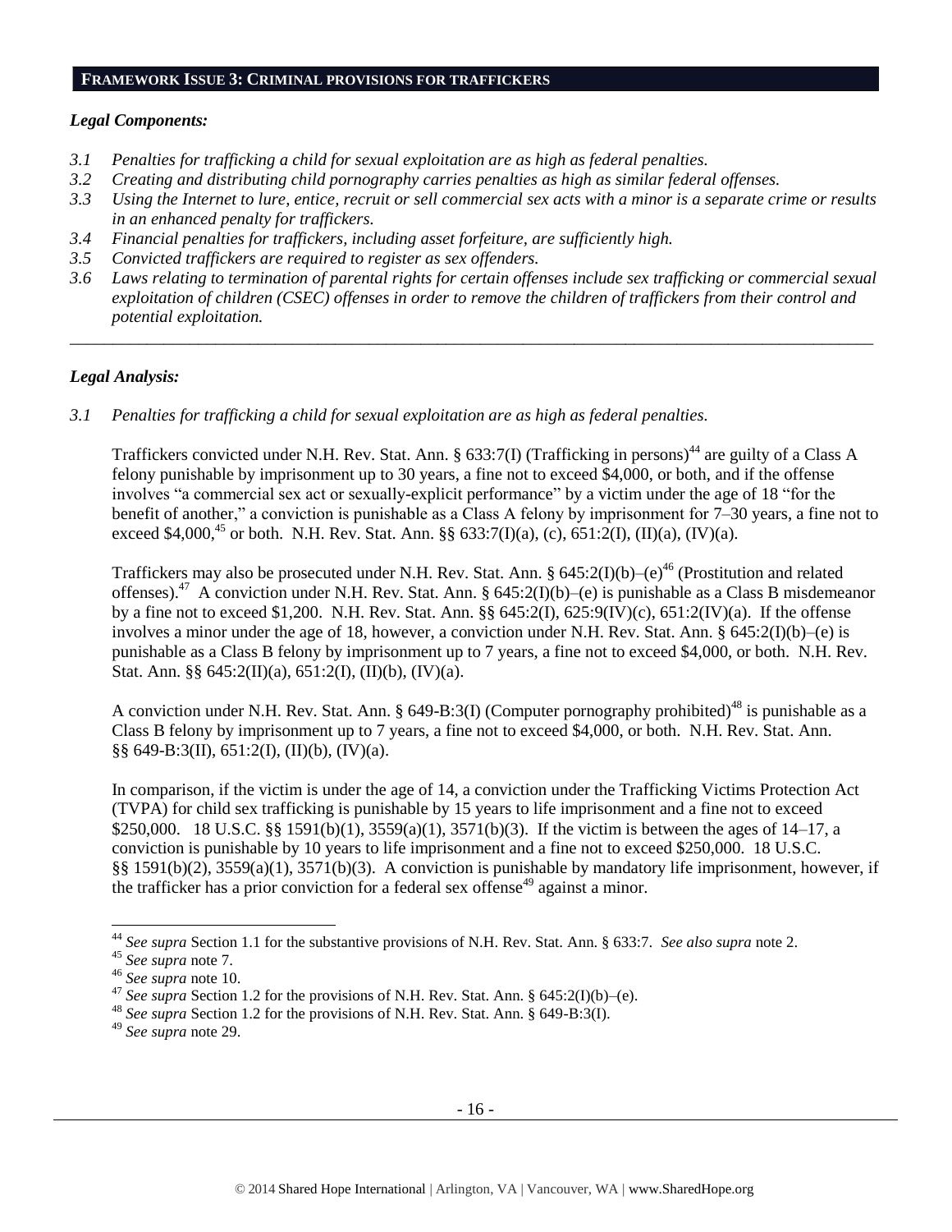## FRAMEWORK ISSUE 3: CRIMINAL PROVISIONS FOR TRAFFICKERS

### *Legal Components:*

- *3.1 Penalties for trafficking a child for sexual exploitation are as high as federal penalties.*
- *3.2 Creating and distributing child pornography carries penalties as high as similar federal offenses.*
- *3.3 Using the Internet to lure, entice, recruit or sell commercial sex acts with a minor is a separate crime or results in an enhanced penalty for traffickers.*
- *3.4 Financial penalties for traffickers, including asset forfeiture, are sufficiently high.*
- *3.5 Convicted traffickers are required to register as sex offenders.*
- *3.6 Laws relating to termination of parental rights for certain offenses include sex trafficking or commercial sexual exploitation of children (CSEC) offenses in order to remove the children of traffickers from their control and potential exploitation.*

---

### *Legal Analysis:*

*3.1 Penalties for trafficking a child for sexual exploitation are as high as federal penalties.*

Traffickers convicted under N.H. Rev. Stat. Ann. § 633:7(I) (Trafficking in persons)[44] are guilty of a Class A felony punishable by imprisonment up to 30 years, a fine not to exceed $4,000, or both, and if the offense involves "a commercial sex act or sexually-explicit performance" by a victim under the age of 18 "for the benefit of another," a conviction is punishable as a Class A felony by imprisonment for 7–30 years, a fine not to exceed $4,000,[45] or both. N.H. Rev. Stat. Ann. §§ 633:7(I)(a), (c), 651:2(I), (II)(a), (IV)(a).

Traffickers may also be prosecuted under N.H. Rev. Stat. Ann. § 645:2(I)(b)–(e)[46] (Prostitution and related offenses).[47] A conviction under N.H. Rev. Stat. Ann. § 645:2(I)(b)–(e) is punishable as a Class B misdemeanor by a fine not to exceed $1,200. N.H. Rev. Stat. Ann. §§ 645:2(I), 625:9(IV)(c), 651:2(IV)(a). If the offense involves a minor under the age of 18, however, a conviction under N.H. Rev. Stat. Ann. § 645:2(I)(b)–(e) is punishable as a Class B felony by imprisonment up to 7 years, a fine not to exceed $4,000, or both. N.H. Rev. Stat. Ann. §§ 645:2(II)(a), 651:2(I), (II)(b), (IV)(a).

A conviction under N.H. Rev. Stat. Ann. § 649-B:3(I) (Computer pornography prohibited)[48] is punishable as a Class B felony by imprisonment up to 7 years, a fine not to exceed $4,000, or both. N.H. Rev. Stat. Ann. §§ 649-B:3(II), 651:2(I), (II)(b), (IV)(a).

In comparison, if the victim is under the age of 14, a conviction under the Trafficking Victims Protection Act (TVPA) for child sex trafficking is punishable by 15 years to life imprisonment and a fine not to exceed $250,000. 18 U.S.C. §§ 1591(b)(1), 3559(a)(1), 3571(b)(3). If the victim is between the ages of 14–17, a conviction is punishable by 10 years to life imprisonment and a fine not to exceed $250,000. 18 U.S.C. §§ 1591(b)(2), 3559(a)(1), 3571(b)(3). A conviction is punishable by mandatory life imprisonment, however, if the trafficker has a prior conviction for a federal sex offense[49] against a minor.

---

[44] *See supra* Section 1.1 for the substantive provisions of N.H. Rev. Stat. Ann. § 633:7. *See also supra* note 2.

[45] *See supra* note 7.

[46] *See supra* note 10.

[47] *See supra* Section 1.2 for the provisions of N.H. Rev. Stat. Ann. § 645:2(I)(b)–(e).

[48] *See supra* Section 1.2 for the provisions of N.H. Rev. Stat. Ann. § 649-B:3(I).

[49] *See supra* note 29.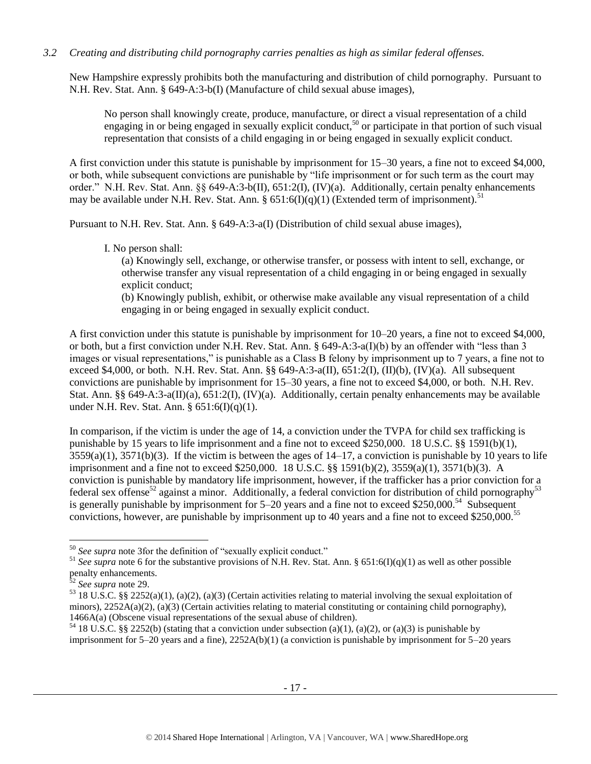*3.2 Creating and distributing child pornography carries penalties as high as similar federal offenses.*

New Hampshire expressly prohibits both the manufacturing and distribution of child pornography. Pursuant to N.H. Rev. Stat. Ann. § 649-A:3-b(I) (Manufacture of child sexual abuse images),

> No person shall knowingly create, produce, manufacture, or direct a visual representation of a child engaging in or being engaged in sexually explicit conduct,[50] or participate in that portion of such visual representation that consists of a child engaging in or being engaged in sexually explicit conduct.

A first conviction under this statute is punishable by imprisonment for 15–30 years, a fine not to exceed $4,000, or both, while subsequent convictions are punishable by "life imprisonment or for such term as the court may order." N.H. Rev. Stat. Ann. §§ 649-A:3-b(II), 651:2(I), (IV)(a). Additionally, certain penalty enhancements may be available under N.H. Rev. Stat. Ann. § 651:6(I)(q)(1) (Extended term of imprisonment).[51]

Pursuant to N.H. Rev. Stat. Ann. § 649-A:3-a(I) (Distribution of child sexual abuse images),

> I. No person shall:
>
> (a) Knowingly sell, exchange, or otherwise transfer, or possess with intent to sell, exchange, or otherwise transfer any visual representation of a child engaging in or being engaged in sexually explicit conduct;
>
> (b) Knowingly publish, exhibit, or otherwise make available any visual representation of a child engaging in or being engaged in sexually explicit conduct.

A first conviction under this statute is punishable by imprisonment for 10–20 years, a fine not to exceed $4,000, or both, but a first conviction under N.H. Rev. Stat. Ann. § 649-A:3-a(I)(b) by an offender with "less than 3 images or visual representations," is punishable as a Class B felony by imprisonment up to 7 years, a fine not to exceed $4,000, or both. N.H. Rev. Stat. Ann. §§ 649-A:3-a(II), 651:2(I), (II)(b), (IV)(a). All subsequent convictions are punishable by imprisonment for 15–30 years, a fine not to exceed $4,000, or both. N.H. Rev. Stat. Ann. §§ 649-A:3-a(II)(a), 651:2(I), (IV)(a). Additionally, certain penalty enhancements may be available under N.H. Rev. Stat. Ann. § 651:6(I)(q)(1).

In comparison, if the victim is under the age of 14, a conviction under the TVPA for child sex trafficking is punishable by 15 years to life imprisonment and a fine not to exceed $250,000. 18 U.S.C. §§ 1591(b)(1), 3559(a)(1), 3571(b)(3). If the victim is between the ages of 14–17, a conviction is punishable by 10 years to life imprisonment and a fine not to exceed $250,000. 18 U.S.C. §§ 1591(b)(2), 3559(a)(1), 3571(b)(3). A conviction is punishable by mandatory life imprisonment, however, if the trafficker has a prior conviction for a federal sex offense[52] against a minor. Additionally, a federal conviction for distribution of child pornography[53] is generally punishable by imprisonment for 5–20 years and a fine not to exceed $250,000.[54] Subsequent convictions, however, are punishable by imprisonment up to 40 years and a fine not to exceed $250,000.[55]

---

[50] *See supra* note 3for the definition of "sexually explicit conduct."

[51] *See supra* note 6 for the substantive provisions of N.H. Rev. Stat. Ann. § 651:6(I)(q)(1) as well as other possible penalty enhancements.

[52] *See supra* note 29.

[53] 18 U.S.C. §§ 2252(a)(1), (a)(2), (a)(3) (Certain activities relating to material involving the sexual exploitation of minors), 2252A(a)(2), (a)(3) (Certain activities relating to material constituting or containing child pornography), 1466A(a) (Obscene visual representations of the sexual abuse of children).

[54] 18 U.S.C. §§ 2252(b) (stating that a conviction under subsection (a)(1), (a)(2), or (a)(3) is punishable by imprisonment for 5–20 years and a fine), 2252A(b)(1) (a conviction is punishable by imprisonment for 5–20 years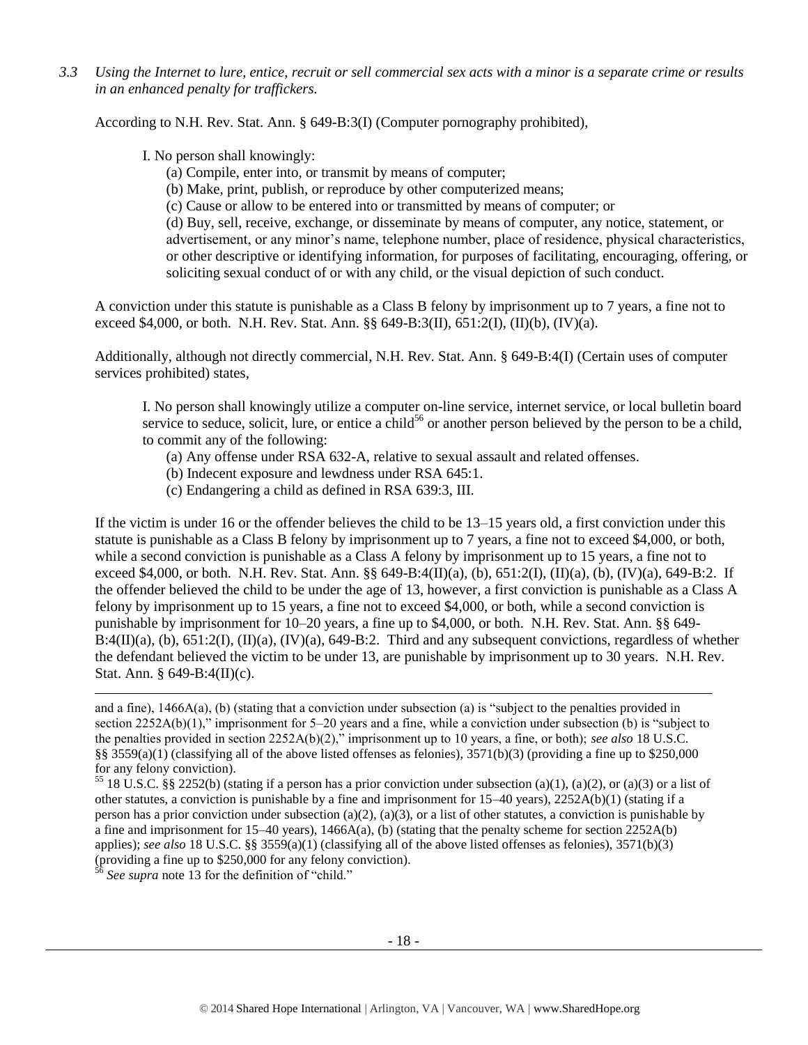*3.3 Using the Internet to lure, entice, recruit or sell commercial sex acts with a minor is a separate crime or results in an enhanced penalty for traffickers.*

According to N.H. Rev. Stat. Ann. § 649-B:3(I) (Computer pornography prohibited),

> I. No person shall knowingly:
>
> (a) Compile, enter into, or transmit by means of computer;
>
> (b) Make, print, publish, or reproduce by other computerized means;
>
> (c) Cause or allow to be entered into or transmitted by means of computer; or
>
> (d) Buy, sell, receive, exchange, or disseminate by means of computer, any notice, statement, or advertisement, or any minor's name, telephone number, place of residence, physical characteristics, or other descriptive or identifying information, for purposes of facilitating, encouraging, offering, or soliciting sexual conduct of or with any child, or the visual depiction of such conduct.

A conviction under this statute is punishable as a Class B felony by imprisonment up to 7 years, a fine not to exceed $4,000, or both. N.H. Rev. Stat. Ann. §§ 649-B:3(II), 651:2(I), (II)(b), (IV)(a).

Additionally, although not directly commercial, N.H. Rev. Stat. Ann. § 649-B:4(I) (Certain uses of computer services prohibited) states,

> I. No person shall knowingly utilize a computer on-line service, internet service, or local bulletin board service to seduce, solicit, lure, or entice a child[56] or another person believed by the person to be a child, to commit any of the following:
>
> (a) Any offense under RSA 632-A, relative to sexual assault and related offenses.
>
> (b) Indecent exposure and lewdness under RSA 645:1.
>
> (c) Endangering a child as defined in RSA 639:3, III.

If the victim is under 16 or the offender believes the child to be 13–15 years old, a first conviction under this statute is punishable as a Class B felony by imprisonment up to 7 years, a fine not to exceed $4,000, or both, while a second conviction is punishable as a Class A felony by imprisonment up to 15 years, a fine not to exceed $4,000, or both. N.H. Rev. Stat. Ann. §§ 649-B:4(II)(a), (b), 651:2(I), (II)(a), (b), (IV)(a), 649-B:2. If the offender believed the child to be under the age of 13, however, a first conviction is punishable as a Class A felony by imprisonment up to 15 years, a fine not to exceed $4,000, or both, while a second conviction is punishable by imprisonment for 10–20 years, a fine up to $4,000, or both. N.H. Rev. Stat. Ann. §§ 649-B:4(II)(a), (b), 651:2(I), (II)(a), (IV)(a), 649-B:2. Third and any subsequent convictions, regardless of whether the defendant believed the victim to be under 13, are punishable by imprisonment up to 30 years. N.H. Rev. Stat. Ann. § 649-B:4(II)(c).

---

and a fine), 1466A(a), (b) (stating that a conviction under subsection (a) is "subject to the penalties provided in section 2252A(b)(1)," imprisonment for 5–20 years and a fine, while a conviction under subsection (b) is "subject to the penalties provided in section 2252A(b)(2)," imprisonment up to 10 years, a fine, or both); *see also* 18 U.S.C. §§ 3559(a)(1) (classifying all of the above listed offenses as felonies), 3571(b)(3) (providing a fine up to $250,000 for any felony conviction).

[55] 18 U.S.C. §§ 2252(b) (stating if a person has a prior conviction under subsection (a)(1), (a)(2), or (a)(3) or a list of other statutes, a conviction is punishable by a fine and imprisonment for 15–40 years), 2252A(b)(1) (stating if a person has a prior conviction under subsection (a)(2), (a)(3), or a list of other statutes, a conviction is punishable by a fine and imprisonment for 15–40 years), 1466A(a), (b) (stating that the penalty scheme for section 2252A(b) applies); *see also* 18 U.S.C. §§ 3559(a)(1) (classifying all of the above listed offenses as felonies), 3571(b)(3) (providing a fine up to $250,000 for any felony conviction).

[56] *See supra* note 13 for the definition of "child."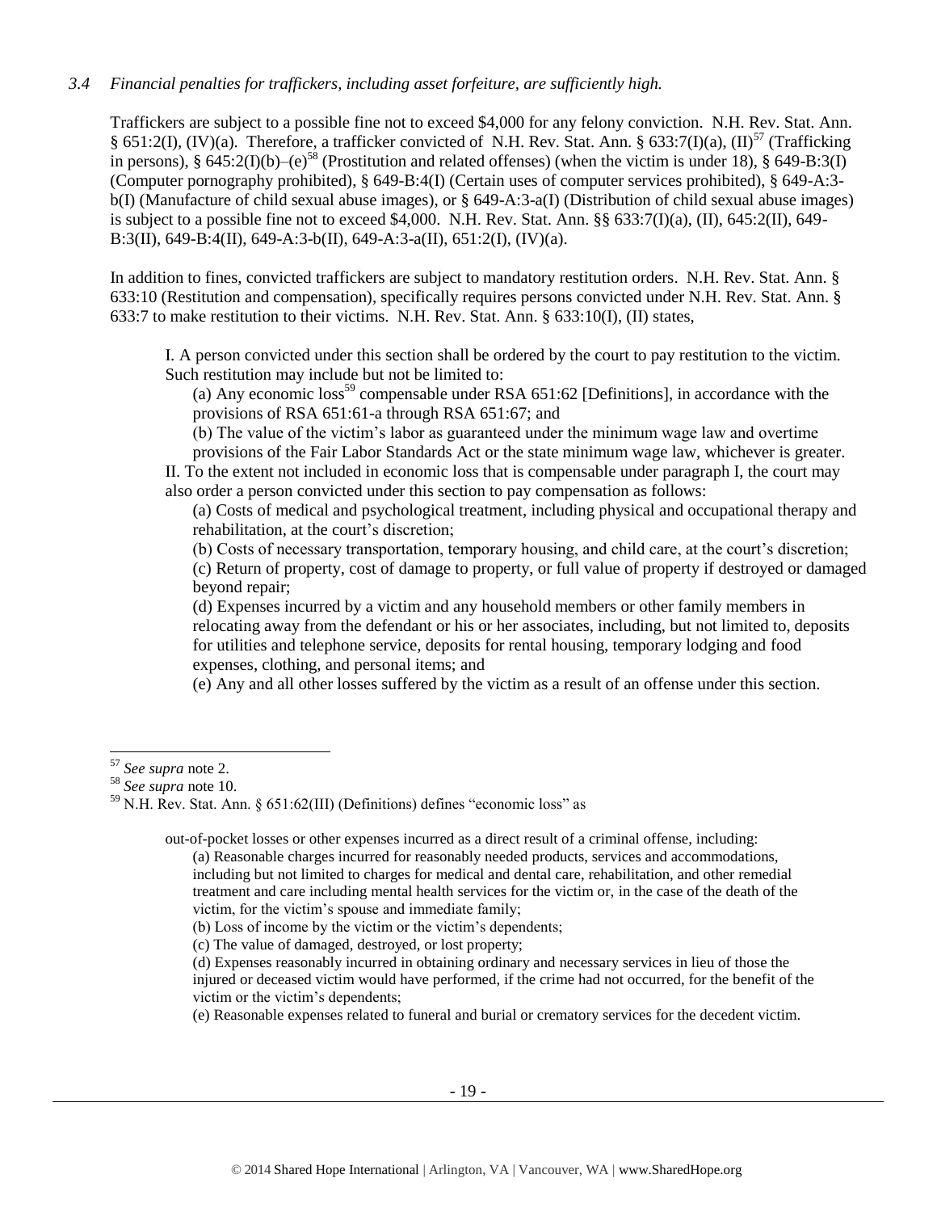*3.4 Financial penalties for traffickers, including asset forfeiture, are sufficiently high.*

Traffickers are subject to a possible fine not to exceed $4,000 for any felony conviction. N.H. Rev. Stat. Ann. § 651:2(I), (IV)(a). Therefore, a trafficker convicted of N.H. Rev. Stat. Ann. § 633:7(I)(a), (II)[57] (Trafficking in persons), § 645:2(I)(b)–(e)[58] (Prostitution and related offenses) (when the victim is under 18), § 649-B:3(I) (Computer pornography prohibited), § 649-B:4(I) (Certain uses of computer services prohibited), § 649-A:3-b(I) (Manufacture of child sexual abuse images), or § 649-A:3-a(I) (Distribution of child sexual abuse images) is subject to a possible fine not to exceed $4,000. N.H. Rev. Stat. Ann. §§ 633:7(I)(a), (II), 645:2(II), 649-B:3(II), 649-B:4(II), 649-A:3-b(II), 649-A:3-a(II), 651:2(I), (IV)(a).

In addition to fines, convicted traffickers are subject to mandatory restitution orders. N.H. Rev. Stat. Ann. § 633:10 (Restitution and compensation), specifically requires persons convicted under N.H. Rev. Stat. Ann. § 633:7 to make restitution to their victims. N.H. Rev. Stat. Ann. § 633:10(I), (II) states,

> I. A person convicted under this section shall be ordered by the court to pay restitution to the victim. Such restitution may include but not be limited to:
>
> (a) Any economic loss[59] compensable under RSA 651:62 [Definitions], in accordance with the provisions of RSA 651:61-a through RSA 651:67; and
>
> (b) The value of the victim's labor as guaranteed under the minimum wage law and overtime provisions of the Fair Labor Standards Act or the state minimum wage law, whichever is greater.
>
> II. To the extent not included in economic loss that is compensable under paragraph I, the court may also order a person convicted under this section to pay compensation as follows:
>
> (a) Costs of medical and psychological treatment, including physical and occupational therapy and rehabilitation, at the court's discretion;
>
> (b) Costs of necessary transportation, temporary housing, and child care, at the court's discretion;
>
> (c) Return of property, cost of damage to property, or full value of property if destroyed or damaged beyond repair;
>
> (d) Expenses incurred by a victim and any household members or other family members in relocating away from the defendant or his or her associates, including, but not limited to, deposits for utilities and telephone service, deposits for rental housing, temporary lodging and food expenses, clothing, and personal items; and
>
> (e) Any and all other losses suffered by the victim as a result of an offense under this section.

---

[57] *See supra* note 2.

[58] *See supra* note 10.

[59] N.H. Rev. Stat. Ann. § 651:62(III) (Definitions) defines "economic loss" as

> out-of-pocket losses or other expenses incurred as a direct result of a criminal offense, including:
>
> (a) Reasonable charges incurred for reasonably needed products, services and accommodations, including but not limited to charges for medical and dental care, rehabilitation, and other remedial treatment and care including mental health services for the victim or, in the case of the death of the victim, for the victim's spouse and immediate family;
>
> (b) Loss of income by the victim or the victim's dependents;
>
> (c) The value of damaged, destroyed, or lost property;
>
> (d) Expenses reasonably incurred in obtaining ordinary and necessary services in lieu of those the injured or deceased victim would have performed, if the crime had not occurred, for the benefit of the victim or the victim's dependents;
>
> (e) Reasonable expenses related to funeral and burial or crematory services for the decedent victim.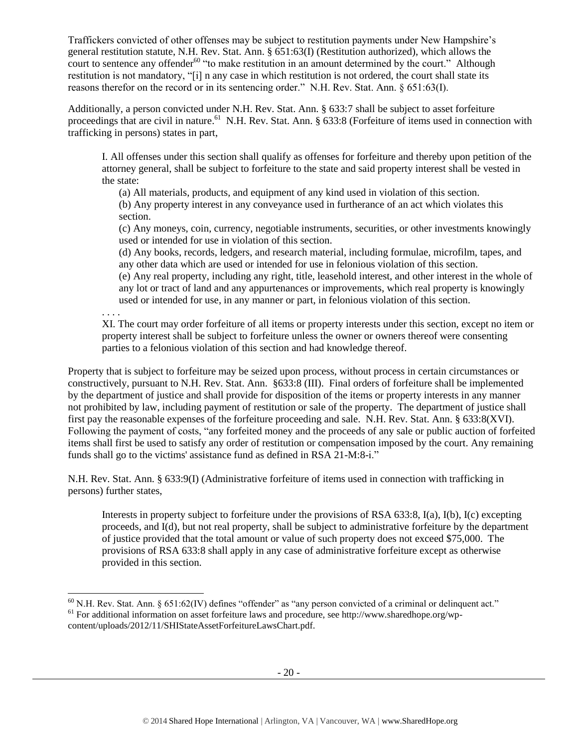Traffickers convicted of other offenses may be subject to restitution payments under New Hampshire's general restitution statute, N.H. Rev. Stat. Ann. § 651:63(I) (Restitution authorized), which allows the court to sentence any offender[60] "to make restitution in an amount determined by the court." Although restitution is not mandatory, "[i] n any case in which restitution is not ordered, the court shall state its reasons therefor on the record or in its sentencing order." N.H. Rev. Stat. Ann. § 651:63(I).

Additionally, a person convicted under N.H. Rev. Stat. Ann. § 633:7 shall be subject to asset forfeiture proceedings that are civil in nature.[61] N.H. Rev. Stat. Ann. § 633:8 (Forfeiture of items used in connection with trafficking in persons) states in part,

> I. All offenses under this section shall qualify as offenses for forfeiture and thereby upon petition of the attorney general, shall be subject to forfeiture to the state and said property interest shall be vested in the state:
>
> (a) All materials, products, and equipment of any kind used in violation of this section.
>
> (b) Any property interest in any conveyance used in furtherance of an act which violates this section.
>
> (c) Any moneys, coin, currency, negotiable instruments, securities, or other investments knowingly used or intended for use in violation of this section.
>
> (d) Any books, records, ledgers, and research material, including formulae, microfilm, tapes, and any other data which are used or intended for use in felonious violation of this section.
>
> (e) Any real property, including any right, title, leasehold interest, and other interest in the whole of any lot or tract of land and any appurtenances or improvements, which real property is knowingly used or intended for use, in any manner or part, in felonious violation of this section.
>
> . . . .
>
> XI. The court may order forfeiture of all items or property interests under this section, except no item or property interest shall be subject to forfeiture unless the owner or owners thereof were consenting parties to a felonious violation of this section and had knowledge thereof.

Property that is subject to forfeiture may be seized upon process, without process in certain circumstances or constructively, pursuant to N.H. Rev. Stat. Ann. §633:8 (III). Final orders of forfeiture shall be implemented by the department of justice and shall provide for disposition of the items or property interests in any manner not prohibited by law, including payment of restitution or sale of the property. The department of justice shall first pay the reasonable expenses of the forfeiture proceeding and sale. N.H. Rev. Stat. Ann. § 633:8(XVI). Following the payment of costs, "any forfeited money and the proceeds of any sale or public auction of forfeited items shall first be used to satisfy any order of restitution or compensation imposed by the court. Any remaining funds shall go to the victims' assistance fund as defined in RSA 21-M:8-i."

N.H. Rev. Stat. Ann. § 633:9(I) (Administrative forfeiture of items used in connection with trafficking in persons) further states,

> Interests in property subject to forfeiture under the provisions of RSA 633:8, I(a), I(b), I(c) excepting proceeds, and I(d), but not real property, shall be subject to administrative forfeiture by the department of justice provided that the total amount or value of such property does not exceed $75,000. The provisions of RSA 633:8 shall apply in any case of administrative forfeiture except as otherwise provided in this section.

---

[60] N.H. Rev. Stat. Ann. § 651:62(IV) defines "offender" as "any person convicted of a criminal or delinquent act."

[61] For additional information on asset forfeiture laws and procedure, see http://www.sharedhope.org/wp-content/uploads/2012/11/SHIStateAssetForfeitureLawsChart.pdf.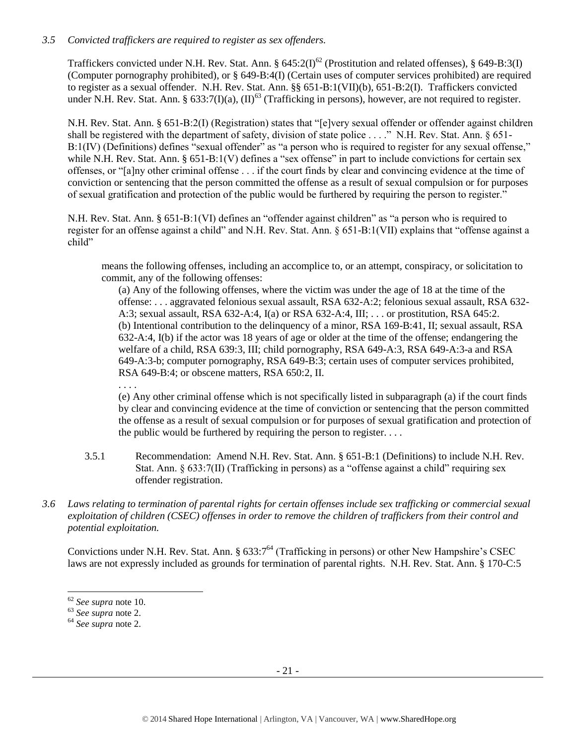*3.5 Convicted traffickers are required to register as sex offenders.*

Traffickers convicted under N.H. Rev. Stat. Ann. § 645:2(I)[62] (Prostitution and related offenses), § 649-B:3(I) (Computer pornography prohibited), or § 649-B:4(I) (Certain uses of computer services prohibited) are required to register as a sexual offender. N.H. Rev. Stat. Ann. §§ 651-B:1(VII)(b), 651-B:2(I). Traffickers convicted under N.H. Rev. Stat. Ann. § 633:7(I)(a), (II)[63] (Trafficking in persons), however, are not required to register.

N.H. Rev. Stat. Ann. § 651-B:2(I) (Registration) states that "[e]very sexual offender or offender against children shall be registered with the department of safety, division of state police . . . ." N.H. Rev. Stat. Ann. § 651-B:1(IV) (Definitions) defines "sexual offender" as "a person who is required to register for any sexual offense," while N.H. Rev. Stat. Ann. § 651-B:1(V) defines a "sex offense" in part to include convictions for certain sex offenses, or "[a]ny other criminal offense . . . if the court finds by clear and convincing evidence at the time of conviction or sentencing that the person committed the offense as a result of sexual compulsion or for purposes of sexual gratification and protection of the public would be furthered by requiring the person to register."

N.H. Rev. Stat. Ann. § 651-B:1(VI) defines an "offender against children" as "a person who is required to register for an offense against a child" and N.H. Rev. Stat. Ann. § 651-B:1(VII) explains that "offense against a child"

> means the following offenses, including an accomplice to, or an attempt, conspiracy, or solicitation to commit, any of the following offenses:
>
> (a) Any of the following offenses, where the victim was under the age of 18 at the time of the offense: . . . aggravated felonious sexual assault, RSA 632-A:2; felonious sexual assault, RSA 632-A:3; sexual assault, RSA 632-A:4, I(a) or RSA 632-A:4, III; . . . or prostitution, RSA 645:2.
> (b) Intentional contribution to the delinquency of a minor, RSA 169-B:41, II; sexual assault, RSA 632-A:4, I(b) if the actor was 18 years of age or older at the time of the offense; endangering the welfare of a child, RSA 639:3, III; child pornography, RSA 649-A:3, RSA 649-A:3-a and RSA 649-A:3-b; computer pornography, RSA 649-B:3; certain uses of computer services prohibited, RSA 649-B:4; or obscene matters, RSA 650:2, II.
>
> . . . .
>
> (e) Any other criminal offense which is not specifically listed in subparagraph (a) if the court finds by clear and convincing evidence at the time of conviction or sentencing that the person committed the offense as a result of sexual compulsion or for purposes of sexual gratification and protection of the public would be furthered by requiring the person to register. . . .

3.5.1 Recommendation: Amend N.H. Rev. Stat. Ann. § 651-B:1 (Definitions) to include N.H. Rev. Stat. Ann. § 633:7(II) (Trafficking in persons) as a "offense against a child" requiring sex offender registration.

*3.6 Laws relating to termination of parental rights for certain offenses include sex trafficking or commercial sexual exploitation of children (CSEC) offenses in order to remove the children of traffickers from their control and potential exploitation.*

Convictions under N.H. Rev. Stat. Ann. § 633:7[64] (Trafficking in persons) or other New Hampshire's CSEC laws are not expressly included as grounds for termination of parental rights. N.H. Rev. Stat. Ann. § 170-C:5

---

[62] *See supra* note 10.
[63] *See supra* note 2.
[64] *See supra* note 2.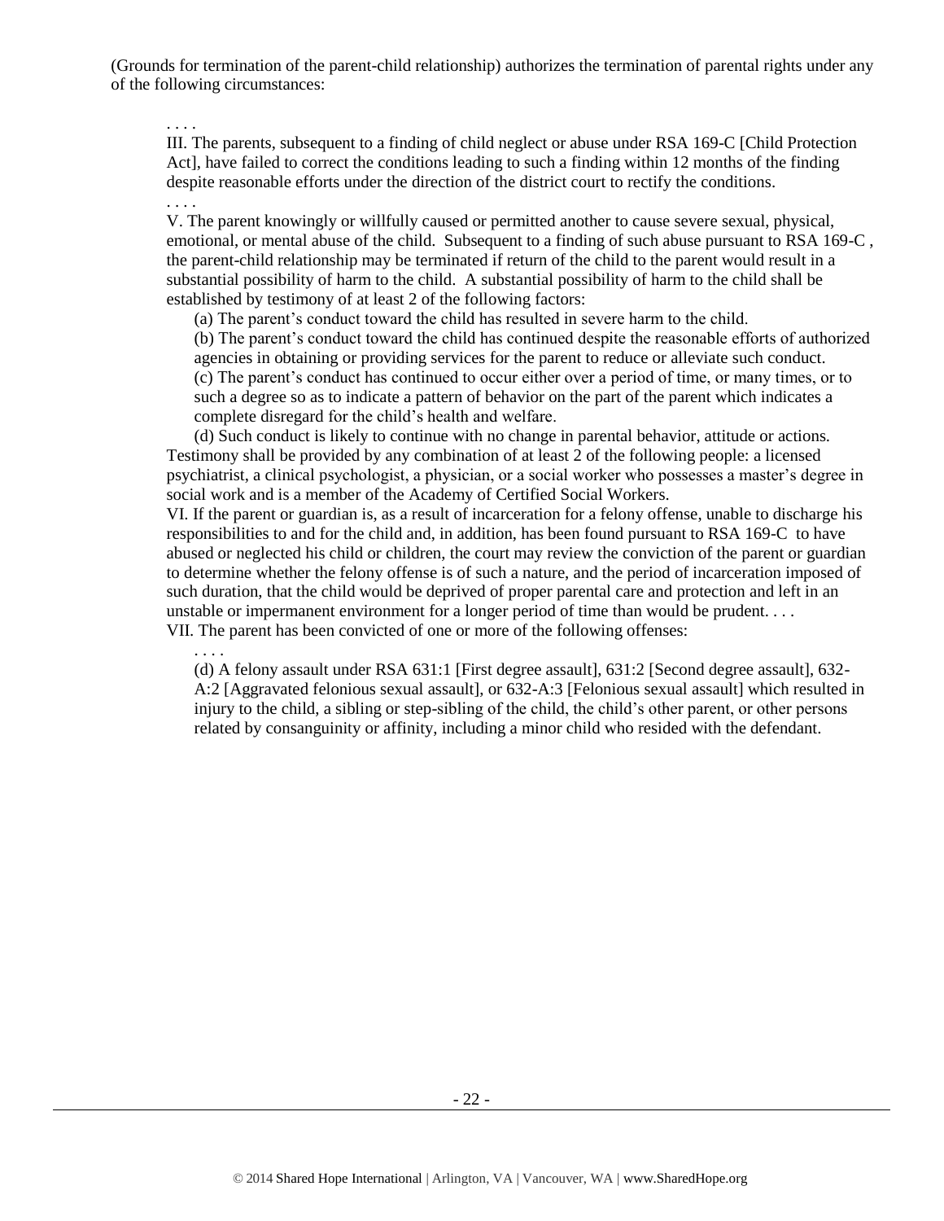(Grounds for termination of the parent-child relationship) authorizes the termination of parental rights under any of the following circumstances:

> . . . .
>
> III. The parents, subsequent to a finding of child neglect or abuse under RSA 169-C [Child Protection Act], have failed to correct the conditions leading to such a finding within 12 months of the finding despite reasonable efforts under the direction of the district court to rectify the conditions.
>
> . . . .
>
> V. The parent knowingly or willfully caused or permitted another to cause severe sexual, physical, emotional, or mental abuse of the child. Subsequent to a finding of such abuse pursuant to RSA 169-C , the parent-child relationship may be terminated if return of the child to the parent would result in a substantial possibility of harm to the child. A substantial possibility of harm to the child shall be established by testimony of at least 2 of the following factors:
>
> > (a) The parent's conduct toward the child has resulted in severe harm to the child.
> >
> > (b) The parent's conduct toward the child has continued despite the reasonable efforts of authorized agencies in obtaining or providing services for the parent to reduce or alleviate such conduct.
> >
> > (c) The parent's conduct has continued to occur either over a period of time, or many times, or to such a degree so as to indicate a pattern of behavior on the part of the parent which indicates a complete disregard for the child's health and welfare.
> >
> > (d) Such conduct is likely to continue with no change in parental behavior, attitude or actions.
>
> Testimony shall be provided by any combination of at least 2 of the following people: a licensed psychiatrist, a clinical psychologist, a physician, or a social worker who possesses a master's degree in social work and is a member of the Academy of Certified Social Workers.
>
> VI. If the parent or guardian is, as a result of incarceration for a felony offense, unable to discharge his responsibilities to and for the child and, in addition, has been found pursuant to RSA 169-C to have abused or neglected his child or children, the court may review the conviction of the parent or guardian to determine whether the felony offense is of such a nature, and the period of incarceration imposed of such duration, that the child would be deprived of proper parental care and protection and left in an unstable or impermanent environment for a longer period of time than would be prudent. . . .
>
> VII. The parent has been convicted of one or more of the following offenses:
>
> > . . . .
> >
> > (d) A felony assault under RSA 631:1 [First degree assault], 631:2 [Second degree assault], 632-A:2 [Aggravated felonious sexual assault], or 632-A:3 [Felonious sexual assault] which resulted in injury to the child, a sibling or step-sibling of the child, the child's other parent, or other persons related by consanguinity or affinity, including a minor child who resided with the defendant.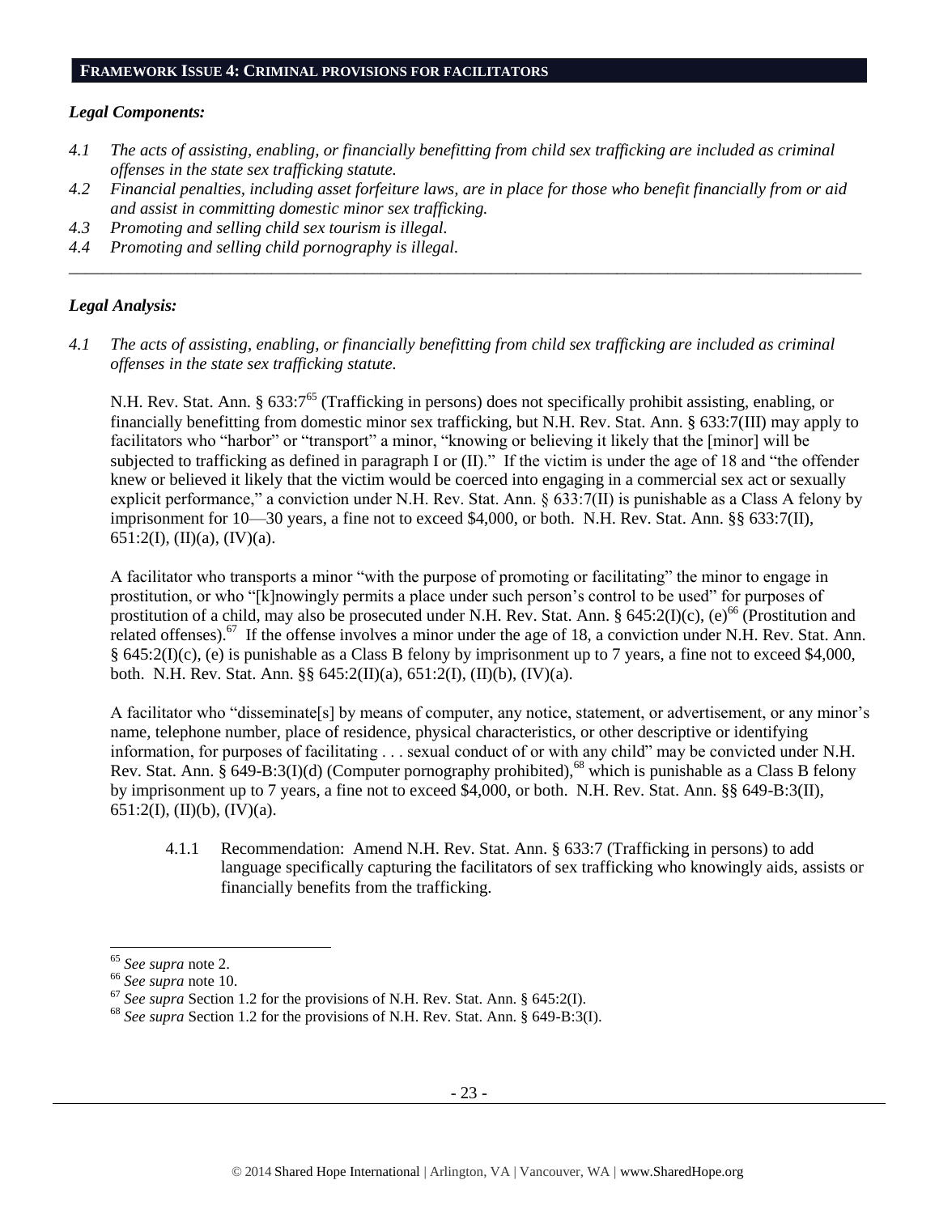## FRAMEWORK ISSUE 4: CRIMINAL PROVISIONS FOR FACILITATORS

### *Legal Components:*

*4.1 The acts of assisting, enabling, or financially benefitting from child sex trafficking are included as criminal offenses in the state sex trafficking statute.*

*4.2 Financial penalties, including asset forfeiture laws, are in place for those who benefit financially from or aid and assist in committing domestic minor sex trafficking.*

*4.3 Promoting and selling child sex tourism is illegal.*

*4.4 Promoting and selling child pornography is illegal.*

---

### *Legal Analysis:*

*4.1 The acts of assisting, enabling, or financially benefitting from child sex trafficking are included as criminal offenses in the state sex trafficking statute.*

N.H. Rev. Stat. Ann. § 633:7[65] (Trafficking in persons) does not specifically prohibit assisting, enabling, or financially benefitting from domestic minor sex trafficking, but N.H. Rev. Stat. Ann. § 633:7(III) may apply to facilitators who "harbor" or "transport" a minor, "knowing or believing it likely that the [minor] will be subjected to trafficking as defined in paragraph I or (II)." If the victim is under the age of 18 and "the offender knew or believed it likely that the victim would be coerced into engaging in a commercial sex act or sexually explicit performance," a conviction under N.H. Rev. Stat. Ann. § 633:7(II) is punishable as a Class A felony by imprisonment for 10—30 years, a fine not to exceed $4,000, or both. N.H. Rev. Stat. Ann. §§ 633:7(II), 651:2(I), (II)(a), (IV)(a).

A facilitator who transports a minor "with the purpose of promoting or facilitating" the minor to engage in prostitution, or who "[k]nowingly permits a place under such person's control to be used" for purposes of prostitution of a child, may also be prosecuted under N.H. Rev. Stat. Ann. § 645:2(I)(c), (e)[66] (Prostitution and related offenses).[67] If the offense involves a minor under the age of 18, a conviction under N.H. Rev. Stat. Ann. § 645:2(I)(c), (e) is punishable as a Class B felony by imprisonment up to 7 years, a fine not to exceed $4,000, both. N.H. Rev. Stat. Ann. §§ 645:2(II)(a), 651:2(I), (II)(b), (IV)(a).

A facilitator who "disseminate[s] by means of computer, any notice, statement, or advertisement, or any minor's name, telephone number, place of residence, physical characteristics, or other descriptive or identifying information, for purposes of facilitating . . . sexual conduct of or with any child" may be convicted under N.H. Rev. Stat. Ann. § 649-B:3(I)(d) (Computer pornography prohibited),[68] which is punishable as a Class B felony by imprisonment up to 7 years, a fine not to exceed $4,000, or both. N.H. Rev. Stat. Ann. §§ 649-B:3(II), 651:2(I), (II)(b), (IV)(a).

> 4.1.1 Recommendation: Amend N.H. Rev. Stat. Ann. § 633:7 (Trafficking in persons) to add language specifically capturing the facilitators of sex trafficking who knowingly aids, assists or financially benefits from the trafficking.

---

[65] *See supra* note 2.

[66] *See supra* note 10.

[67] *See supra* Section 1.2 for the provisions of N.H. Rev. Stat. Ann. § 645:2(I).

[68] *See supra* Section 1.2 for the provisions of N.H. Rev. Stat. Ann. § 649-B:3(I).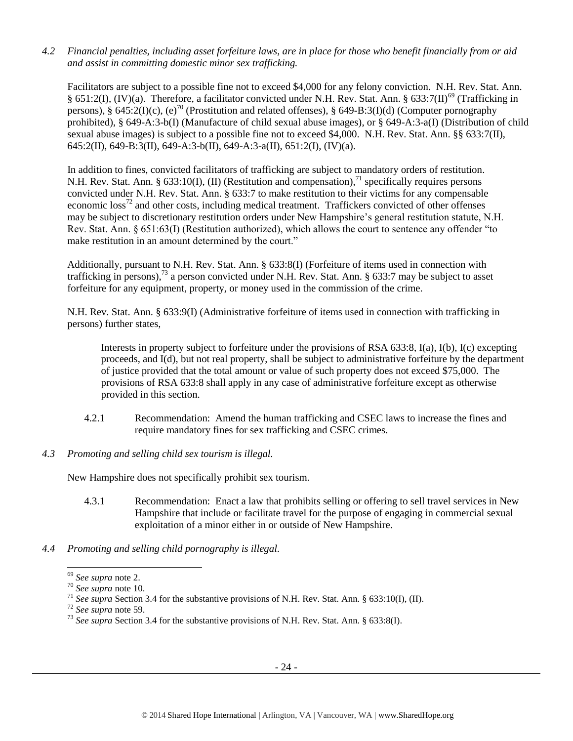*4.2 Financial penalties, including asset forfeiture laws, are in place for those who benefit financially from or aid and assist in committing domestic minor sex trafficking.*

Facilitators are subject to a possible fine not to exceed $4,000 for any felony conviction. N.H. Rev. Stat. Ann. § 651:2(I), (IV)(a). Therefore, a facilitator convicted under N.H. Rev. Stat. Ann. § 633:7(II)[69] (Trafficking in persons), § 645:2(I)(c), (e)[70] (Prostitution and related offenses), § 649-B:3(I)(d) (Computer pornography prohibited), § 649-A:3-b(I) (Manufacture of child sexual abuse images), or § 649-A:3-a(I) (Distribution of child sexual abuse images) is subject to a possible fine not to exceed $4,000. N.H. Rev. Stat. Ann. §§ 633:7(II), 645:2(II), 649-B:3(II), 649-A:3-b(II), 649-A:3-a(II), 651:2(I), (IV)(a).

In addition to fines, convicted facilitators of trafficking are subject to mandatory orders of restitution. N.H. Rev. Stat. Ann. § 633:10(I), (II) (Restitution and compensation),[71] specifically requires persons convicted under N.H. Rev. Stat. Ann. § 633:7 to make restitution to their victims for any compensable economic loss[72] and other costs, including medical treatment. Traffickers convicted of other offenses may be subject to discretionary restitution orders under New Hampshire's general restitution statute, N.H. Rev. Stat. Ann. § 651:63(I) (Restitution authorized), which allows the court to sentence any offender "to make restitution in an amount determined by the court."

Additionally, pursuant to N.H. Rev. Stat. Ann. § 633:8(I) (Forfeiture of items used in connection with trafficking in persons),[73] a person convicted under N.H. Rev. Stat. Ann. § 633:7 may be subject to asset forfeiture for any equipment, property, or money used in the commission of the crime.

N.H. Rev. Stat. Ann. § 633:9(I) (Administrative forfeiture of items used in connection with trafficking in persons) further states,

> Interests in property subject to forfeiture under the provisions of RSA 633:8, I(a), I(b), I(c) excepting proceeds, and I(d), but not real property, shall be subject to administrative forfeiture by the department of justice provided that the total amount or value of such property does not exceed $75,000. The provisions of RSA 633:8 shall apply in any case of administrative forfeiture except as otherwise provided in this section.

4.2.1 Recommendation: Amend the human trafficking and CSEC laws to increase the fines and require mandatory fines for sex trafficking and CSEC crimes.

*4.3 Promoting and selling child sex tourism is illegal.*

New Hampshire does not specifically prohibit sex tourism.

4.3.1 Recommendation: Enact a law that prohibits selling or offering to sell travel services in New Hampshire that include or facilitate travel for the purpose of engaging in commercial sexual exploitation of a minor either in or outside of New Hampshire.

*4.4 Promoting and selling child pornography is illegal.*

---

[69] *See supra* note 2.

[70] *See supra* note 10.

[71] *See supra* Section 3.4 for the substantive provisions of N.H. Rev. Stat. Ann. § 633:10(I), (II).

[72] *See supra* note 59.

[73] *See supra* Section 3.4 for the substantive provisions of N.H. Rev. Stat. Ann. § 633:8(I).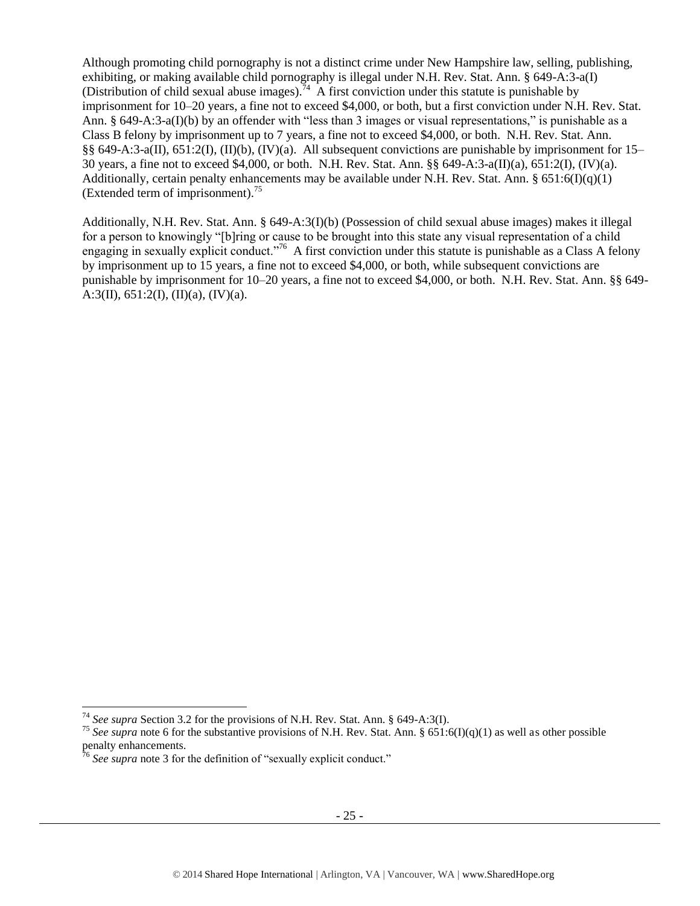Although promoting child pornography is not a distinct crime under New Hampshire law, selling, publishing, exhibiting, or making available child pornography is illegal under N.H. Rev. Stat. Ann. § 649-A:3-a(I) (Distribution of child sexual abuse images).[74] A first conviction under this statute is punishable by imprisonment for 10–20 years, a fine not to exceed $4,000, or both, but a first conviction under N.H. Rev. Stat. Ann. § 649-A:3-a(I)(b) by an offender with "less than 3 images or visual representations," is punishable as a Class B felony by imprisonment up to 7 years, a fine not to exceed $4,000, or both. N.H. Rev. Stat. Ann. §§ 649-A:3-a(II), 651:2(I), (II)(b), (IV)(a). All subsequent convictions are punishable by imprisonment for 15–30 years, a fine not to exceed $4,000, or both. N.H. Rev. Stat. Ann. §§ 649-A:3-a(II)(a), 651:2(I), (IV)(a). Additionally, certain penalty enhancements may be available under N.H. Rev. Stat. Ann. § 651:6(I)(q)(1) (Extended term of imprisonment).[75]

Additionally, N.H. Rev. Stat. Ann. § 649-A:3(I)(b) (Possession of child sexual abuse images) makes it illegal for a person to knowingly "[b]ring or cause to be brought into this state any visual representation of a child engaging in sexually explicit conduct."[76] A first conviction under this statute is punishable as a Class A felony by imprisonment up to 15 years, a fine not to exceed $4,000, or both, while subsequent convictions are punishable by imprisonment for 10–20 years, a fine not to exceed $4,000, or both. N.H. Rev. Stat. Ann. §§ 649-A:3(II), 651:2(I), (II)(a), (IV)(a).

---

[74] *See supra* Section 3.2 for the provisions of N.H. Rev. Stat. Ann. § 649-A:3(I).

[75] *See supra* note 6 for the substantive provisions of N.H. Rev. Stat. Ann. § 651:6(I)(q)(1) as well as other possible penalty enhancements.

[76] *See supra* note 3 for the definition of "sexually explicit conduct."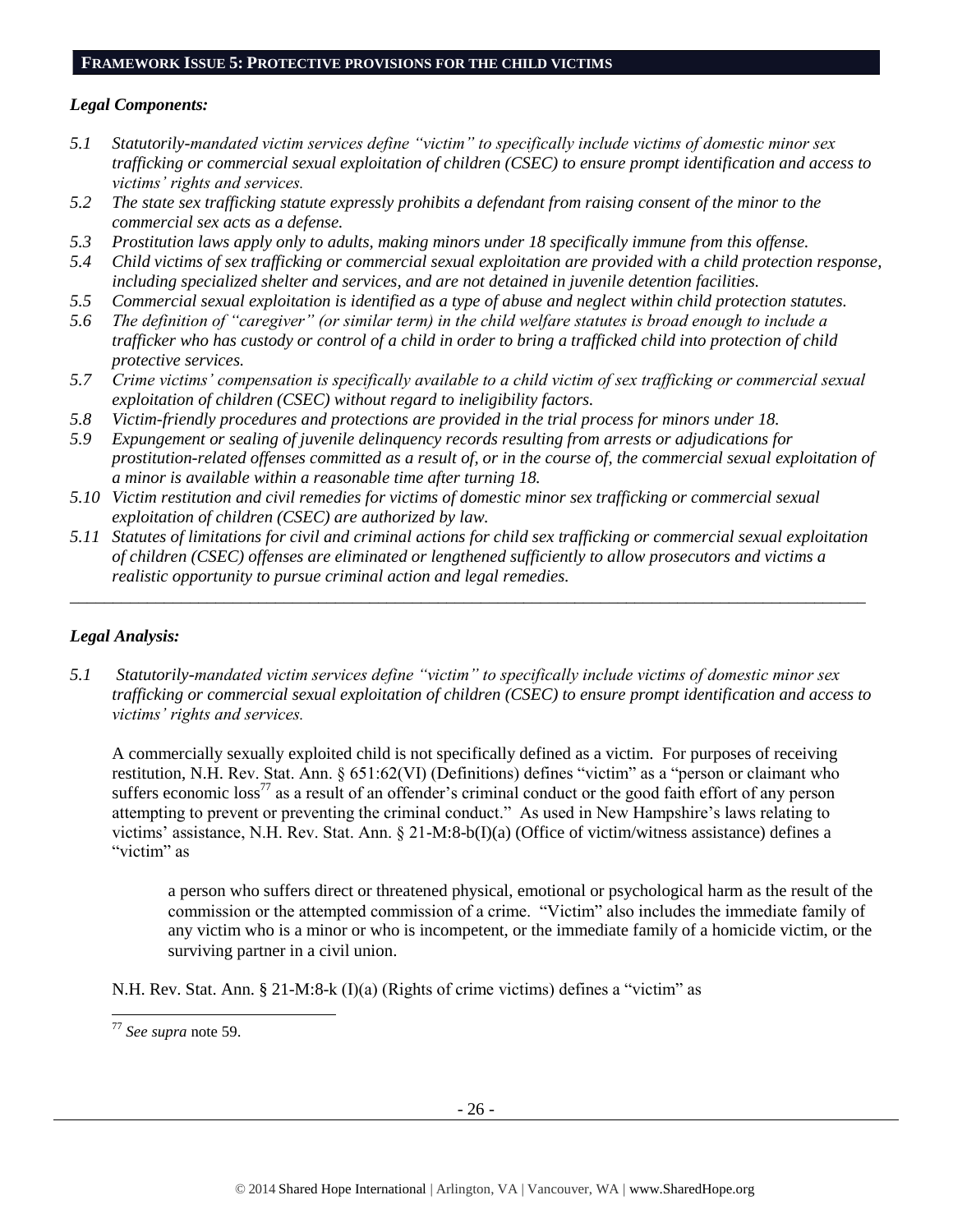## FRAMEWORK ISSUE 5: PROTECTIVE PROVISIONS FOR THE CHILD VICTIMS

### *Legal Components:*

- *5.1 Statutorily-mandated victim services define "victim" to specifically include victims of domestic minor sex trafficking or commercial sexual exploitation of children (CSEC) to ensure prompt identification and access to victims' rights and services.*
- *5.2 The state sex trafficking statute expressly prohibits a defendant from raising consent of the minor to the commercial sex acts as a defense.*
- *5.3 Prostitution laws apply only to adults, making minors under 18 specifically immune from this offense.*
- *5.4 Child victims of sex trafficking or commercial sexual exploitation are provided with a child protection response, including specialized shelter and services, and are not detained in juvenile detention facilities.*
- *5.5 Commercial sexual exploitation is identified as a type of abuse and neglect within child protection statutes.*
- *5.6 The definition of "caregiver" (or similar term) in the child welfare statutes is broad enough to include a trafficker who has custody or control of a child in order to bring a trafficked child into protection of child protective services.*
- *5.7 Crime victims' compensation is specifically available to a child victim of sex trafficking or commercial sexual exploitation of children (CSEC) without regard to ineligibility factors.*
- *5.8 Victim-friendly procedures and protections are provided in the trial process for minors under 18.*
- *5.9 Expungement or sealing of juvenile delinquency records resulting from arrests or adjudications for prostitution-related offenses committed as a result of, or in the course of, the commercial sexual exploitation of a minor is available within a reasonable time after turning 18.*
- *5.10 Victim restitution and civil remedies for victims of domestic minor sex trafficking or commercial sexual exploitation of children (CSEC) are authorized by law.*
- *5.11 Statutes of limitations for civil and criminal actions for child sex trafficking or commercial sexual exploitation of children (CSEC) offenses are eliminated or lengthened sufficiently to allow prosecutors and victims a realistic opportunity to pursue criminal action and legal remedies.*

---

### *Legal Analysis:*

*5.1 Statutorily-mandated victim services define "victim" to specifically include victims of domestic minor sex trafficking or commercial sexual exploitation of children (CSEC) to ensure prompt identification and access to victims' rights and services.*

A commercially sexually exploited child is not specifically defined as a victim. For purposes of receiving restitution, N.H. Rev. Stat. Ann. § 651:62(VI) (Definitions) defines "victim" as a "person or claimant who suffers economic loss[77] as a result of an offender's criminal conduct or the good faith effort of any person attempting to prevent or preventing the criminal conduct." As used in New Hampshire's laws relating to victims' assistance, N.H. Rev. Stat. Ann. § 21-M:8-b(I)(a) (Office of victim/witness assistance) defines a "victim" as

> a person who suffers direct or threatened physical, emotional or psychological harm as the result of the commission or the attempted commission of a crime. "Victim" also includes the immediate family of any victim who is a minor or who is incompetent, or the immediate family of a homicide victim, or the surviving partner in a civil union.

N.H. Rev. Stat. Ann. § 21-M:8-k (I)(a) (Rights of crime victims) defines a "victim" as

---

[77] *See supra* note 59.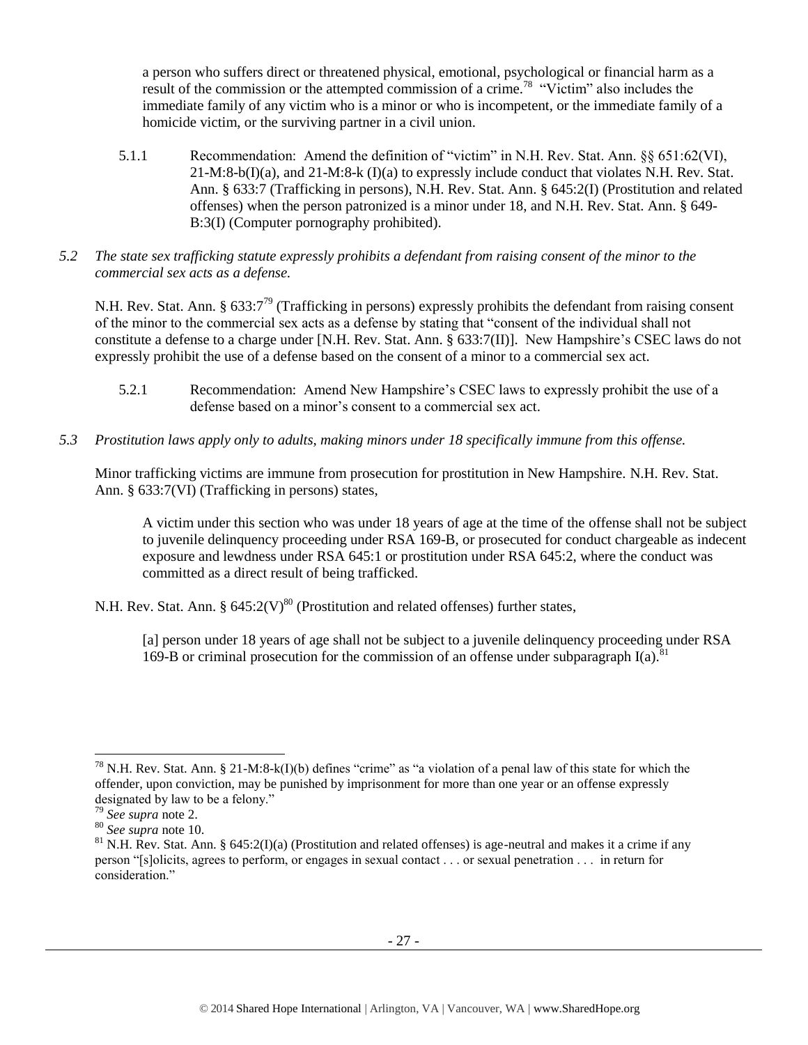a person who suffers direct or threatened physical, emotional, psychological or financial harm as a result of the commission or the attempted commission of a crime.[78] "Victim" also includes the immediate family of any victim who is a minor or who is incompetent, or the immediate family of a homicide victim, or the surviving partner in a civil union.

5.1.1 Recommendation: Amend the definition of "victim" in N.H. Rev. Stat. Ann. §§ 651:62(VI), 21-M:8-b(I)(a), and 21-M:8-k (I)(a) to expressly include conduct that violates N.H. Rev. Stat. Ann. § 633:7 (Trafficking in persons), N.H. Rev. Stat. Ann. § 645:2(I) (Prostitution and related offenses) when the person patronized is a minor under 18, and N.H. Rev. Stat. Ann. § 649-B:3(I) (Computer pornography prohibited).

*5.2 The state sex trafficking statute expressly prohibits a defendant from raising consent of the minor to the commercial sex acts as a defense.*

N.H. Rev. Stat. Ann. § 633:7[79] (Trafficking in persons) expressly prohibits the defendant from raising consent of the minor to the commercial sex acts as a defense by stating that "consent of the individual shall not constitute a defense to a charge under [N.H. Rev. Stat. Ann. § 633:7(II)]. New Hampshire's CSEC laws do not expressly prohibit the use of a defense based on the consent of a minor to a commercial sex act.

5.2.1 Recommendation: Amend New Hampshire's CSEC laws to expressly prohibit the use of a defense based on a minor's consent to a commercial sex act.

*5.3 Prostitution laws apply only to adults, making minors under 18 specifically immune from this offense.*

Minor trafficking victims are immune from prosecution for prostitution in New Hampshire. N.H. Rev. Stat. Ann. § 633:7(VI) (Trafficking in persons) states,

> A victim under this section who was under 18 years of age at the time of the offense shall not be subject to juvenile delinquency proceeding under RSA 169-B, or prosecuted for conduct chargeable as indecent exposure and lewdness under RSA 645:1 or prostitution under RSA 645:2, where the conduct was committed as a direct result of being trafficked.

N.H. Rev. Stat. Ann. § 645:2(V)[80] (Prostitution and related offenses) further states,

> [a] person under 18 years of age shall not be subject to a juvenile delinquency proceeding under RSA 169-B or criminal prosecution for the commission of an offense under subparagraph I(a).[81]

---

[78] N.H. Rev. Stat. Ann. § 21-M:8-k(I)(b) defines "crime" as "a violation of a penal law of this state for which the offender, upon conviction, may be punished by imprisonment for more than one year or an offense expressly designated by law to be a felony."

[79] *See supra* note 2.

[80] *See supra* note 10.

[81] N.H. Rev. Stat. Ann. § 645:2(I)(a) (Prostitution and related offenses) is age-neutral and makes it a crime if any person "[s]olicits, agrees to perform, or engages in sexual contact . . . or sexual penetration . . . in return for consideration."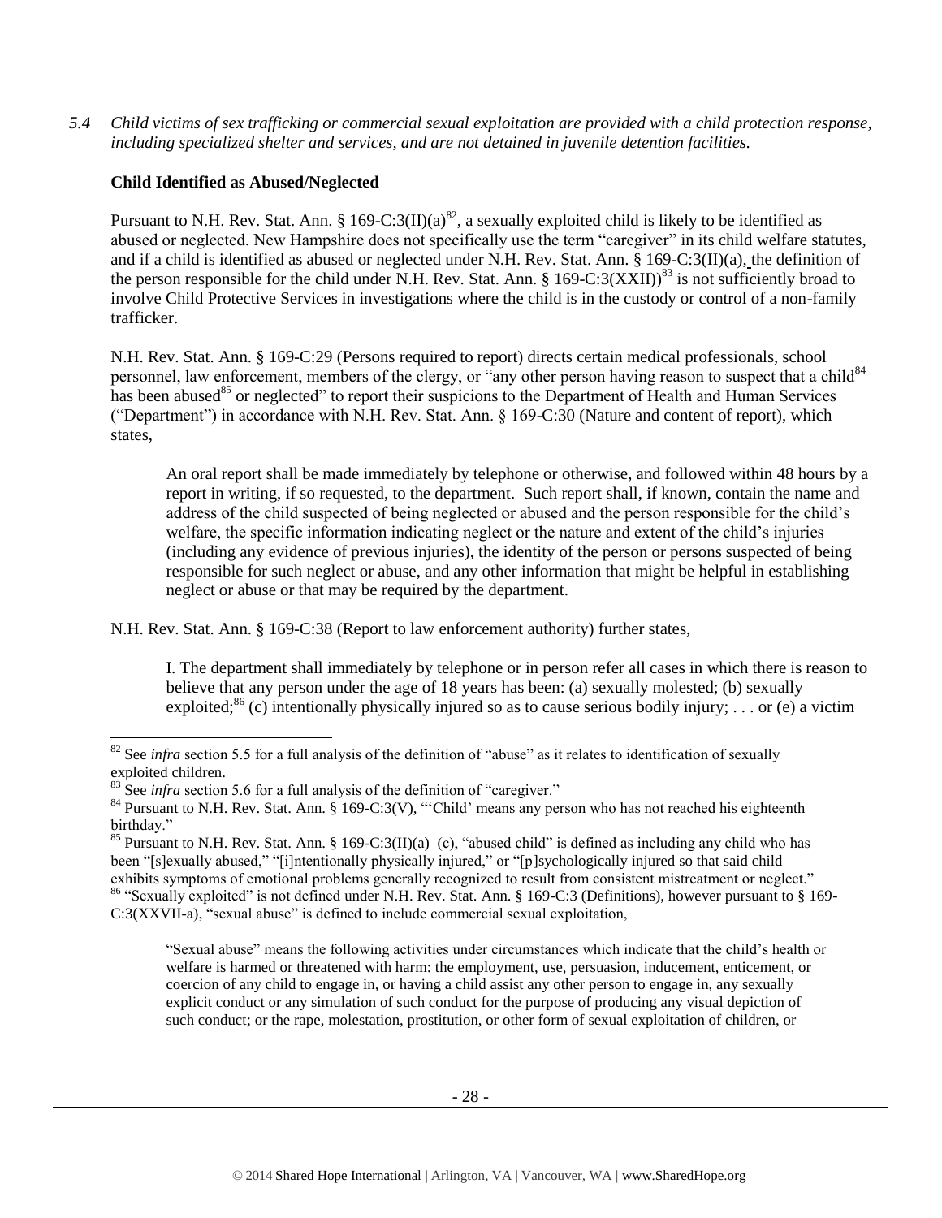*5.4 Child victims of sex trafficking or commercial sexual exploitation are provided with a child protection response, including specialized shelter and services, and are not detained in juvenile detention facilities.*

**Child Identified as Abused/Neglected**

Pursuant to N.H. Rev. Stat. Ann. § 169-C:3(II)(a)[82], a sexually exploited child is likely to be identified as abused or neglected. New Hampshire does not specifically use the term "caregiver" in its child welfare statutes, and if a child is identified as abused or neglected under N.H. Rev. Stat. Ann. § 169-C:3(II)(a), the definition of the person responsible for the child under N.H. Rev. Stat. Ann. § 169-C:3(XXII))[83] is not sufficiently broad to involve Child Protective Services in investigations where the child is in the custody or control of a non-family trafficker.

N.H. Rev. Stat. Ann. § 169-C:29 (Persons required to report) directs certain medical professionals, school personnel, law enforcement, members of the clergy, or "any other person having reason to suspect that a child[84] has been abused[85] or neglected" to report their suspicions to the Department of Health and Human Services ("Department") in accordance with N.H. Rev. Stat. Ann. § 169-C:30 (Nature and content of report), which states,

> An oral report shall be made immediately by telephone or otherwise, and followed within 48 hours by a report in writing, if so requested, to the department. Such report shall, if known, contain the name and address of the child suspected of being neglected or abused and the person responsible for the child's welfare, the specific information indicating neglect or the nature and extent of the child's injuries (including any evidence of previous injuries), the identity of the person or persons suspected of being responsible for such neglect or abuse, and any other information that might be helpful in establishing neglect or abuse or that may be required by the department.

N.H. Rev. Stat. Ann. § 169-C:38 (Report to law enforcement authority) further states,

> I. The department shall immediately by telephone or in person refer all cases in which there is reason to believe that any person under the age of 18 years has been: (a) sexually molested; (b) sexually exploited;[86] (c) intentionally physically injured so as to cause serious bodily injury; . . . or (e) a victim

---

[82] See *infra* section 5.5 for a full analysis of the definition of "abuse" as it relates to identification of sexually exploited children.

[83] See *infra* section 5.6 for a full analysis of the definition of "caregiver."

[84] Pursuant to N.H. Rev. Stat. Ann. § 169-C:3(V), "'Child' means any person who has not reached his eighteenth birthday."

[85] Pursuant to N.H. Rev. Stat. Ann. § 169-C:3(II)(a)–(c), "abused child" is defined as including any child who has been "[s]exually abused," "[i]ntentionally physically injured," or "[p]sychologically injured so that said child exhibits symptoms of emotional problems generally recognized to result from consistent mistreatment or neglect."

[86] "Sexually exploited" is not defined under N.H. Rev. Stat. Ann. § 169-C:3 (Definitions), however pursuant to § 169-C:3(XXVII-a), "sexual abuse" is defined to include commercial sexual exploitation,

> "Sexual abuse" means the following activities under circumstances which indicate that the child's health or welfare is harmed or threatened with harm: the employment, use, persuasion, inducement, enticement, or coercion of any child to engage in, or having a child assist any other person to engage in, any sexually explicit conduct or any simulation of such conduct for the purpose of producing any visual depiction of such conduct; or the rape, molestation, prostitution, or other form of sexual exploitation of children, or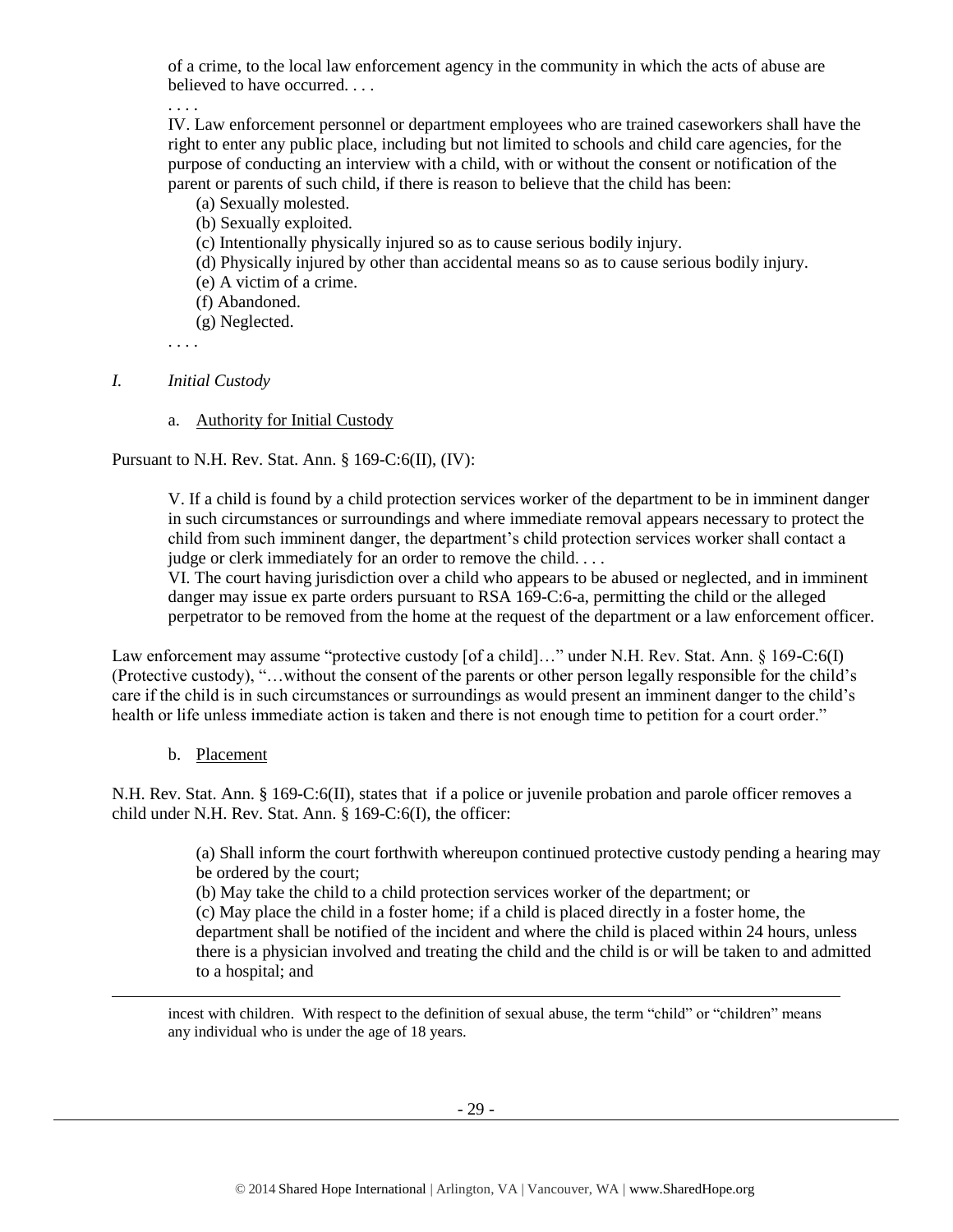> of a crime, to the local law enforcement agency in the community in which the acts of abuse are believed to have occurred. . . .
>
> . . . .
>
> IV. Law enforcement personnel or department employees who are trained caseworkers shall have the right to enter any public place, including but not limited to schools and child care agencies, for the purpose of conducting an interview with a child, with or without the consent or notification of the parent or parents of such child, if there is reason to believe that the child has been:
>
> (a) Sexually molested.
> (b) Sexually exploited.
> (c) Intentionally physically injured so as to cause serious bodily injury.
> (d) Physically injured by other than accidental means so as to cause serious bodily injury.
> (e) A victim of a crime.
> (f) Abandoned.
> (g) Neglected.
>
> . . . .

*I. Initial Custody*

a. Authority for Initial Custody

Pursuant to N.H. Rev. Stat. Ann. § 169-C:6(II), (IV):

> V. If a child is found by a child protection services worker of the department to be in imminent danger in such circumstances or surroundings and where immediate removal appears necessary to protect the child from such imminent danger, the department's child protection services worker shall contact a judge or clerk immediately for an order to remove the child. . . .
>
> VI. The court having jurisdiction over a child who appears to be abused or neglected, and in imminent danger may issue ex parte orders pursuant to RSA 169-C:6-a, permitting the child or the alleged perpetrator to be removed from the home at the request of the department or a law enforcement officer.

Law enforcement may assume "protective custody [of a child]…" under N.H. Rev. Stat. Ann. § 169-C:6(I) (Protective custody), "…without the consent of the parents or other person legally responsible for the child's care if the child is in such circumstances or surroundings as would present an imminent danger to the child's health or life unless immediate action is taken and there is not enough time to petition for a court order."

b. Placement

N.H. Rev. Stat. Ann. § 169-C:6(II), states that if a police or juvenile probation and parole officer removes a child under N.H. Rev. Stat. Ann. § 169-C:6(I), the officer:

> (a) Shall inform the court forthwith whereupon continued protective custody pending a hearing may be ordered by the court;
> (b) May take the child to a child protection services worker of the department; or
> (c) May place the child in a foster home; if a child is placed directly in a foster home, the department shall be notified of the incident and where the child is placed within 24 hours, unless there is a physician involved and treating the child and the child is or will be taken to and admitted to a hospital; and

---

incest with children. With respect to the definition of sexual abuse, the term "child" or "children" means any individual who is under the age of 18 years.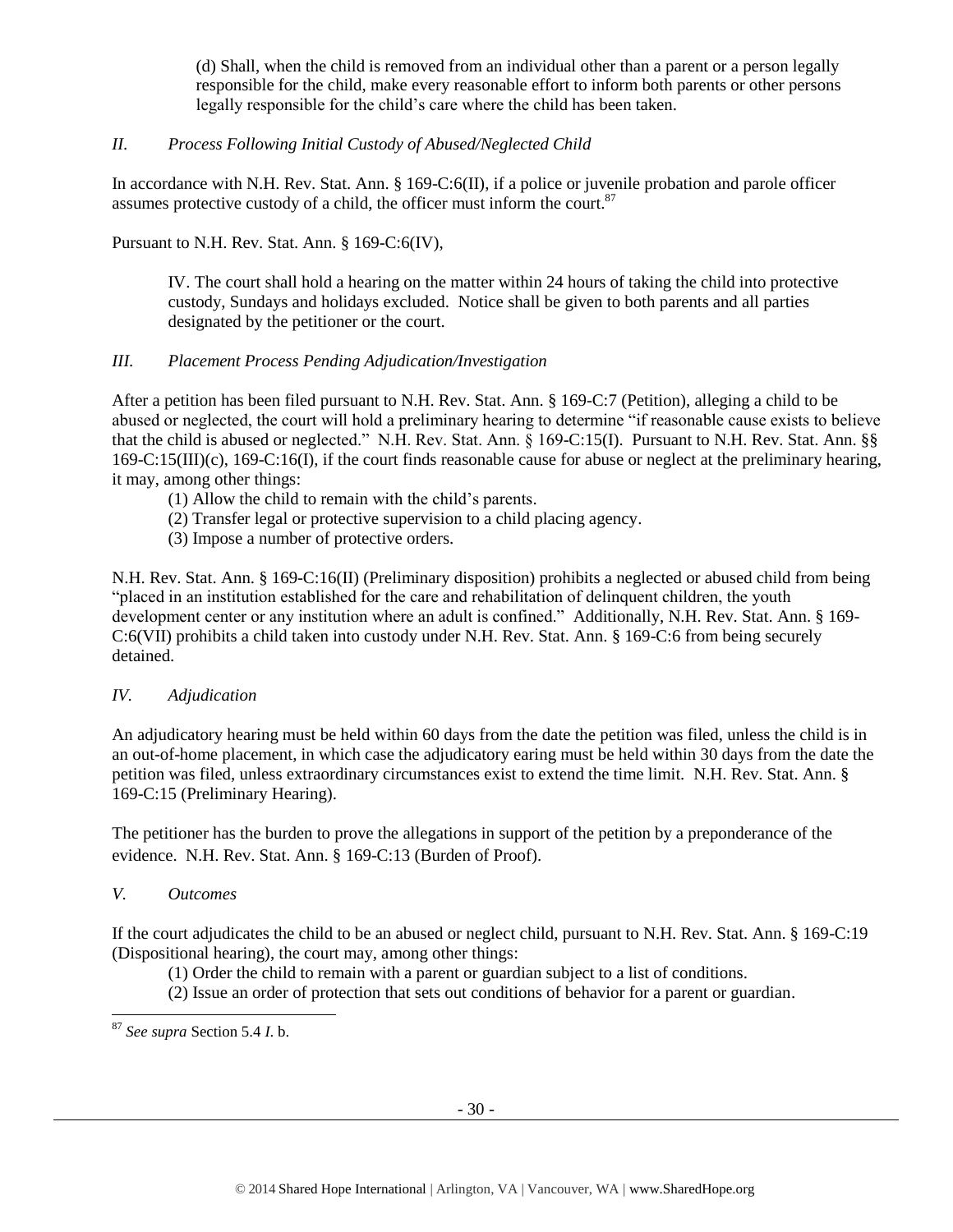(d) Shall, when the child is removed from an individual other than a parent or a person legally responsible for the child, make every reasonable effort to inform both parents or other persons legally responsible for the child's care where the child has been taken.

*II. Process Following Initial Custody of Abused/Neglected Child*

In accordance with N.H. Rev. Stat. Ann. § 169-C:6(II), if a police or juvenile probation and parole officer assumes protective custody of a child, the officer must inform the court.[87]

Pursuant to N.H. Rev. Stat. Ann. § 169-C:6(IV),

> IV. The court shall hold a hearing on the matter within 24 hours of taking the child into protective custody, Sundays and holidays excluded. Notice shall be given to both parents and all parties designated by the petitioner or the court.

*III. Placement Process Pending Adjudication/Investigation*

After a petition has been filed pursuant to N.H. Rev. Stat. Ann. § 169-C:7 (Petition), alleging a child to be abused or neglected, the court will hold a preliminary hearing to determine "if reasonable cause exists to believe that the child is abused or neglected." N.H. Rev. Stat. Ann. § 169-C:15(I). Pursuant to N.H. Rev. Stat. Ann. §§ 169-C:15(III)(c), 169-C:16(I), if the court finds reasonable cause for abuse or neglect at the preliminary hearing, it may, among other things:

(1) Allow the child to remain with the child's parents.
(2) Transfer legal or protective supervision to a child placing agency.
(3) Impose a number of protective orders.

N.H. Rev. Stat. Ann. § 169-C:16(II) (Preliminary disposition) prohibits a neglected or abused child from being "placed in an institution established for the care and rehabilitation of delinquent children, the youth development center or any institution where an adult is confined." Additionally, N.H. Rev. Stat. Ann. § 169-C:6(VII) prohibits a child taken into custody under N.H. Rev. Stat. Ann. § 169-C:6 from being securely detained.

*IV. Adjudication*

An adjudicatory hearing must be held within 60 days from the date the petition was filed, unless the child is in an out-of-home placement, in which case the adjudicatory earing must be held within 30 days from the date the petition was filed, unless extraordinary circumstances exist to extend the time limit. N.H. Rev. Stat. Ann. § 169-C:15 (Preliminary Hearing).

The petitioner has the burden to prove the allegations in support of the petition by a preponderance of the evidence. N.H. Rev. Stat. Ann. § 169-C:13 (Burden of Proof).

*V. Outcomes*

If the court adjudicates the child to be an abused or neglect child, pursuant to N.H. Rev. Stat. Ann. § 169-C:19 (Dispositional hearing), the court may, among other things:

(1) Order the child to remain with a parent or guardian subject to a list of conditions.
(2) Issue an order of protection that sets out conditions of behavior for a parent or guardian.

---

[87] *See supra* Section 5.4 *I.* b.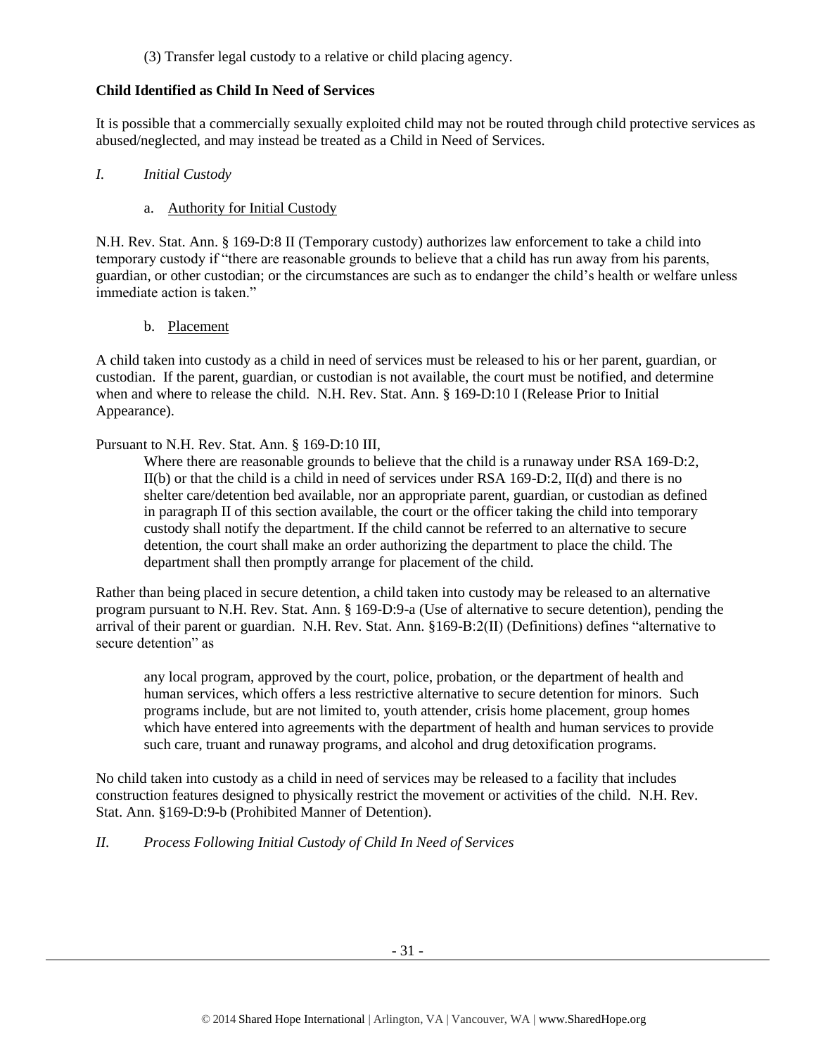(3) Transfer legal custody to a relative or child placing agency.

**Child Identified as Child In Need of Services**

It is possible that a commercially sexually exploited child may not be routed through child protective services as abused/neglected, and may instead be treated as a Child in Need of Services.

*I. Initial Custody*

a. Authority for Initial Custody

N.H. Rev. Stat. Ann. § 169-D:8 II (Temporary custody) authorizes law enforcement to take a child into temporary custody if "there are reasonable grounds to believe that a child has run away from his parents, guardian, or other custodian; or the circumstances are such as to endanger the child's health or welfare unless immediate action is taken."

b. Placement

A child taken into custody as a child in need of services must be released to his or her parent, guardian, or custodian. If the parent, guardian, or custodian is not available, the court must be notified, and determine when and where to release the child. N.H. Rev. Stat. Ann. § 169-D:10 I (Release Prior to Initial Appearance).

Pursuant to N.H. Rev. Stat. Ann. § 169-D:10 III,

> Where there are reasonable grounds to believe that the child is a runaway under RSA 169-D:2, II(b) or that the child is a child in need of services under RSA 169-D:2, II(d) and there is no shelter care/detention bed available, nor an appropriate parent, guardian, or custodian as defined in paragraph II of this section available, the court or the officer taking the child into temporary custody shall notify the department. If the child cannot be referred to an alternative to secure detention, the court shall make an order authorizing the department to place the child. The department shall then promptly arrange for placement of the child.

Rather than being placed in secure detention, a child taken into custody may be released to an alternative program pursuant to N.H. Rev. Stat. Ann. § 169-D:9-a (Use of alternative to secure detention), pending the arrival of their parent or guardian. N.H. Rev. Stat. Ann. §169-B:2(II) (Definitions) defines "alternative to secure detention" as

> any local program, approved by the court, police, probation, or the department of health and human services, which offers a less restrictive alternative to secure detention for minors. Such programs include, but are not limited to, youth attender, crisis home placement, group homes which have entered into agreements with the department of health and human services to provide such care, truant and runaway programs, and alcohol and drug detoxification programs.

No child taken into custody as a child in need of services may be released to a facility that includes construction features designed to physically restrict the movement or activities of the child. N.H. Rev. Stat. Ann. §169-D:9-b (Prohibited Manner of Detention).

*II. Process Following Initial Custody of Child In Need of Services*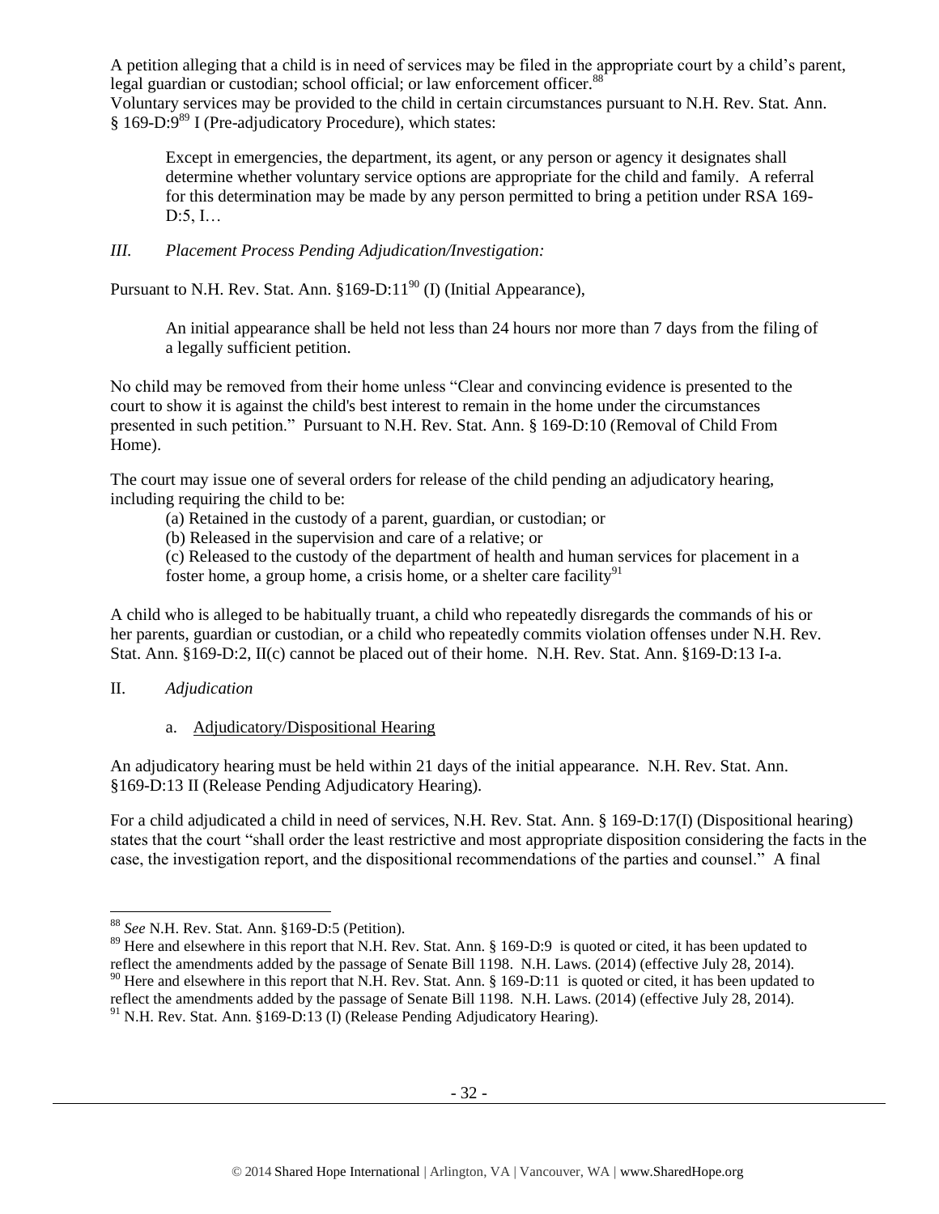A petition alleging that a child is in need of services may be filed in the appropriate court by a child's parent, legal guardian or custodian; school official; or law enforcement officer.[88]

Voluntary services may be provided to the child in certain circumstances pursuant to N.H. Rev. Stat. Ann. § 169-D:9[89] I (Pre-adjudicatory Procedure), which states:

> Except in emergencies, the department, its agent, or any person or agency it designates shall determine whether voluntary service options are appropriate for the child and family. A referral for this determination may be made by any person permitted to bring a petition under RSA 169-D:5, I…

*III. Placement Process Pending Adjudication/Investigation:*

Pursuant to N.H. Rev. Stat. Ann. §169-D:11[90] (I) (Initial Appearance),

> An initial appearance shall be held not less than 24 hours nor more than 7 days from the filing of a legally sufficient petition.

No child may be removed from their home unless "Clear and convincing evidence is presented to the court to show it is against the child's best interest to remain in the home under the circumstances presented in such petition." Pursuant to N.H. Rev. Stat. Ann. § 169-D:10 (Removal of Child From Home).

The court may issue one of several orders for release of the child pending an adjudicatory hearing, including requiring the child to be:

> (a) Retained in the custody of a parent, guardian, or custodian; or
> (b) Released in the supervision and care of a relative; or
> (c) Released to the custody of the department of health and human services for placement in a foster home, a group home, a crisis home, or a shelter care facility[91]

A child who is alleged to be habitually truant, a child who repeatedly disregards the commands of his or her parents, guardian or custodian, or a child who repeatedly commits violation offenses under N.H. Rev. Stat. Ann. §169-D:2, II(c) cannot be placed out of their home. N.H. Rev. Stat. Ann. §169-D:13 I-a.

II. *Adjudication*

a. Adjudicatory/Dispositional Hearing

An adjudicatory hearing must be held within 21 days of the initial appearance. N.H. Rev. Stat. Ann. §169-D:13 II (Release Pending Adjudicatory Hearing).

For a child adjudicated a child in need of services, N.H. Rev. Stat. Ann. § 169-D:17(I) (Dispositional hearing) states that the court "shall order the least restrictive and most appropriate disposition considering the facts in the case, the investigation report, and the dispositional recommendations of the parties and counsel." A final

---

[88] *See* N.H. Rev. Stat. Ann. §169-D:5 (Petition).

[89] Here and elsewhere in this report that N.H. Rev. Stat. Ann. § 169-D:9 is quoted or cited, it has been updated to reflect the amendments added by the passage of Senate Bill 1198. N.H. Laws. (2014) (effective July 28, 2014).

[90] Here and elsewhere in this report that N.H. Rev. Stat. Ann. § 169-D:11 is quoted or cited, it has been updated to reflect the amendments added by the passage of Senate Bill 1198. N.H. Laws. (2014) (effective July 28, 2014).

[91] N.H. Rev. Stat. Ann. §169-D:13 (I) (Release Pending Adjudicatory Hearing).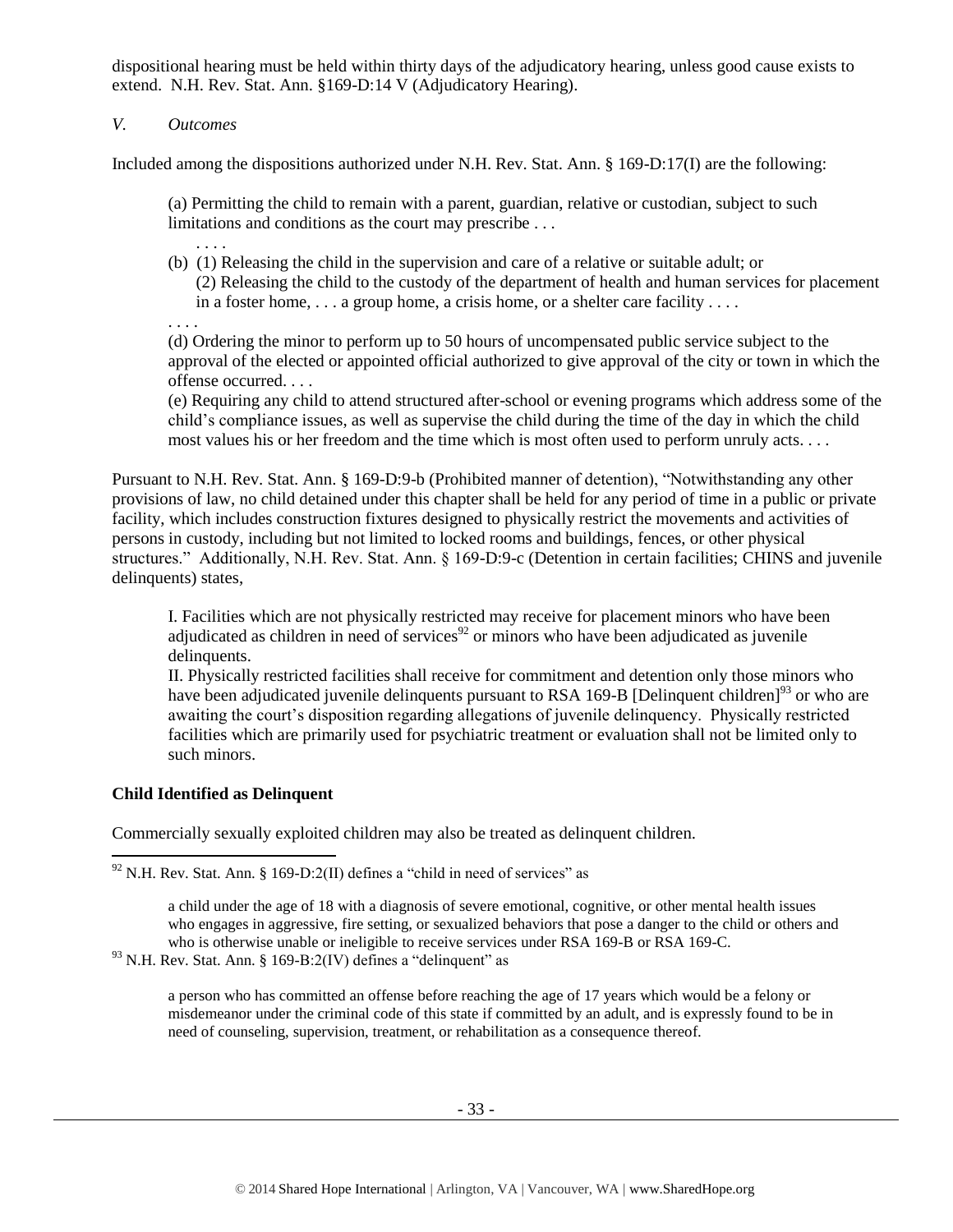dispositional hearing must be held within thirty days of the adjudicatory hearing, unless good cause exists to extend. N.H. Rev. Stat. Ann. §169-D:14 V (Adjudicatory Hearing).

*V. Outcomes*

Included among the dispositions authorized under N.H. Rev. Stat. Ann. § 169-D:17(I) are the following:

> (a) Permitting the child to remain with a parent, guardian, relative or custodian, subject to such limitations and conditions as the court may prescribe . . .
>
> . . . .
>
> (b) (1) Releasing the child in the supervision and care of a relative or suitable adult; or
> (2) Releasing the child to the custody of the department of health and human services for placement in a foster home, . . . a group home, a crisis home, or a shelter care facility . . . .
>
> . . . .
>
> (d) Ordering the minor to perform up to 50 hours of uncompensated public service subject to the approval of the elected or appointed official authorized to give approval of the city or town in which the offense occurred. . . .
>
> (e) Requiring any child to attend structured after-school or evening programs which address some of the child's compliance issues, as well as supervise the child during the time of the day in which the child most values his or her freedom and the time which is most often used to perform unruly acts. . . .

Pursuant to N.H. Rev. Stat. Ann. § 169-D:9-b (Prohibited manner of detention), "Notwithstanding any other provisions of law, no child detained under this chapter shall be held for any period of time in a public or private facility, which includes construction fixtures designed to physically restrict the movements and activities of persons in custody, including but not limited to locked rooms and buildings, fences, or other physical structures." Additionally, N.H. Rev. Stat. Ann. § 169-D:9-c (Detention in certain facilities; CHINS and juvenile delinquents) states,

> I. Facilities which are not physically restricted may receive for placement minors who have been adjudicated as children in need of services[92] or minors who have been adjudicated as juvenile delinquents.
>
> II. Physically restricted facilities shall receive for commitment and detention only those minors who have been adjudicated juvenile delinquents pursuant to RSA 169-B [Delinquent children][93] or who are awaiting the court's disposition regarding allegations of juvenile delinquency. Physically restricted facilities which are primarily used for psychiatric treatment or evaluation shall not be limited only to such minors.

**Child Identified as Delinquent**

Commercially sexually exploited children may also be treated as delinquent children.

---

[92] N.H. Rev. Stat. Ann. § 169-D:2(II) defines a "child in need of services" as

> a child under the age of 18 with a diagnosis of severe emotional, cognitive, or other mental health issues who engages in aggressive, fire setting, or sexualized behaviors that pose a danger to the child or others and who is otherwise unable or ineligible to receive services under RSA 169-B or RSA 169-C.

[93] N.H. Rev. Stat. Ann. § 169-B:2(IV) defines a "delinquent" as

> a person who has committed an offense before reaching the age of 17 years which would be a felony or misdemeanor under the criminal code of this state if committed by an adult, and is expressly found to be in need of counseling, supervision, treatment, or rehabilitation as a consequence thereof.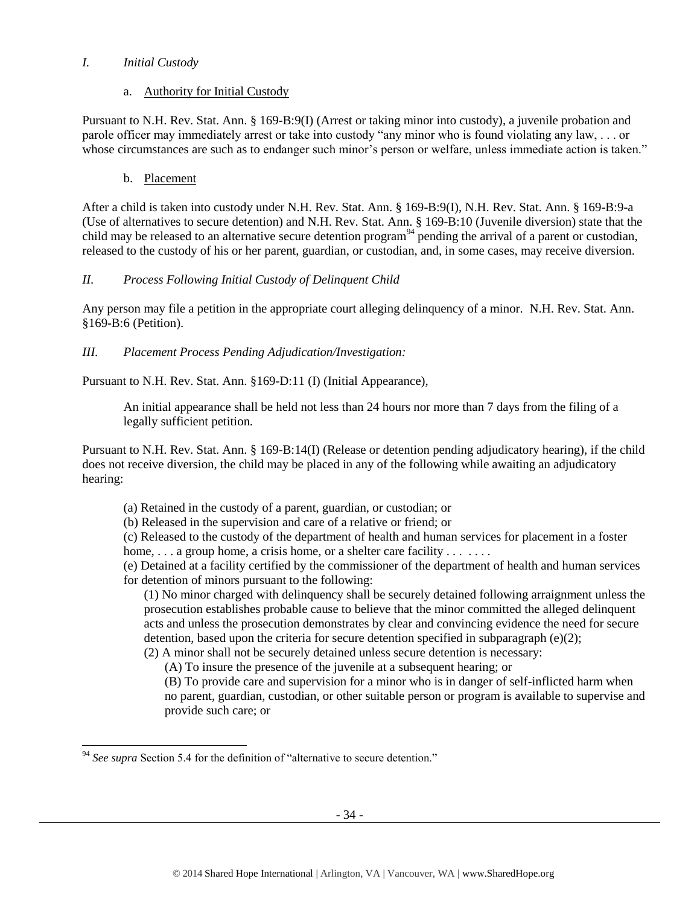## I. *Initial Custody*

### a. Authority for Initial Custody

Pursuant to N.H. Rev. Stat. Ann. § 169-B:9(I) (Arrest or taking minor into custody), a juvenile probation and parole officer may immediately arrest or take into custody "any minor who is found violating any law, . . . or whose circumstances are such as to endanger such minor's person or welfare, unless immediate action is taken."

### b. Placement

After a child is taken into custody under N.H. Rev. Stat. Ann. § 169-B:9(I), N.H. Rev. Stat. Ann. § 169-B:9-a (Use of alternatives to secure detention) and N.H. Rev. Stat. Ann. § 169-B:10 (Juvenile diversion) state that the child may be released to an alternative secure detention program[94] pending the arrival of a parent or custodian, released to the custody of his or her parent, guardian, or custodian, and, in some cases, may receive diversion.

## II. *Process Following Initial Custody of Delinquent Child*

Any person may file a petition in the appropriate court alleging delinquency of a minor. N.H. Rev. Stat. Ann. §169-B:6 (Petition).

## III. *Placement Process Pending Adjudication/Investigation:*

Pursuant to N.H. Rev. Stat. Ann. §169-D:11 (I) (Initial Appearance),

> An initial appearance shall be held not less than 24 hours nor more than 7 days from the filing of a legally sufficient petition.

Pursuant to N.H. Rev. Stat. Ann. § 169-B:14(I) (Release or detention pending adjudicatory hearing), if the child does not receive diversion, the child may be placed in any of the following while awaiting an adjudicatory hearing:

> (a) Retained in the custody of a parent, guardian, or custodian; or
> (b) Released in the supervision and care of a relative or friend; or
> (c) Released to the custody of the department of health and human services for placement in a foster home, . . . a group home, a crisis home, or a shelter care facility . . . . . . .
> (e) Detained at a facility certified by the commissioner of the department of health and human services for detention of minors pursuant to the following:
>
> (1) No minor charged with delinquency shall be securely detained following arraignment unless the prosecution establishes probable cause to believe that the minor committed the alleged delinquent acts and unless the prosecution demonstrates by clear and convincing evidence the need for secure detention, based upon the criteria for secure detention specified in subparagraph (e)(2);
> (2) A minor shall not be securely detained unless secure detention is necessary:
>
> (A) To insure the presence of the juvenile at a subsequent hearing; or
> (B) To provide care and supervision for a minor who is in danger of self-inflicted harm when no parent, guardian, custodian, or other suitable person or program is available to supervise and provide such care; or

---

[94] *See supra* Section 5.4 for the definition of "alternative to secure detention."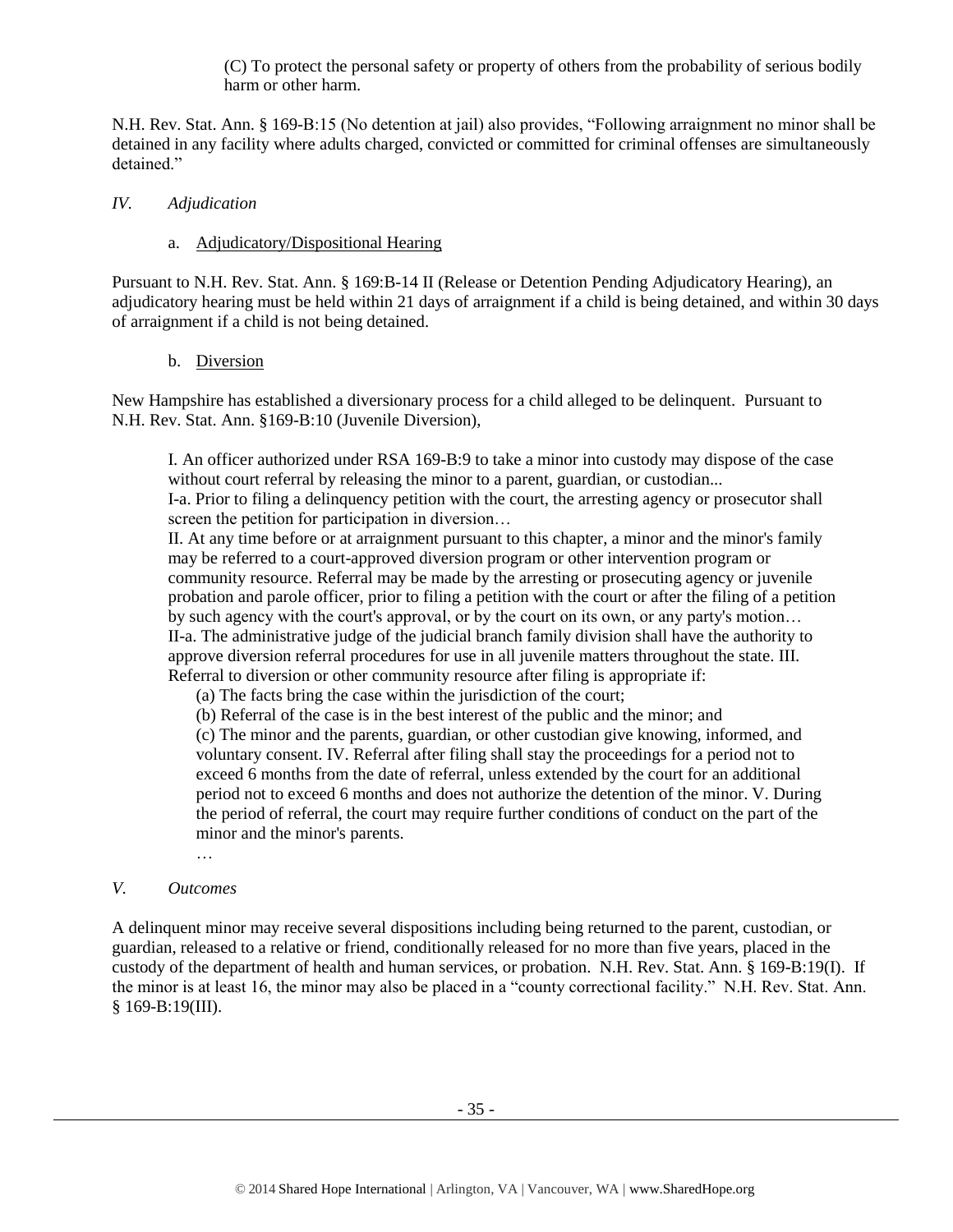(C) To protect the personal safety or property of others from the probability of serious bodily harm or other harm.

N.H. Rev. Stat. Ann. § 169-B:15 (No detention at jail) also provides, "Following arraignment no minor shall be detained in any facility where adults charged, convicted or committed for criminal offenses are simultaneously detained."

*IV. Adjudication*

a. Adjudicatory/Dispositional Hearing

Pursuant to N.H. Rev. Stat. Ann. § 169:B-14 II (Release or Detention Pending Adjudicatory Hearing), an adjudicatory hearing must be held within 21 days of arraignment if a child is being detained, and within 30 days of arraignment if a child is not being detained.

b. Diversion

New Hampshire has established a diversionary process for a child alleged to be delinquent. Pursuant to N.H. Rev. Stat. Ann. §169-B:10 (Juvenile Diversion),

> I. An officer authorized under RSA 169-B:9 to take a minor into custody may dispose of the case without court referral by releasing the minor to a parent, guardian, or custodian...
> I-a. Prior to filing a delinquency petition with the court, the arresting agency or prosecutor shall screen the petition for participation in diversion…
> II. At any time before or at arraignment pursuant to this chapter, a minor and the minor's family may be referred to a court-approved diversion program or other intervention program or community resource. Referral may be made by the arresting or prosecuting agency or juvenile probation and parole officer, prior to filing a petition with the court or after the filing of a petition by such agency with the court's approval, or by the court on its own, or any party's motion…
> II-a. The administrative judge of the judicial branch family division shall have the authority to approve diversion referral procedures for use in all juvenile matters throughout the state. III. Referral to diversion or other community resource after filing is appropriate if:
> (a) The facts bring the case within the jurisdiction of the court;
> (b) Referral of the case is in the best interest of the public and the minor; and
> (c) The minor and the parents, guardian, or other custodian give knowing, informed, and voluntary consent. IV. Referral after filing shall stay the proceedings for a period not to exceed 6 months from the date of referral, unless extended by the court for an additional period not to exceed 6 months and does not authorize the detention of the minor. V. During the period of referral, the court may require further conditions of conduct on the part of the minor and the minor's parents.
> …

*V. Outcomes*

A delinquent minor may receive several dispositions including being returned to the parent, custodian, or guardian, released to a relative or friend, conditionally released for no more than five years, placed in the custody of the department of health and human services, or probation. N.H. Rev. Stat. Ann. § 169-B:19(I). If the minor is at least 16, the minor may also be placed in a "county correctional facility." N.H. Rev. Stat. Ann. § 169-B:19(III).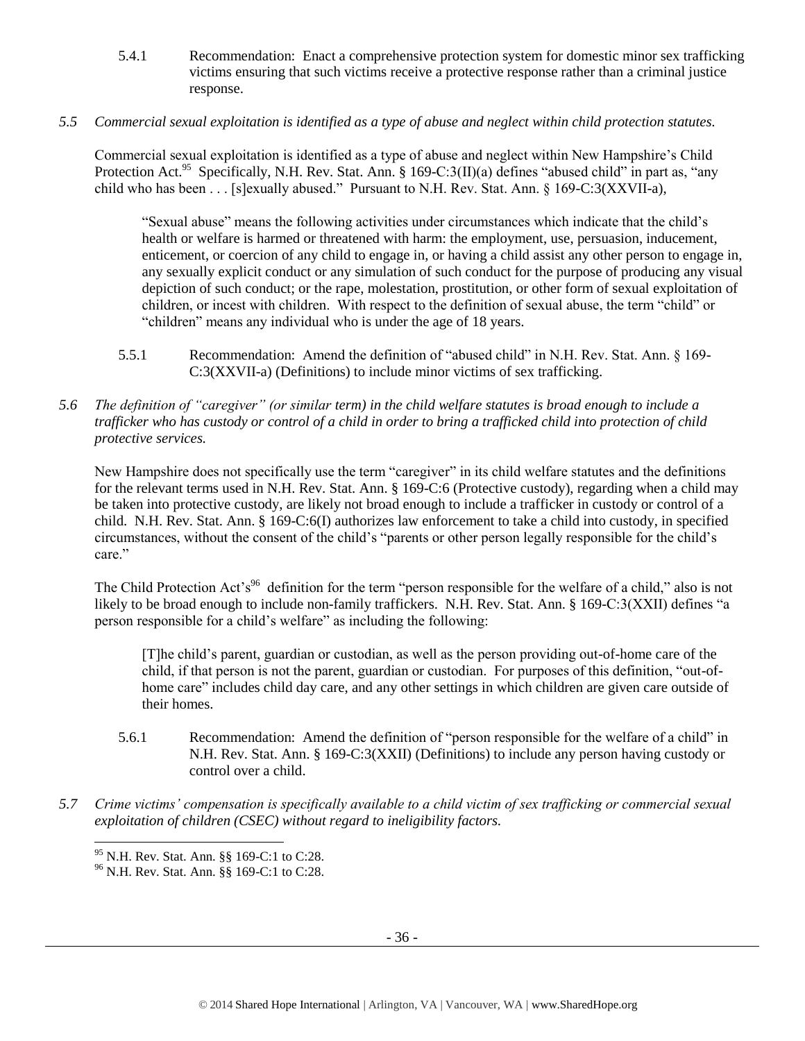5.4.1 Recommendation: Enact a comprehensive protection system for domestic minor sex trafficking victims ensuring that such victims receive a protective response rather than a criminal justice response.

*5.5 Commercial sexual exploitation is identified as a type of abuse and neglect within child protection statutes.*

Commercial sexual exploitation is identified as a type of abuse and neglect within New Hampshire's Child Protection Act.[95] Specifically, N.H. Rev. Stat. Ann. § 169-C:3(II)(a) defines "abused child" in part as, "any child who has been . . . [s]exually abused." Pursuant to N.H. Rev. Stat. Ann. § 169-C:3(XXVII-a),

> "Sexual abuse" means the following activities under circumstances which indicate that the child's health or welfare is harmed or threatened with harm: the employment, use, persuasion, inducement, enticement, or coercion of any child to engage in, or having a child assist any other person to engage in, any sexually explicit conduct or any simulation of such conduct for the purpose of producing any visual depiction of such conduct; or the rape, molestation, prostitution, or other form of sexual exploitation of children, or incest with children. With respect to the definition of sexual abuse, the term "child" or "children" means any individual who is under the age of 18 years.

5.5.1 Recommendation: Amend the definition of "abused child" in N.H. Rev. Stat. Ann. § 169-C:3(XXVII-a) (Definitions) to include minor victims of sex trafficking.

*5.6 The definition of "caregiver" (or similar term) in the child welfare statutes is broad enough to include a trafficker who has custody or control of a child in order to bring a trafficked child into protection of child protective services.*

New Hampshire does not specifically use the term "caregiver" in its child welfare statutes and the definitions for the relevant terms used in N.H. Rev. Stat. Ann. § 169-C:6 (Protective custody), regarding when a child may be taken into protective custody, are likely not broad enough to include a trafficker in custody or control of a child. N.H. Rev. Stat. Ann. § 169-C:6(I) authorizes law enforcement to take a child into custody, in specified circumstances, without the consent of the child's "parents or other person legally responsible for the child's care."

The Child Protection Act's[96] definition for the term "person responsible for the welfare of a child," also is not likely to be broad enough to include non-family traffickers. N.H. Rev. Stat. Ann. § 169-C:3(XXII) defines "a person responsible for a child's welfare" as including the following:

> [T]he child's parent, guardian or custodian, as well as the person providing out-of-home care of the child, if that person is not the parent, guardian or custodian. For purposes of this definition, "out-of-home care" includes child day care, and any other settings in which children are given care outside of their homes.

5.6.1 Recommendation: Amend the definition of "person responsible for the welfare of a child" in N.H. Rev. Stat. Ann. § 169-C:3(XXII) (Definitions) to include any person having custody or control over a child.

*5.7 Crime victims' compensation is specifically available to a child victim of sex trafficking or commercial sexual exploitation of children (CSEC) without regard to ineligibility factors.*

---

[95] N.H. Rev. Stat. Ann. §§ 169-C:1 to C:28.

[96] N.H. Rev. Stat. Ann. §§ 169-C:1 to C:28.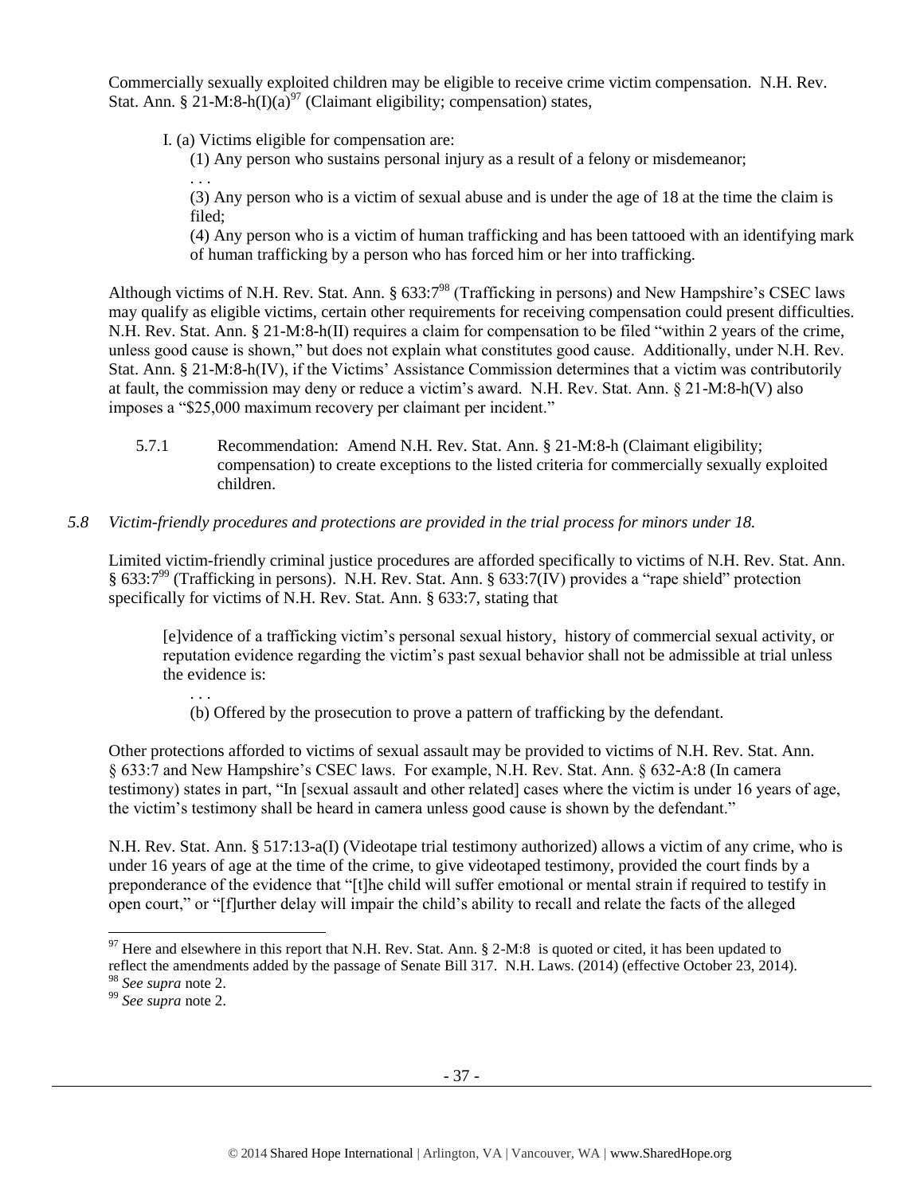Commercially sexually exploited children may be eligible to receive crime victim compensation. N.H. Rev. Stat. Ann. § 21-M:8-h(I)(a)[97] (Claimant eligibility; compensation) states,

> I. (a) Victims eligible for compensation are:
>
> (1) Any person who sustains personal injury as a result of a felony or misdemeanor;
>
> . . .
>
> (3) Any person who is a victim of sexual abuse and is under the age of 18 at the time the claim is filed;
>
> (4) Any person who is a victim of human trafficking and has been tattooed with an identifying mark of human trafficking by a person who has forced him or her into trafficking.

Although victims of N.H. Rev. Stat. Ann. § 633:7[98] (Trafficking in persons) and New Hampshire's CSEC laws may qualify as eligible victims, certain other requirements for receiving compensation could present difficulties. N.H. Rev. Stat. Ann. § 21-M:8-h(II) requires a claim for compensation to be filed "within 2 years of the crime, unless good cause is shown," but does not explain what constitutes good cause. Additionally, under N.H. Rev. Stat. Ann. § 21-M:8-h(IV), if the Victims' Assistance Commission determines that a victim was contributorily at fault, the commission may deny or reduce a victim's award. N.H. Rev. Stat. Ann. § 21-M:8-h(V) also imposes a "$25,000 maximum recovery per claimant per incident."

5.7.1 Recommendation: Amend N.H. Rev. Stat. Ann. § 21-M:8-h (Claimant eligibility; compensation) to create exceptions to the listed criteria for commercially sexually exploited children.

### *5.8 Victim-friendly procedures and protections are provided in the trial process for minors under 18.*

Limited victim-friendly criminal justice procedures are afforded specifically to victims of N.H. Rev. Stat. Ann. § 633:7[99] (Trafficking in persons). N.H. Rev. Stat. Ann. § 633:7(IV) provides a "rape shield" protection specifically for victims of N.H. Rev. Stat. Ann. § 633:7, stating that

> [e]vidence of a trafficking victim's personal sexual history, history of commercial sexual activity, or reputation evidence regarding the victim's past sexual behavior shall not be admissible at trial unless the evidence is:
>
> . . .
>
> (b) Offered by the prosecution to prove a pattern of trafficking by the defendant.

Other protections afforded to victims of sexual assault may be provided to victims of N.H. Rev. Stat. Ann. § 633:7 and New Hampshire's CSEC laws. For example, N.H. Rev. Stat. Ann. § 632-A:8 (In camera testimony) states in part, "In [sexual assault and other related] cases where the victim is under 16 years of age, the victim's testimony shall be heard in camera unless good cause is shown by the defendant."

N.H. Rev. Stat. Ann. § 517:13-a(I) (Videotape trial testimony authorized) allows a victim of any crime, who is under 16 years of age at the time of the crime, to give videotaped testimony, provided the court finds by a preponderance of the evidence that "[t]he child will suffer emotional or mental strain if required to testify in open court," or "[f]urther delay will impair the child's ability to recall and relate the facts of the alleged

---

[97] Here and elsewhere in this report that N.H. Rev. Stat. Ann. § 2-M:8 is quoted or cited, it has been updated to reflect the amendments added by the passage of Senate Bill 317. N.H. Laws. (2014) (effective October 23, 2014).

[98] *See supra* note 2.

[99] *See supra* note 2.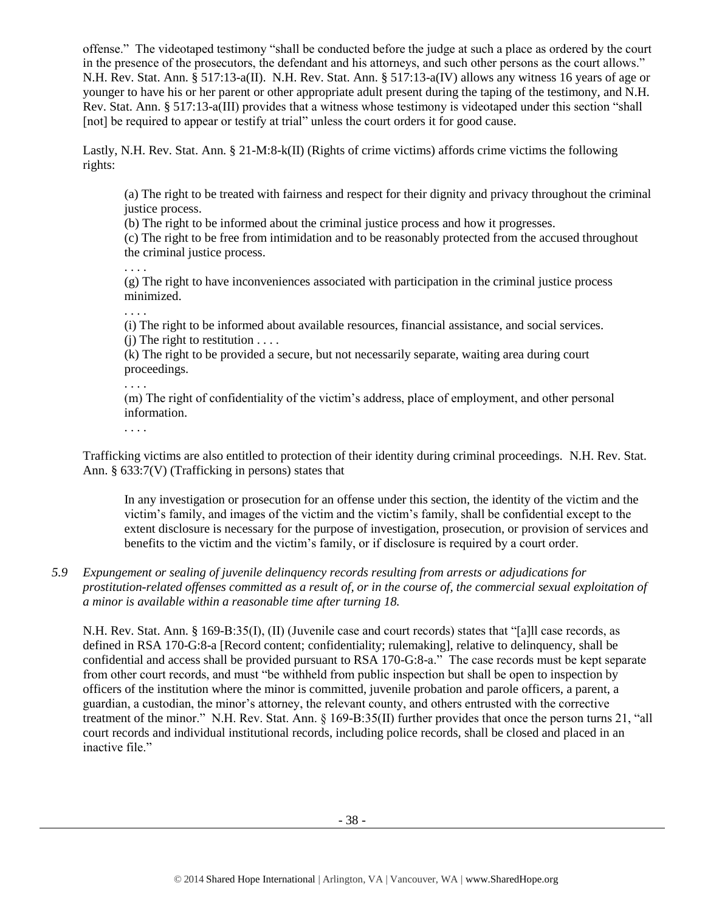offense." The videotaped testimony "shall be conducted before the judge at such a place as ordered by the court in the presence of the prosecutors, the defendant and his attorneys, and such other persons as the court allows." N.H. Rev. Stat. Ann. § 517:13-a(II). N.H. Rev. Stat. Ann. § 517:13-a(IV) allows any witness 16 years of age or younger to have his or her parent or other appropriate adult present during the taping of the testimony, and N.H. Rev. Stat. Ann. § 517:13-a(III) provides that a witness whose testimony is videotaped under this section "shall [not] be required to appear or testify at trial" unless the court orders it for good cause.

Lastly, N.H. Rev. Stat. Ann. § 21-M:8-k(II) (Rights of crime victims) affords crime victims the following rights:

> (a) The right to be treated with fairness and respect for their dignity and privacy throughout the criminal justice process.
> (b) The right to be informed about the criminal justice process and how it progresses.
> (c) The right to be free from intimidation and to be reasonably protected from the accused throughout the criminal justice process.
> . . . .
> (g) The right to have inconveniences associated with participation in the criminal justice process minimized.
> . . . .
> (i) The right to be informed about available resources, financial assistance, and social services.
> (j) The right to restitution . . . .
> (k) The right to be provided a secure, but not necessarily separate, waiting area during court proceedings.
> . . . .
> (m) The right of confidentiality of the victim's address, place of employment, and other personal information.
> . . . .

Trafficking victims are also entitled to protection of their identity during criminal proceedings. N.H. Rev. Stat. Ann. § 633:7(V) (Trafficking in persons) states that

> In any investigation or prosecution for an offense under this section, the identity of the victim and the victim's family, and images of the victim and the victim's family, shall be confidential except to the extent disclosure is necessary for the purpose of investigation, prosecution, or provision of services and benefits to the victim and the victim's family, or if disclosure is required by a court order.

*5.9 Expungement or sealing of juvenile delinquency records resulting from arrests or adjudications for prostitution-related offenses committed as a result of, or in the course of, the commercial sexual exploitation of a minor is available within a reasonable time after turning 18.*

N.H. Rev. Stat. Ann. § 169-B:35(I), (II) (Juvenile case and court records) states that "[a]ll case records, as defined in RSA 170-G:8-a [Record content; confidentiality; rulemaking], relative to delinquency, shall be confidential and access shall be provided pursuant to RSA 170-G:8-a." The case records must be kept separate from other court records, and must "be withheld from public inspection but shall be open to inspection by officers of the institution where the minor is committed, juvenile probation and parole officers, a parent, a guardian, a custodian, the minor's attorney, the relevant county, and others entrusted with the corrective treatment of the minor." N.H. Rev. Stat. Ann. § 169-B:35(II) further provides that once the person turns 21, "all court records and individual institutional records, including police records, shall be closed and placed in an inactive file."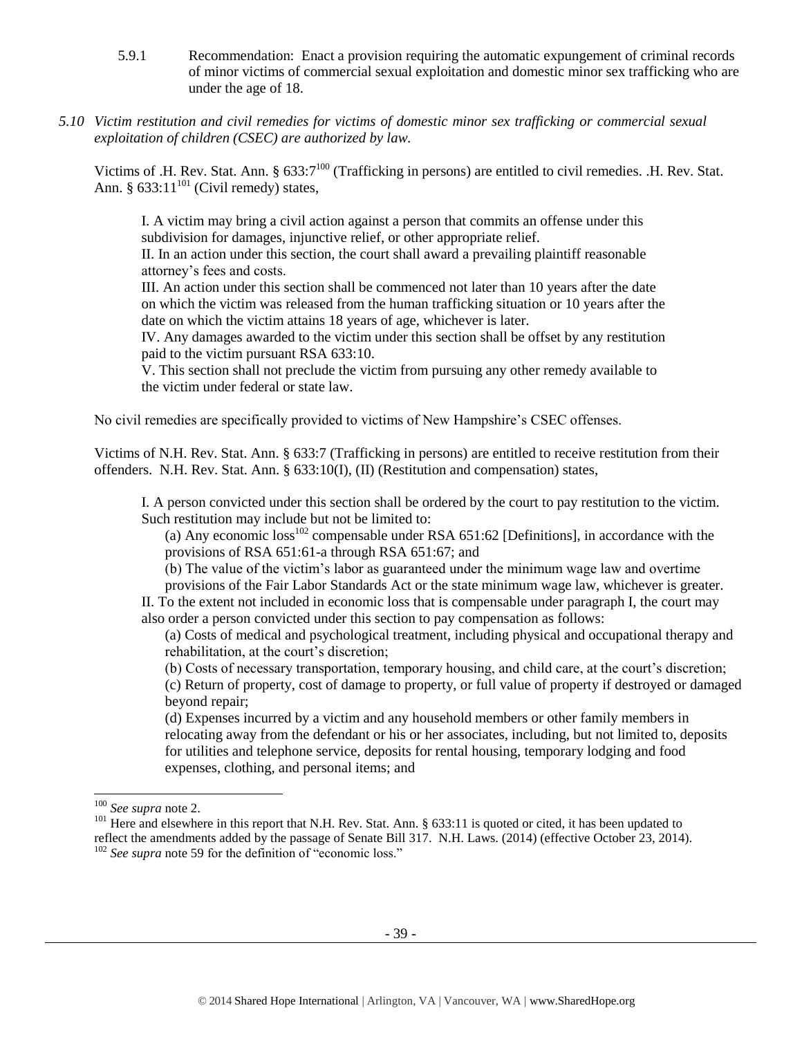5.9.1 Recommendation: Enact a provision requiring the automatic expungement of criminal records of minor victims of commercial sexual exploitation and domestic minor sex trafficking who are under the age of 18.

*5.10 Victim restitution and civil remedies for victims of domestic minor sex trafficking or commercial sexual exploitation of children (CSEC) are authorized by law.*

Victims of .H. Rev. Stat. Ann. § 633:7[100] (Trafficking in persons) are entitled to civil remedies. .H. Rev. Stat. Ann. § 633:11[101] (Civil remedy) states,

> I. A victim may bring a civil action against a person that commits an offense under this subdivision for damages, injunctive relief, or other appropriate relief.
> II. In an action under this section, the court shall award a prevailing plaintiff reasonable attorney's fees and costs.
> III. An action under this section shall be commenced not later than 10 years after the date on which the victim was released from the human trafficking situation or 10 years after the date on which the victim attains 18 years of age, whichever is later.
> IV. Any damages awarded to the victim under this section shall be offset by any restitution paid to the victim pursuant RSA 633:10.
> V. This section shall not preclude the victim from pursuing any other remedy available to the victim under federal or state law.

No civil remedies are specifically provided to victims of New Hampshire's CSEC offenses.

Victims of N.H. Rev. Stat. Ann. § 633:7 (Trafficking in persons) are entitled to receive restitution from their offenders. N.H. Rev. Stat. Ann. § 633:10(I), (II) (Restitution and compensation) states,

> I. A person convicted under this section shall be ordered by the court to pay restitution to the victim. Such restitution may include but not be limited to:
> (a) Any economic loss[102] compensable under RSA 651:62 [Definitions], in accordance with the provisions of RSA 651:61-a through RSA 651:67; and
> (b) The value of the victim's labor as guaranteed under the minimum wage law and overtime provisions of the Fair Labor Standards Act or the state minimum wage law, whichever is greater.
> II. To the extent not included in economic loss that is compensable under paragraph I, the court may also order a person convicted under this section to pay compensation as follows:
> (a) Costs of medical and psychological treatment, including physical and occupational therapy and rehabilitation, at the court's discretion;
> (b) Costs of necessary transportation, temporary housing, and child care, at the court's discretion;
> (c) Return of property, cost of damage to property, or full value of property if destroyed or damaged beyond repair;
> (d) Expenses incurred by a victim and any household members or other family members in relocating away from the defendant or his or her associates, including, but not limited to, deposits for utilities and telephone service, deposits for rental housing, temporary lodging and food expenses, clothing, and personal items; and

---

[100] *See supra* note 2.

[101] Here and elsewhere in this report that N.H. Rev. Stat. Ann. § 633:11 is quoted or cited, it has been updated to reflect the amendments added by the passage of Senate Bill 317. N.H. Laws. (2014) (effective October 23, 2014).

[102] *See supra* note 59 for the definition of "economic loss."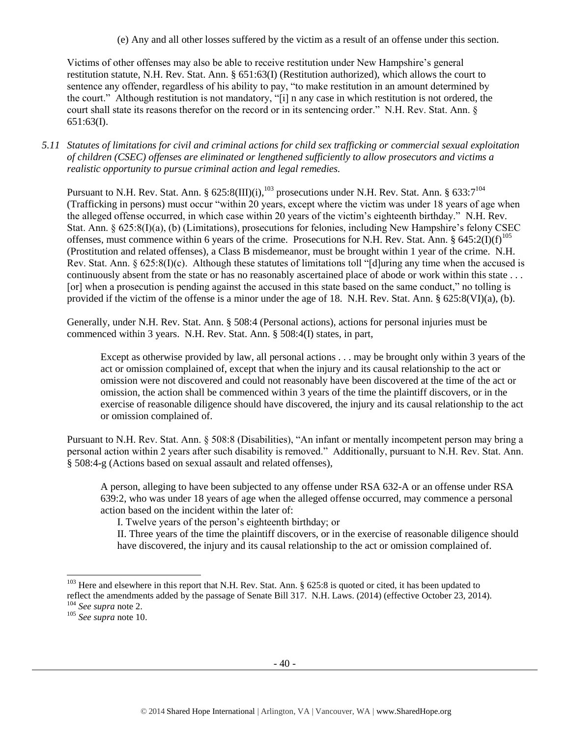(e) Any and all other losses suffered by the victim as a result of an offense under this section.

Victims of other offenses may also be able to receive restitution under New Hampshire's general restitution statute, N.H. Rev. Stat. Ann. § 651:63(I) (Restitution authorized), which allows the court to sentence any offender, regardless of his ability to pay, "to make restitution in an amount determined by the court." Although restitution is not mandatory, "[i] n any case in which restitution is not ordered, the court shall state its reasons therefor on the record or in its sentencing order." N.H. Rev. Stat. Ann. § 651:63(I).

*5.11 Statutes of limitations for civil and criminal actions for child sex trafficking or commercial sexual exploitation of children (CSEC) offenses are eliminated or lengthened sufficiently to allow prosecutors and victims a realistic opportunity to pursue criminal action and legal remedies.*

Pursuant to N.H. Rev. Stat. Ann. § 625:8(III)(i),[103] prosecutions under N.H. Rev. Stat. Ann. § 633:7[104] (Trafficking in persons) must occur "within 20 years, except where the victim was under 18 years of age when the alleged offense occurred, in which case within 20 years of the victim's eighteenth birthday." N.H. Rev. Stat. Ann. § 625:8(I)(a), (b) (Limitations), prosecutions for felonies, including New Hampshire's felony CSEC offenses, must commence within 6 years of the crime. Prosecutions for N.H. Rev. Stat. Ann. § 645:2(I)(f)[105] (Prostitution and related offenses), a Class B misdemeanor, must be brought within 1 year of the crime. N.H. Rev. Stat. Ann. § 625:8(I)(c). Although these statutes of limitations toll "[d]uring any time when the accused is continuously absent from the state or has no reasonably ascertained place of abode or work within this state . . . [or] when a prosecution is pending against the accused in this state based on the same conduct," no tolling is provided if the victim of the offense is a minor under the age of 18. N.H. Rev. Stat. Ann. § 625:8(VI)(a), (b).

Generally, under N.H. Rev. Stat. Ann. § 508:4 (Personal actions), actions for personal injuries must be commenced within 3 years. N.H. Rev. Stat. Ann. § 508:4(I) states, in part,

> Except as otherwise provided by law, all personal actions . . . may be brought only within 3 years of the act or omission complained of, except that when the injury and its causal relationship to the act or omission were not discovered and could not reasonably have been discovered at the time of the act or omission, the action shall be commenced within 3 years of the time the plaintiff discovers, or in the exercise of reasonable diligence should have discovered, the injury and its causal relationship to the act or omission complained of.

Pursuant to N.H. Rev. Stat. Ann. § 508:8 (Disabilities), "An infant or mentally incompetent person may bring a personal action within 2 years after such disability is removed." Additionally, pursuant to N.H. Rev. Stat. Ann. § 508:4-g (Actions based on sexual assault and related offenses),

> A person, alleging to have been subjected to any offense under RSA 632-A or an offense under RSA 639:2, who was under 18 years of age when the alleged offense occurred, may commence a personal action based on the incident within the later of:
>
> I. Twelve years of the person's eighteenth birthday; or
>
> II. Three years of the time the plaintiff discovers, or in the exercise of reasonable diligence should have discovered, the injury and its causal relationship to the act or omission complained of.

---

[103] Here and elsewhere in this report that N.H. Rev. Stat. Ann. § 625:8 is quoted or cited, it has been updated to reflect the amendments added by the passage of Senate Bill 317. N.H. Laws. (2014) (effective October 23, 2014).

[104] *See supra* note 2.

[105] *See supra* note 10.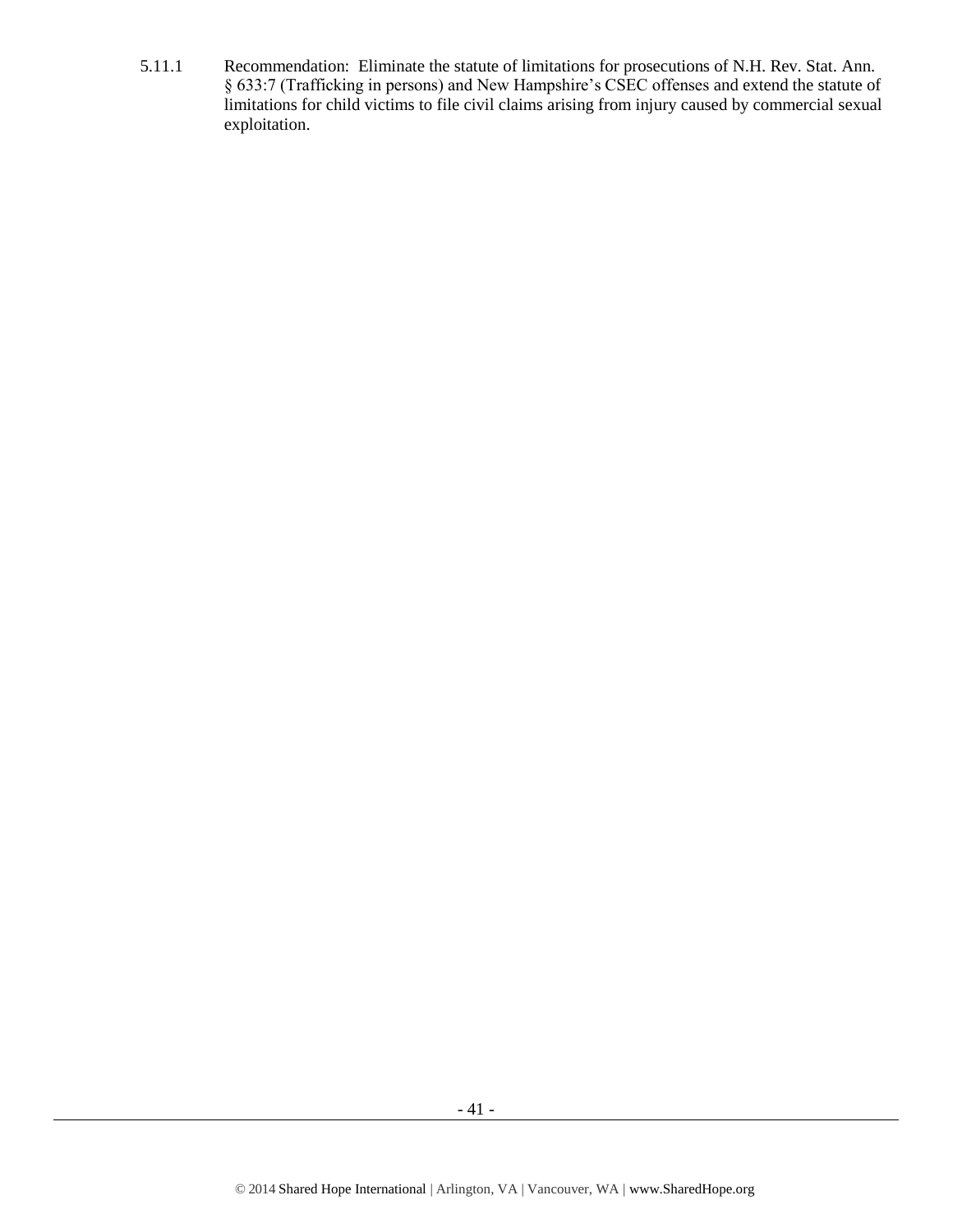5.11.1 Recommendation: Eliminate the statute of limitations for prosecutions of N.H. Rev. Stat. Ann. § 633:7 (Trafficking in persons) and New Hampshire's CSEC offenses and extend the statute of limitations for child victims to file civil claims arising from injury caused by commercial sexual exploitation.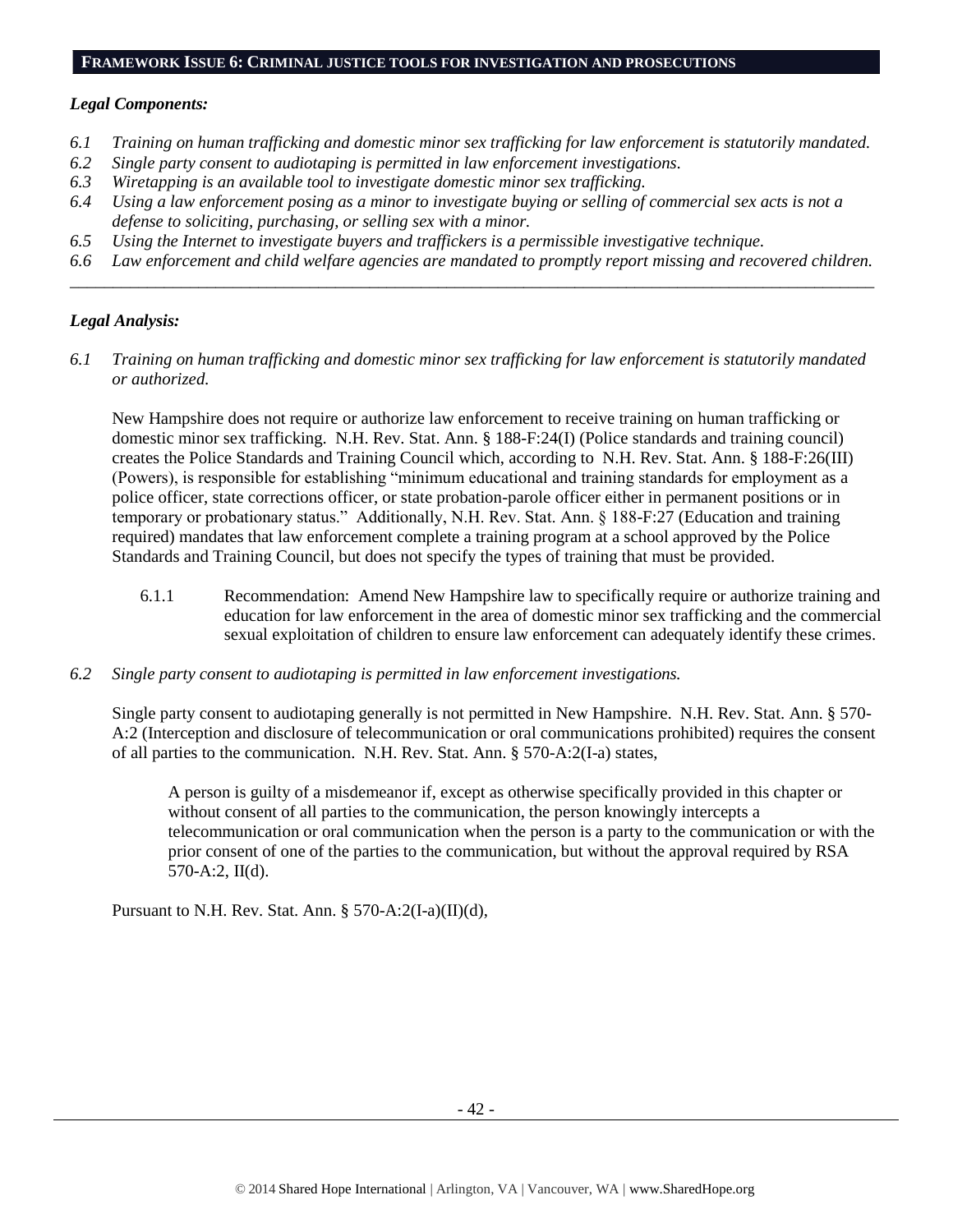## FRAMEWORK ISSUE 6: CRIMINAL JUSTICE TOOLS FOR INVESTIGATION AND PROSECUTIONS

### *Legal Components:*

*6.1 Training on human trafficking and domestic minor sex trafficking for law enforcement is statutorily mandated.*
*6.2 Single party consent to audiotaping is permitted in law enforcement investigations.*
*6.3 Wiretapping is an available tool to investigate domestic minor sex trafficking.*
*6.4 Using a law enforcement posing as a minor to investigate buying or selling of commercial sex acts is not a defense to soliciting, purchasing, or selling sex with a minor.*
*6.5 Using the Internet to investigate buyers and traffickers is a permissible investigative technique.*
*6.6 Law enforcement and child welfare agencies are mandated to promptly report missing and recovered children.*

---

### *Legal Analysis:*

*6.1 Training on human trafficking and domestic minor sex trafficking for law enforcement is statutorily mandated or authorized.*

New Hampshire does not require or authorize law enforcement to receive training on human trafficking or domestic minor sex trafficking. N.H. Rev. Stat. Ann. § 188-F:24(I) (Police standards and training council) creates the Police Standards and Training Council which, according to N.H. Rev. Stat. Ann. § 188-F:26(III) (Powers), is responsible for establishing "minimum educational and training standards for employment as a police officer, state corrections officer, or state probation-parole officer either in permanent positions or in temporary or probationary status." Additionally, N.H. Rev. Stat. Ann. § 188-F:27 (Education and training required) mandates that law enforcement complete a training program at a school approved by the Police Standards and Training Council, but does not specify the types of training that must be provided.

6.1.1 Recommendation: Amend New Hampshire law to specifically require or authorize training and education for law enforcement in the area of domestic minor sex trafficking and the commercial sexual exploitation of children to ensure law enforcement can adequately identify these crimes.

*6.2 Single party consent to audiotaping is permitted in law enforcement investigations.*

Single party consent to audiotaping generally is not permitted in New Hampshire. N.H. Rev. Stat. Ann. § 570-A:2 (Interception and disclosure of telecommunication or oral communications prohibited) requires the consent of all parties to the communication. N.H. Rev. Stat. Ann. § 570-A:2(I-a) states,

> A person is guilty of a misdemeanor if, except as otherwise specifically provided in this chapter or without consent of all parties to the communication, the person knowingly intercepts a telecommunication or oral communication when the person is a party to the communication or with the prior consent of one of the parties to the communication, but without the approval required by RSA 570-A:2, II(d).

Pursuant to N.H. Rev. Stat. Ann. § 570-A:2(I-a)(II)(d),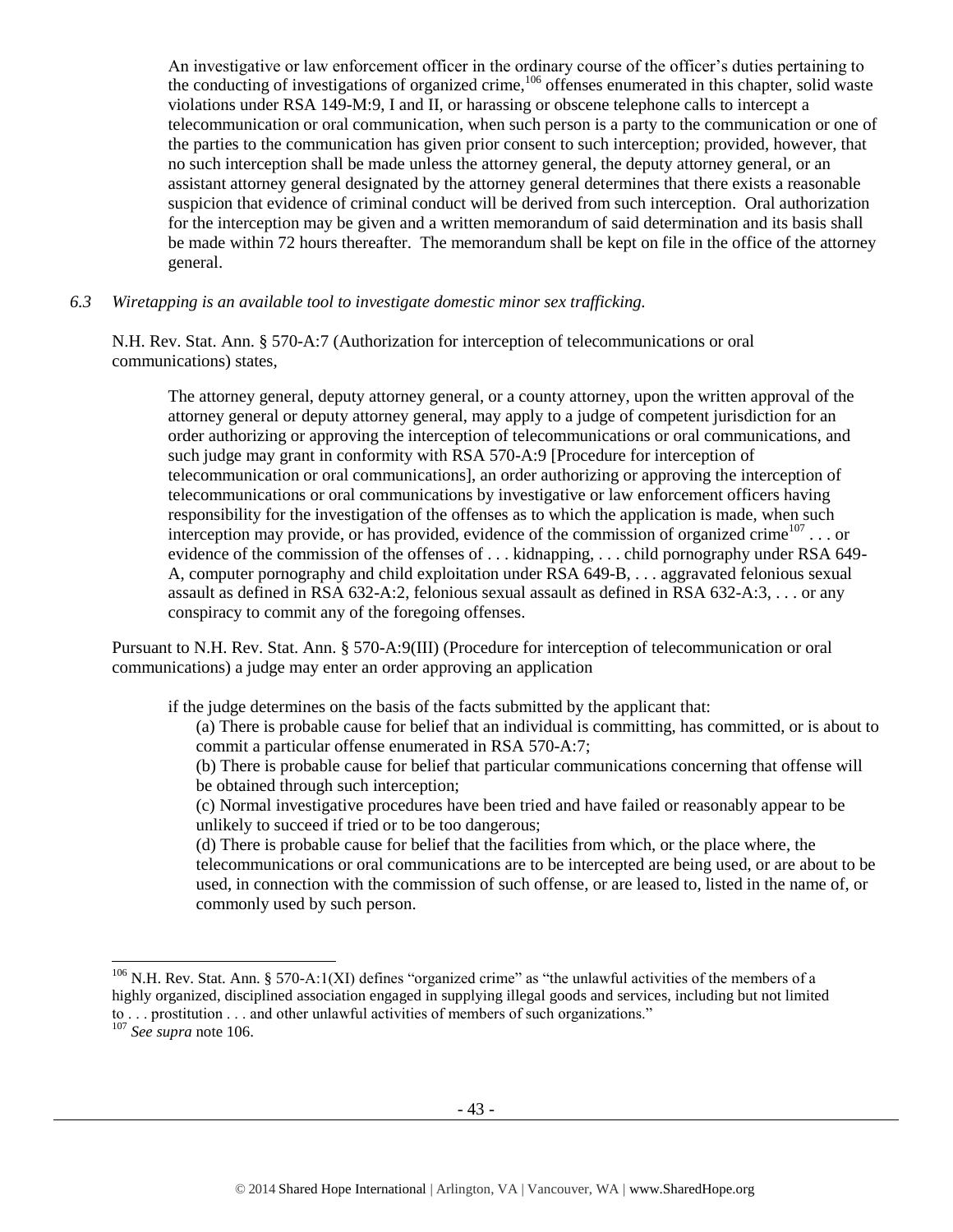> An investigative or law enforcement officer in the ordinary course of the officer's duties pertaining to the conducting of investigations of organized crime,[106] offenses enumerated in this chapter, solid waste violations under RSA 149-M:9, I and II, or harassing or obscene telephone calls to intercept a telecommunication or oral communication, when such person is a party to the communication or one of the parties to the communication has given prior consent to such interception; provided, however, that no such interception shall be made unless the attorney general, the deputy attorney general, or an assistant attorney general designated by the attorney general determines that there exists a reasonable suspicion that evidence of criminal conduct will be derived from such interception. Oral authorization for the interception may be given and a written memorandum of said determination and its basis shall be made within 72 hours thereafter. The memorandum shall be kept on file in the office of the attorney general.

*6.3 Wiretapping is an available tool to investigate domestic minor sex trafficking.*

N.H. Rev. Stat. Ann. § 570-A:7 (Authorization for interception of telecommunications or oral communications) states,

> The attorney general, deputy attorney general, or a county attorney, upon the written approval of the attorney general or deputy attorney general, may apply to a judge of competent jurisdiction for an order authorizing or approving the interception of telecommunications or oral communications, and such judge may grant in conformity with RSA 570-A:9 [Procedure for interception of telecommunication or oral communications], an order authorizing or approving the interception of telecommunications or oral communications by investigative or law enforcement officers having responsibility for the investigation of the offenses as to which the application is made, when such interception may provide, or has provided, evidence of the commission of organized crime[107] . . . or evidence of the commission of the offenses of . . . kidnapping, . . . child pornography under RSA 649-A, computer pornography and child exploitation under RSA 649-B, . . . aggravated felonious sexual assault as defined in RSA 632-A:2, felonious sexual assault as defined in RSA 632-A:3, . . . or any conspiracy to commit any of the foregoing offenses.

Pursuant to N.H. Rev. Stat. Ann. § 570-A:9(III) (Procedure for interception of telecommunication or oral communications) a judge may enter an order approving an application

> if the judge determines on the basis of the facts submitted by the applicant that:
>
> (a) There is probable cause for belief that an individual is committing, has committed, or is about to commit a particular offense enumerated in RSA 570-A:7;
>
> (b) There is probable cause for belief that particular communications concerning that offense will be obtained through such interception;
>
> (c) Normal investigative procedures have been tried and have failed or reasonably appear to be unlikely to succeed if tried or to be too dangerous;
>
> (d) There is probable cause for belief that the facilities from which, or the place where, the telecommunications or oral communications are to be intercepted are being used, or are about to be used, in connection with the commission of such offense, or are leased to, listed in the name of, or commonly used by such person.

---

[106] N.H. Rev. Stat. Ann. § 570-A:1(XI) defines "organized crime" as "the unlawful activities of the members of a highly organized, disciplined association engaged in supplying illegal goods and services, including but not limited to . . . prostitution . . . and other unlawful activities of members of such organizations."

[107] *See supra* note 106.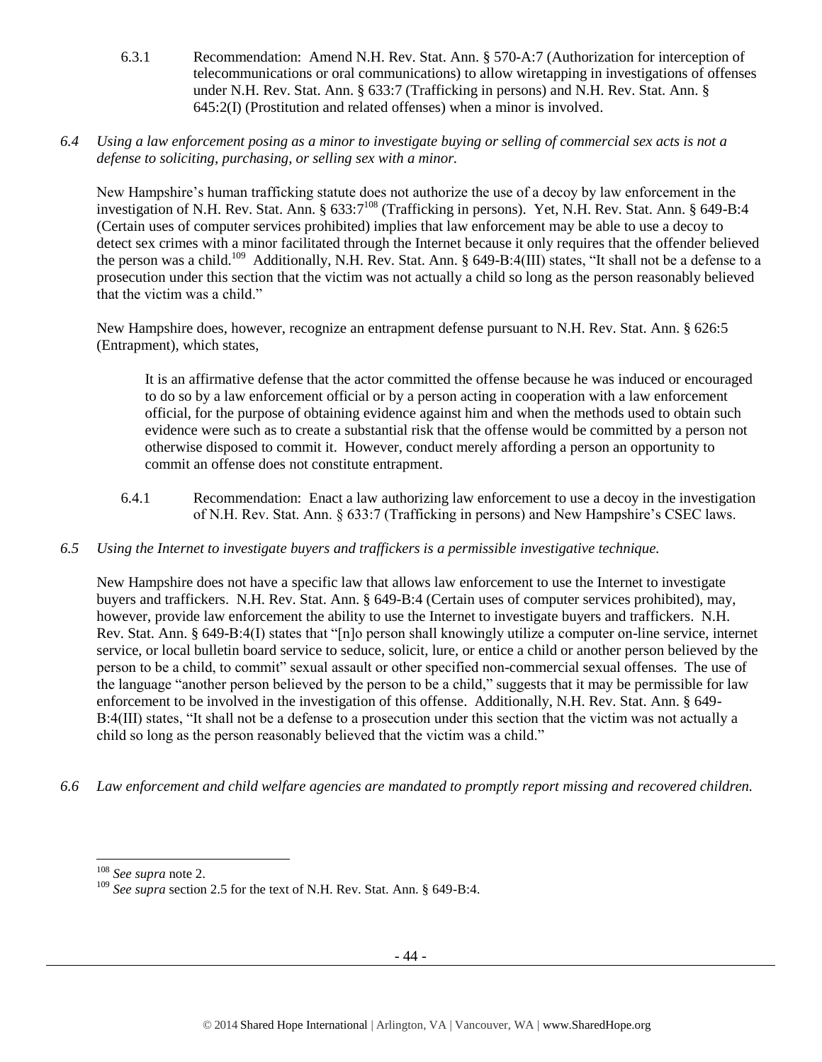6.3.1 Recommendation: Amend N.H. Rev. Stat. Ann. § 570-A:7 (Authorization for interception of telecommunications or oral communications) to allow wiretapping in investigations of offenses under N.H. Rev. Stat. Ann. § 633:7 (Trafficking in persons) and N.H. Rev. Stat. Ann. § 645:2(I) (Prostitution and related offenses) when a minor is involved.

*6.4 Using a law enforcement posing as a minor to investigate buying or selling of commercial sex acts is not a defense to soliciting, purchasing, or selling sex with a minor.*

New Hampshire's human trafficking statute does not authorize the use of a decoy by law enforcement in the investigation of N.H. Rev. Stat. Ann. § 633:7[108] (Trafficking in persons). Yet, N.H. Rev. Stat. Ann. § 649-B:4 (Certain uses of computer services prohibited) implies that law enforcement may be able to use a decoy to detect sex crimes with a minor facilitated through the Internet because it only requires that the offender believed the person was a child.[109] Additionally, N.H. Rev. Stat. Ann. § 649-B:4(III) states, "It shall not be a defense to a prosecution under this section that the victim was not actually a child so long as the person reasonably believed that the victim was a child."

New Hampshire does, however, recognize an entrapment defense pursuant to N.H. Rev. Stat. Ann. § 626:5 (Entrapment), which states,

> It is an affirmative defense that the actor committed the offense because he was induced or encouraged to do so by a law enforcement official or by a person acting in cooperation with a law enforcement official, for the purpose of obtaining evidence against him and when the methods used to obtain such evidence were such as to create a substantial risk that the offense would be committed by a person not otherwise disposed to commit it. However, conduct merely affording a person an opportunity to commit an offense does not constitute entrapment.

6.4.1 Recommendation: Enact a law authorizing law enforcement to use a decoy in the investigation of N.H. Rev. Stat. Ann. § 633:7 (Trafficking in persons) and New Hampshire's CSEC laws.

*6.5 Using the Internet to investigate buyers and traffickers is a permissible investigative technique.*

New Hampshire does not have a specific law that allows law enforcement to use the Internet to investigate buyers and traffickers. N.H. Rev. Stat. Ann. § 649-B:4 (Certain uses of computer services prohibited), may, however, provide law enforcement the ability to use the Internet to investigate buyers and traffickers. N.H. Rev. Stat. Ann. § 649-B:4(I) states that "[n]o person shall knowingly utilize a computer on-line service, internet service, or local bulletin board service to seduce, solicit, lure, or entice a child or another person believed by the person to be a child, to commit" sexual assault or other specified non-commercial sexual offenses. The use of the language "another person believed by the person to be a child," suggests that it may be permissible for law enforcement to be involved in the investigation of this offense. Additionally, N.H. Rev. Stat. Ann. § 649-B:4(III) states, "It shall not be a defense to a prosecution under this section that the victim was not actually a child so long as the person reasonably believed that the victim was a child."

*6.6 Law enforcement and child welfare agencies are mandated to promptly report missing and recovered children.*

---

[108] *See supra* note 2.

[109] *See supra* section 2.5 for the text of N.H. Rev. Stat. Ann. § 649-B:4.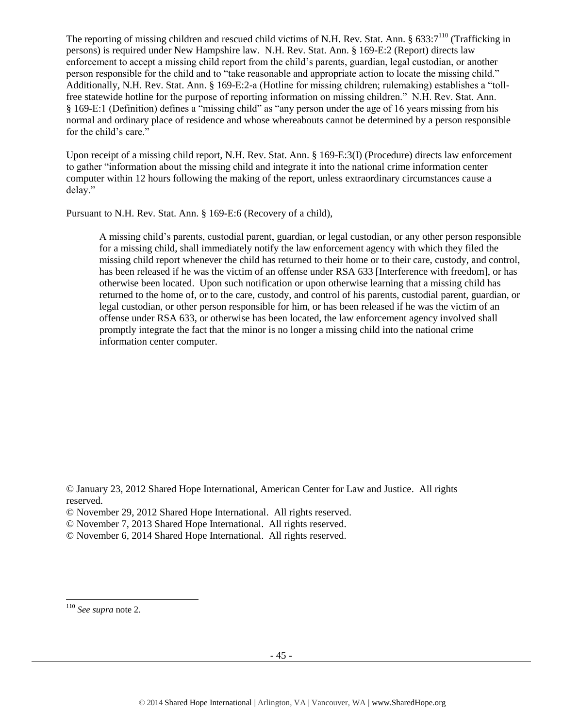The reporting of missing children and rescued child victims of N.H. Rev. Stat. Ann. § 633:7[110] (Trafficking in persons) is required under New Hampshire law. N.H. Rev. Stat. Ann. § 169-E:2 (Report) directs law enforcement to accept a missing child report from the child's parents, guardian, legal custodian, or another person responsible for the child and to "take reasonable and appropriate action to locate the missing child." Additionally, N.H. Rev. Stat. Ann. § 169-E:2-a (Hotline for missing children; rulemaking) establishes a "toll-free statewide hotline for the purpose of reporting information on missing children." N.H. Rev. Stat. Ann. § 169-E:1 (Definition) defines a "missing child" as "any person under the age of 16 years missing from his normal and ordinary place of residence and whose whereabouts cannot be determined by a person responsible for the child's care."

Upon receipt of a missing child report, N.H. Rev. Stat. Ann. § 169-E:3(I) (Procedure) directs law enforcement to gather "information about the missing child and integrate it into the national crime information center computer within 12 hours following the making of the report, unless extraordinary circumstances cause a delay."

Pursuant to N.H. Rev. Stat. Ann. § 169-E:6 (Recovery of a child),

> A missing child's parents, custodial parent, guardian, or legal custodian, or any other person responsible for a missing child, shall immediately notify the law enforcement agency with which they filed the missing child report whenever the child has returned to their home or to their care, custody, and control, has been released if he was the victim of an offense under RSA 633 [Interference with freedom], or has otherwise been located. Upon such notification or upon otherwise learning that a missing child has returned to the home of, or to the care, custody, and control of his parents, custodial parent, guardian, or legal custodian, or other person responsible for him, or has been released if he was the victim of an offense under RSA 633, or otherwise has been located, the law enforcement agency involved shall promptly integrate the fact that the minor is no longer a missing child into the national crime information center computer.

© January 23, 2012 Shared Hope International, American Center for Law and Justice. All rights reserved.

© November 29, 2012 Shared Hope International. All rights reserved.

© November 7, 2013 Shared Hope International. All rights reserved.

© November 6, 2014 Shared Hope International. All rights reserved.

---

[110] *See supra* note 2.